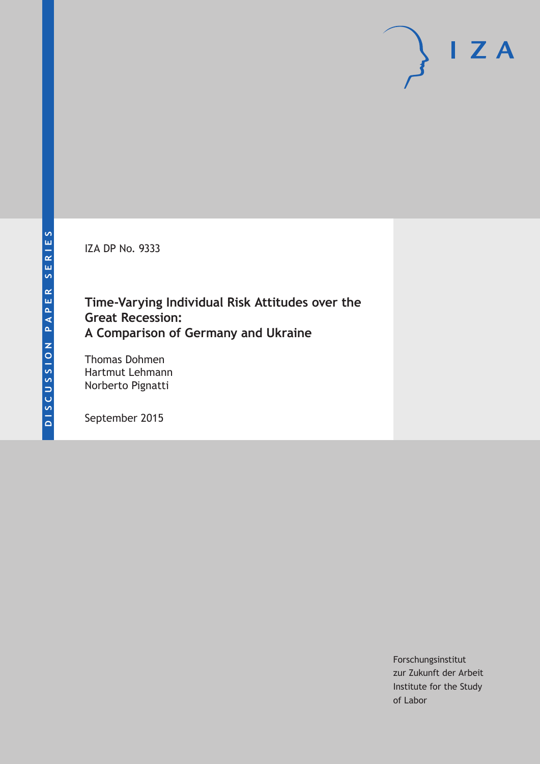DISCUSSION PAPER SERIES

IZA

IZA DP No. 9333

# Time-Varying Individual Risk Attitudes over the Great Recession: A Comparison of Germany and Ukraine

Thomas Dohmen
Hartmut Lehmann
Norberto Pignatti

September 2015

Forschungsinstitut
zur Zukunft der Arbeit
Institute for the Study
of Labor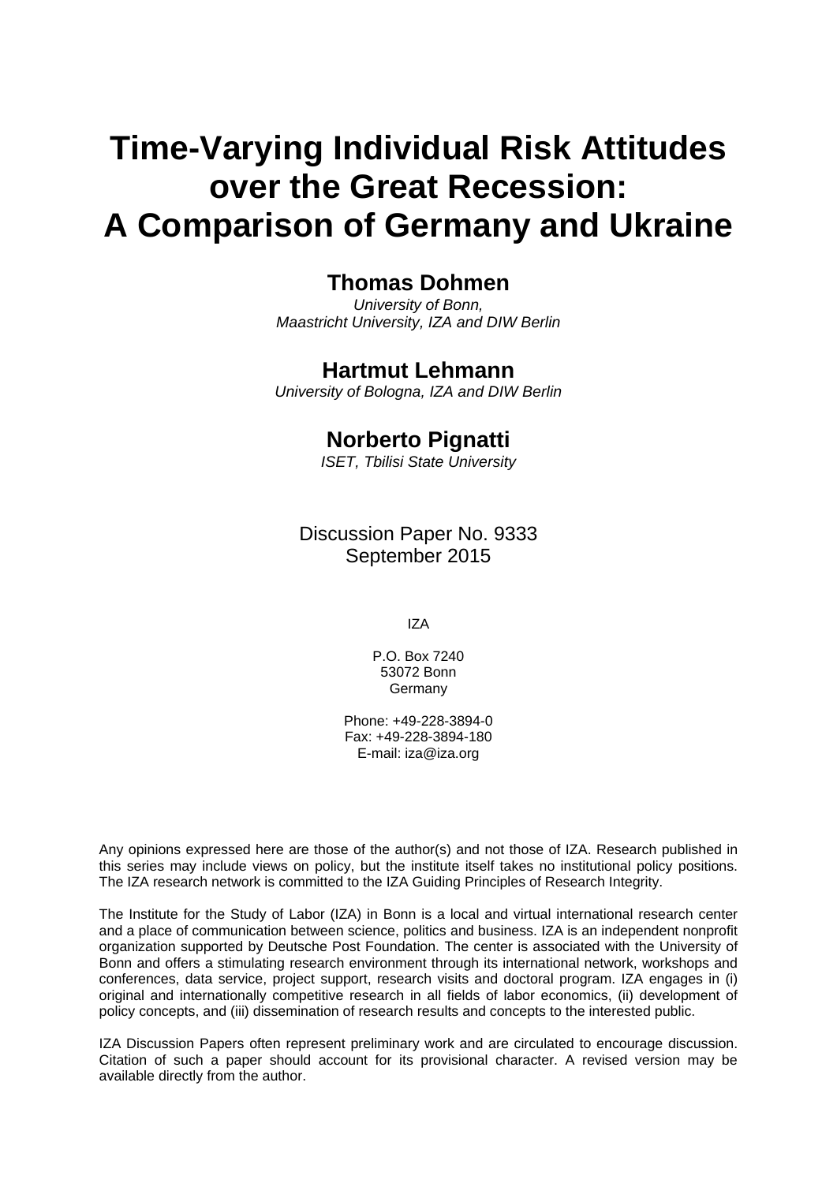# Time-Varying Individual Risk Attitudes over the Great Recession: A Comparison of Germany and Ukraine

**Thomas Dohmen**
*University of Bonn, Maastricht University, IZA and DIW Berlin*

**Hartmut Lehmann**
*University of Bologna, IZA and DIW Berlin*

**Norberto Pignatti**
*ISET, Tbilisi State University*

Discussion Paper No. 9333
September 2015

IZA

P.O. Box 7240
53072 Bonn
Germany

Phone: +49-228-3894-0
Fax: +49-228-3894-180
E-mail: iza@iza.org

Any opinions expressed here are those of the author(s) and not those of IZA. Research published in this series may include views on policy, but the institute itself takes no institutional policy positions. The IZA research network is committed to the IZA Guiding Principles of Research Integrity.

The Institute for the Study of Labor (IZA) in Bonn is a local and virtual international research center and a place of communication between science, politics and business. IZA is an independent nonprofit organization supported by Deutsche Post Foundation. The center is associated with the University of Bonn and offers a stimulating research environment through its international network, workshops and conferences, data service, project support, research visits and doctoral program. IZA engages in (i) original and internationally competitive research in all fields of labor economics, (ii) development of policy concepts, and (iii) dissemination of research results and concepts to the interested public.

IZA Discussion Papers often represent preliminary work and are circulated to encourage discussion. Citation of such a paper should account for its provisional character. A revised version may be available directly from the author.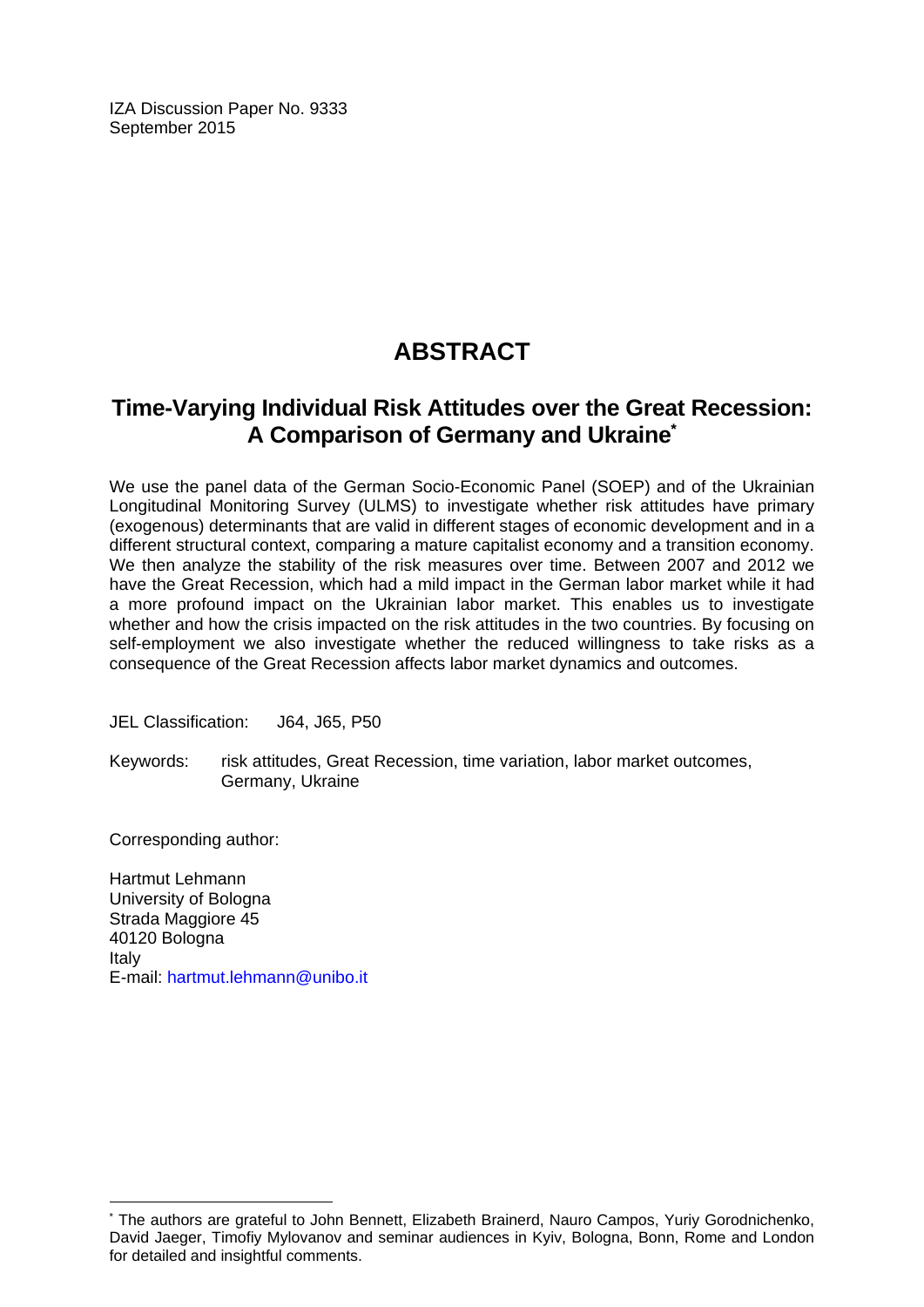IZA Discussion Paper No. 9333
September 2015

# ABSTRACT

## Time-Varying Individual Risk Attitudes over the Great Recession: A Comparison of Germany and Ukraine*

We use the panel data of the German Socio-Economic Panel (SOEP) and of the Ukrainian Longitudinal Monitoring Survey (ULMS) to investigate whether risk attitudes have primary (exogenous) determinants that are valid in different stages of economic development and in a different structural context, comparing a mature capitalist economy and a transition economy. We then analyze the stability of the risk measures over time. Between 2007 and 2012 we have the Great Recession, which had a mild impact in the German labor market while it had a more profound impact on the Ukrainian labor market. This enables us to investigate whether and how the crisis impacted on the risk attitudes in the two countries. By focusing on self-employment we also investigate whether the reduced willingness to take risks as a consequence of the Great Recession affects labor market dynamics and outcomes.

JEL Classification: J64, J65, P50

Keywords: risk attitudes, Great Recession, time variation, labor market outcomes, Germany, Ukraine

Corresponding author:

Hartmut Lehmann
University of Bologna
Strada Maggiore 45
40120 Bologna
Italy
E-mail: hartmut.lehmann@unibo.it

* The authors are grateful to John Bennett, Elizabeth Brainerd, Nauro Campos, Yuriy Gorodnichenko, David Jaeger, Timofiy Mylovanov and seminar audiences in Kyiv, Bologna, Bonn, Rome and London for detailed and insightful comments.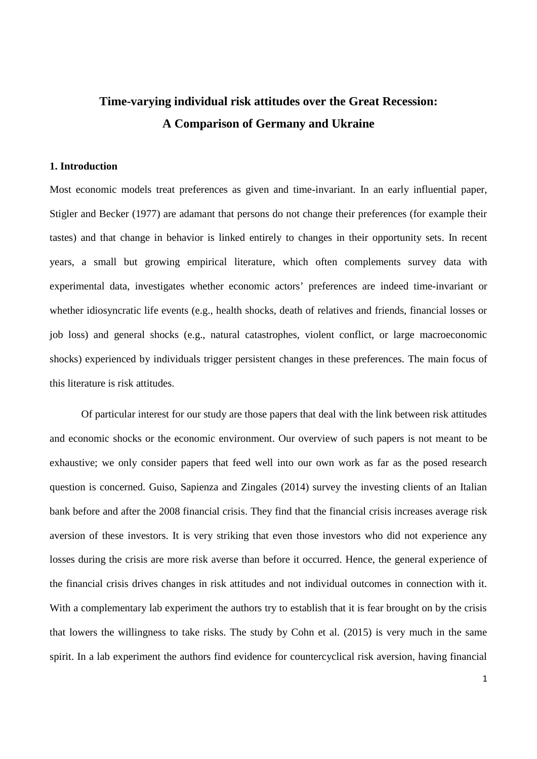# Time-varying individual risk attitudes over the Great Recession: A Comparison of Germany and Ukraine

## 1. Introduction

Most economic models treat preferences as given and time-invariant. In an early influential paper, Stigler and Becker (1977) are adamant that persons do not change their preferences (for example their tastes) and that change in behavior is linked entirely to changes in their opportunity sets. In recent years, a small but growing empirical literature, which often complements survey data with experimental data, investigates whether economic actors' preferences are indeed time-invariant or whether idiosyncratic life events (e.g., health shocks, death of relatives and friends, financial losses or job loss) and general shocks (e.g., natural catastrophes, violent conflict, or large macroeconomic shocks) experienced by individuals trigger persistent changes in these preferences. The main focus of this literature is risk attitudes.

Of particular interest for our study are those papers that deal with the link between risk attitudes and economic shocks or the economic environment. Our overview of such papers is not meant to be exhaustive; we only consider papers that feed well into our own work as far as the posed research question is concerned. Guiso, Sapienza and Zingales (2014) survey the investing clients of an Italian bank before and after the 2008 financial crisis. They find that the financial crisis increases average risk aversion of these investors. It is very striking that even those investors who did not experience any losses during the crisis are more risk averse than before it occurred. Hence, the general experience of the financial crisis drives changes in risk attitudes and not individual outcomes in connection with it. With a complementary lab experiment the authors try to establish that it is fear brought on by the crisis that lowers the willingness to take risks. The study by Cohn et al. (2015) is very much in the same spirit. In a lab experiment the authors find evidence for countercyclical risk aversion, having financial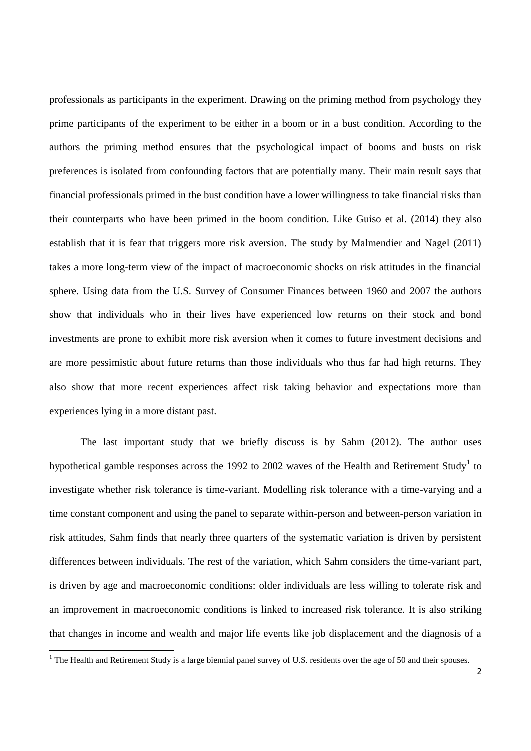professionals as participants in the experiment. Drawing on the priming method from psychology they prime participants of the experiment to be either in a boom or in a bust condition. According to the authors the priming method ensures that the psychological impact of booms and busts on risk preferences is isolated from confounding factors that are potentially many. Their main result says that financial professionals primed in the bust condition have a lower willingness to take financial risks than their counterparts who have been primed in the boom condition. Like Guiso et al. (2014) they also establish that it is fear that triggers more risk aversion. The study by Malmendier and Nagel (2011) takes a more long-term view of the impact of macroeconomic shocks on risk attitudes in the financial sphere. Using data from the U.S. Survey of Consumer Finances between 1960 and 2007 the authors show that individuals who in their lives have experienced low returns on their stock and bond investments are prone to exhibit more risk aversion when it comes to future investment decisions and are more pessimistic about future returns than those individuals who thus far had high returns. They also show that more recent experiences affect risk taking behavior and expectations more than experiences lying in a more distant past.

The last important study that we briefly discuss is by Sahm (2012). The author uses hypothetical gamble responses across the 1992 to 2002 waves of the Health and Retirement Study[1] to investigate whether risk tolerance is time-variant. Modelling risk tolerance with a time-varying and a time constant component and using the panel to separate within-person and between-person variation in risk attitudes, Sahm finds that nearly three quarters of the systematic variation is driven by persistent differences between individuals. The rest of the variation, which Sahm considers the time-variant part, is driven by age and macroeconomic conditions: older individuals are less willing to tolerate risk and an improvement in macroeconomic conditions is linked to increased risk tolerance. It is also striking that changes in income and wealth and major life events like job displacement and the diagnosis of a

[1] The Health and Retirement Study is a large biennial panel survey of U.S. residents over the age of 50 and their spouses.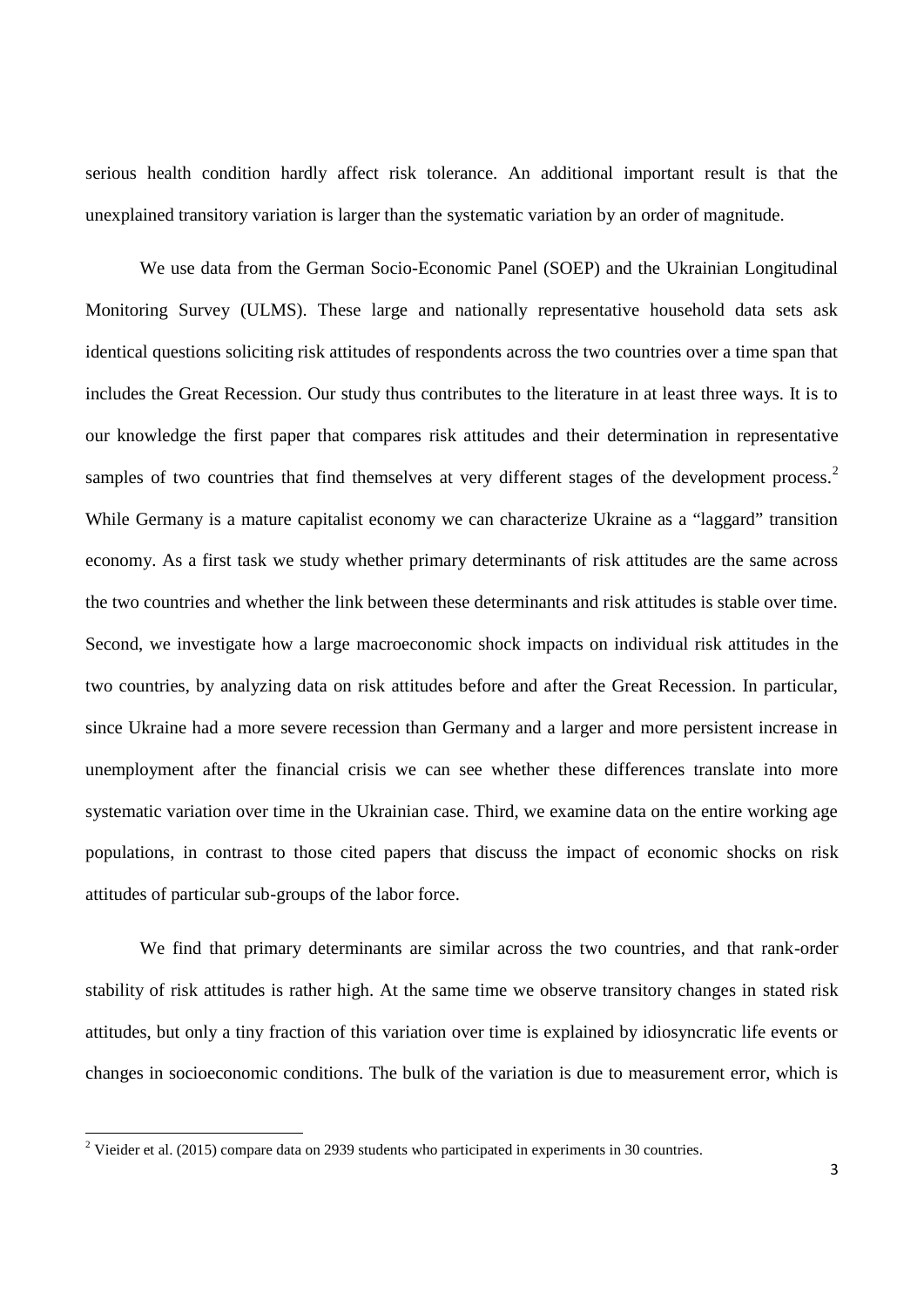serious health condition hardly affect risk tolerance. An additional important result is that the unexplained transitory variation is larger than the systematic variation by an order of magnitude.

We use data from the German Socio-Economic Panel (SOEP) and the Ukrainian Longitudinal Monitoring Survey (ULMS). These large and nationally representative household data sets ask identical questions soliciting risk attitudes of respondents across the two countries over a time span that includes the Great Recession. Our study thus contributes to the literature in at least three ways. It is to our knowledge the first paper that compares risk attitudes and their determination in representative samples of two countries that find themselves at very different stages of the development process.[2] While Germany is a mature capitalist economy we can characterize Ukraine as a "laggard" transition economy. As a first task we study whether primary determinants of risk attitudes are the same across the two countries and whether the link between these determinants and risk attitudes is stable over time. Second, we investigate how a large macroeconomic shock impacts on individual risk attitudes in the two countries, by analyzing data on risk attitudes before and after the Great Recession. In particular, since Ukraine had a more severe recession than Germany and a larger and more persistent increase in unemployment after the financial crisis we can see whether these differences translate into more systematic variation over time in the Ukrainian case. Third, we examine data on the entire working age populations, in contrast to those cited papers that discuss the impact of economic shocks on risk attitudes of particular sub-groups of the labor force.

We find that primary determinants are similar across the two countries, and that rank-order stability of risk attitudes is rather high. At the same time we observe transitory changes in stated risk attitudes, but only a tiny fraction of this variation over time is explained by idiosyncratic life events or changes in socioeconomic conditions. The bulk of the variation is due to measurement error, which is

[2] Vieider et al. (2015) compare data on 2939 students who participated in experiments in 30 countries.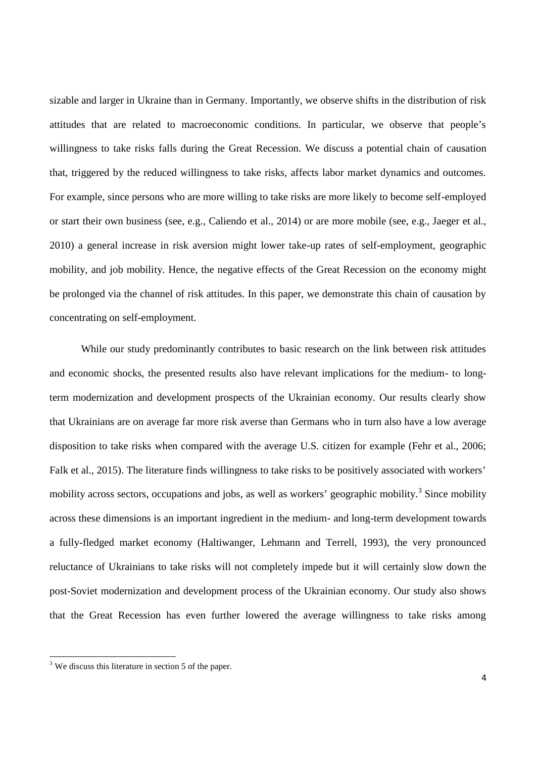sizable and larger in Ukraine than in Germany. Importantly, we observe shifts in the distribution of risk attitudes that are related to macroeconomic conditions. In particular, we observe that people's willingness to take risks falls during the Great Recession. We discuss a potential chain of causation that, triggered by the reduced willingness to take risks, affects labor market dynamics and outcomes. For example, since persons who are more willing to take risks are more likely to become self-employed or start their own business (see, e.g., Caliendo et al., 2014) or are more mobile (see, e.g., Jaeger et al., 2010) a general increase in risk aversion might lower take-up rates of self-employment, geographic mobility, and job mobility. Hence, the negative effects of the Great Recession on the economy might be prolonged via the channel of risk attitudes. In this paper, we demonstrate this chain of causation by concentrating on self-employment.

While our study predominantly contributes to basic research on the link between risk attitudes and economic shocks, the presented results also have relevant implications for the medium- to long-term modernization and development prospects of the Ukrainian economy. Our results clearly show that Ukrainians are on average far more risk averse than Germans who in turn also have a low average disposition to take risks when compared with the average U.S. citizen for example (Fehr et al., 2006; Falk et al., 2015). The literature finds willingness to take risks to be positively associated with workers' mobility across sectors, occupations and jobs, as well as workers' geographic mobility.[3] Since mobility across these dimensions is an important ingredient in the medium- and long-term development towards a fully-fledged market economy (Haltiwanger, Lehmann and Terrell, 1993), the very pronounced reluctance of Ukrainians to take risks will not completely impede but it will certainly slow down the post-Soviet modernization and development process of the Ukrainian economy. Our study also shows that the Great Recession has even further lowered the average willingness to take risks among

[3] We discuss this literature in section 5 of the paper.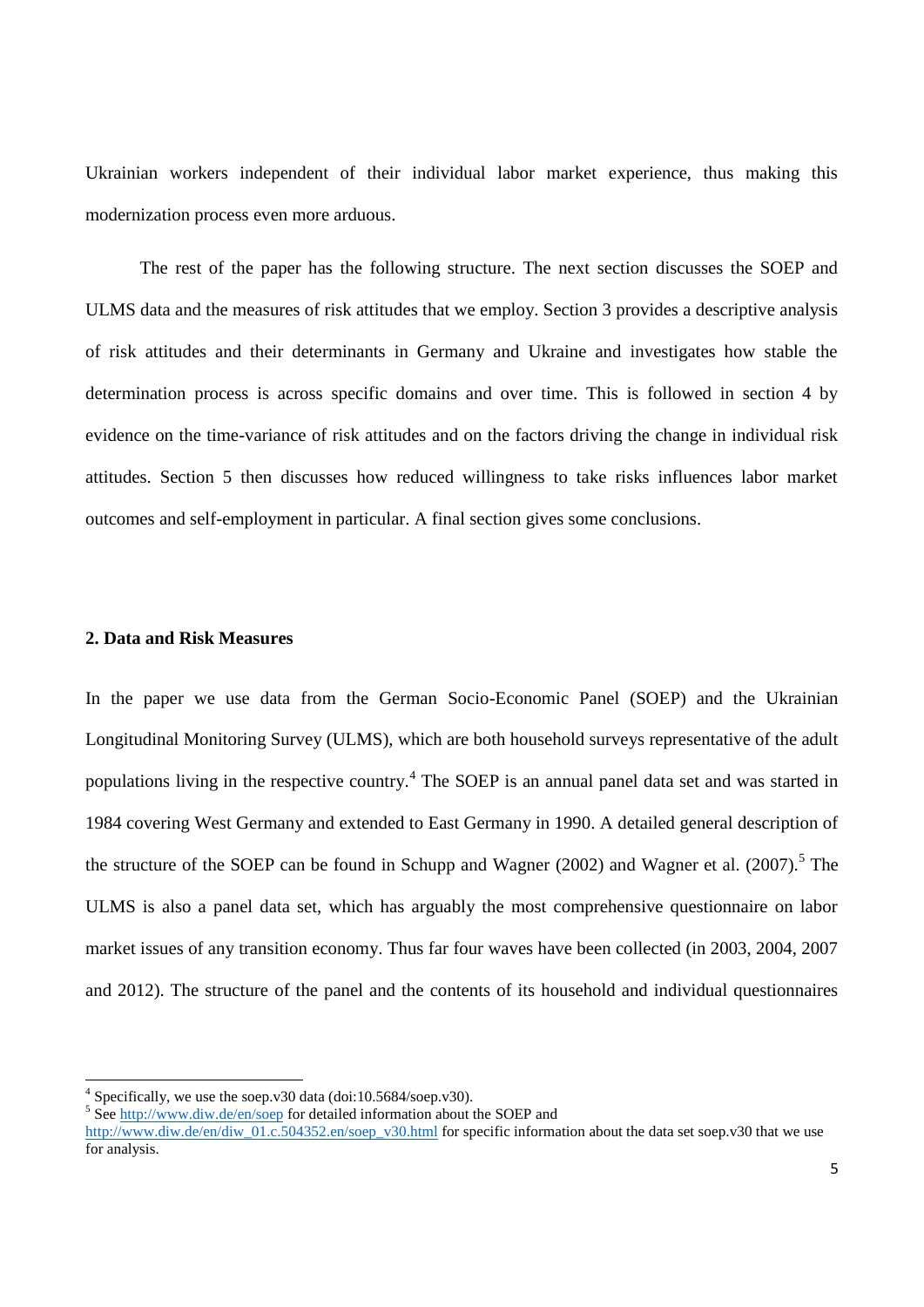Ukrainian workers independent of their individual labor market experience, thus making this modernization process even more arduous.

The rest of the paper has the following structure. The next section discusses the SOEP and ULMS data and the measures of risk attitudes that we employ. Section 3 provides a descriptive analysis of risk attitudes and their determinants in Germany and Ukraine and investigates how stable the determination process is across specific domains and over time. This is followed in section 4 by evidence on the time-variance of risk attitudes and on the factors driving the change in individual risk attitudes. Section 5 then discusses how reduced willingness to take risks influences labor market outcomes and self-employment in particular. A final section gives some conclusions.

## 2. Data and Risk Measures

In the paper we use data from the German Socio-Economic Panel (SOEP) and the Ukrainian Longitudinal Monitoring Survey (ULMS), which are both household surveys representative of the adult populations living in the respective country.[4] The SOEP is an annual panel data set and was started in 1984 covering West Germany and extended to East Germany in 1990. A detailed general description of the structure of the SOEP can be found in Schupp and Wagner (2002) and Wagner et al. (2007).[5] The ULMS is also a panel data set, which has arguably the most comprehensive questionnaire on labor market issues of any transition economy. Thus far four waves have been collected (in 2003, 2004, 2007 and 2012). The structure of the panel and the contents of its household and individual questionnaires

---

[4] Specifically, we use the soep.v30 data (doi:10.5684/soep.v30).

[5] See http://www.diw.de/en/soep for detailed information about the SOEP and http://www.diw.de/en/diw_01.c.504352.en/soep_v30.html for specific information about the data set soep.v30 that we use for analysis.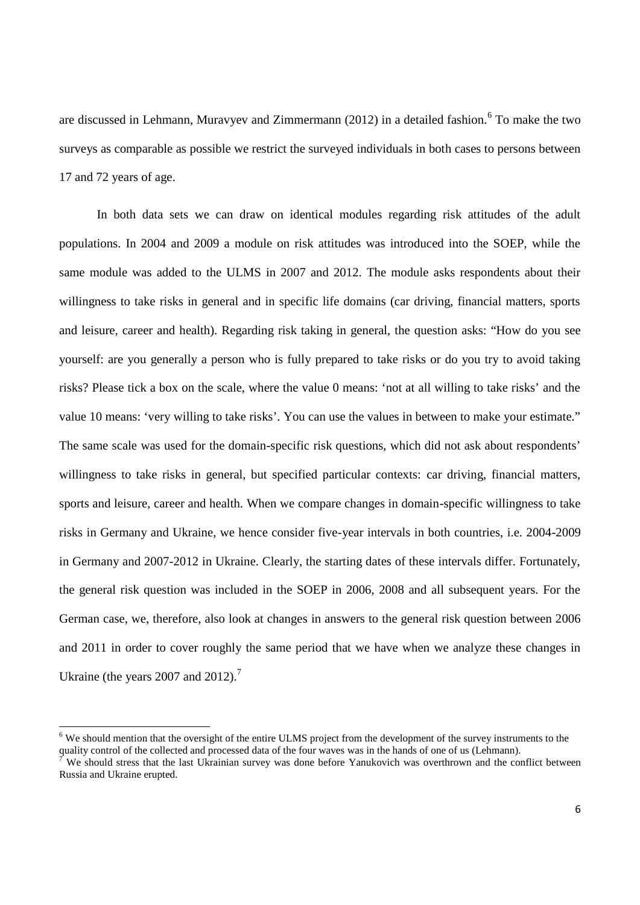are discussed in Lehmann, Muravyev and Zimmermann (2012) in a detailed fashion.[6] To make the two surveys as comparable as possible we restrict the surveyed individuals in both cases to persons between 17 and 72 years of age.

In both data sets we can draw on identical modules regarding risk attitudes of the adult populations. In 2004 and 2009 a module on risk attitudes was introduced into the SOEP, while the same module was added to the ULMS in 2007 and 2012. The module asks respondents about their willingness to take risks in general and in specific life domains (car driving, financial matters, sports and leisure, career and health). Regarding risk taking in general, the question asks: "How do you see yourself: are you generally a person who is fully prepared to take risks or do you try to avoid taking risks? Please tick a box on the scale, where the value 0 means: 'not at all willing to take risks' and the value 10 means: 'very willing to take risks'. You can use the values in between to make your estimate." The same scale was used for the domain-specific risk questions, which did not ask about respondents' willingness to take risks in general, but specified particular contexts: car driving, financial matters, sports and leisure, career and health. When we compare changes in domain-specific willingness to take risks in Germany and Ukraine, we hence consider five-year intervals in both countries, i.e. 2004-2009 in Germany and 2007-2012 in Ukraine. Clearly, the starting dates of these intervals differ. Fortunately, the general risk question was included in the SOEP in 2006, 2008 and all subsequent years. For the German case, we, therefore, also look at changes in answers to the general risk question between 2006 and 2011 in order to cover roughly the same period that we have when we analyze these changes in Ukraine (the years 2007 and 2012).[7]

[6] We should mention that the oversight of the entire ULMS project from the development of the survey instruments to the quality control of the collected and processed data of the four waves was in the hands of one of us (Lehmann).

[7] We should stress that the last Ukrainian survey was done before Yanukovich was overthrown and the conflict between Russia and Ukraine erupted.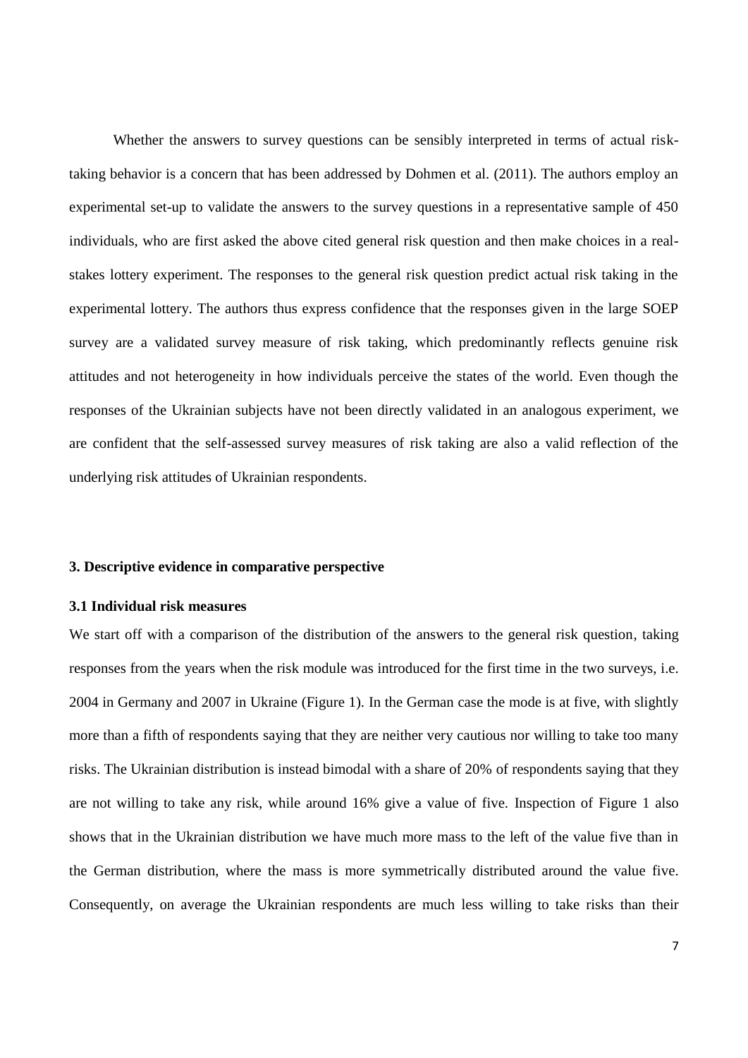Whether the answers to survey questions can be sensibly interpreted in terms of actual risk-taking behavior is a concern that has been addressed by Dohmen et al. (2011). The authors employ an experimental set-up to validate the answers to the survey questions in a representative sample of 450 individuals, who are first asked the above cited general risk question and then make choices in a real-stakes lottery experiment. The responses to the general risk question predict actual risk taking in the experimental lottery. The authors thus express confidence that the responses given in the large SOEP survey are a validated survey measure of risk taking, which predominantly reflects genuine risk attitudes and not heterogeneity in how individuals perceive the states of the world. Even though the responses of the Ukrainian subjects have not been directly validated in an analogous experiment, we are confident that the self-assessed survey measures of risk taking are also a valid reflection of the underlying risk attitudes of Ukrainian respondents.

## 3. Descriptive evidence in comparative perspective

### 3.1 Individual risk measures

We start off with a comparison of the distribution of the answers to the general risk question, taking responses from the years when the risk module was introduced for the first time in the two surveys, i.e. 2004 in Germany and 2007 in Ukraine (Figure 1). In the German case the mode is at five, with slightly more than a fifth of respondents saying that they are neither very cautious nor willing to take too many risks. The Ukrainian distribution is instead bimodal with a share of 20% of respondents saying that they are not willing to take any risk, while around 16% give a value of five. Inspection of Figure 1 also shows that in the Ukrainian distribution we have much more mass to the left of the value five than in the German distribution, where the mass is more symmetrically distributed around the value five. Consequently, on average the Ukrainian respondents are much less willing to take risks than their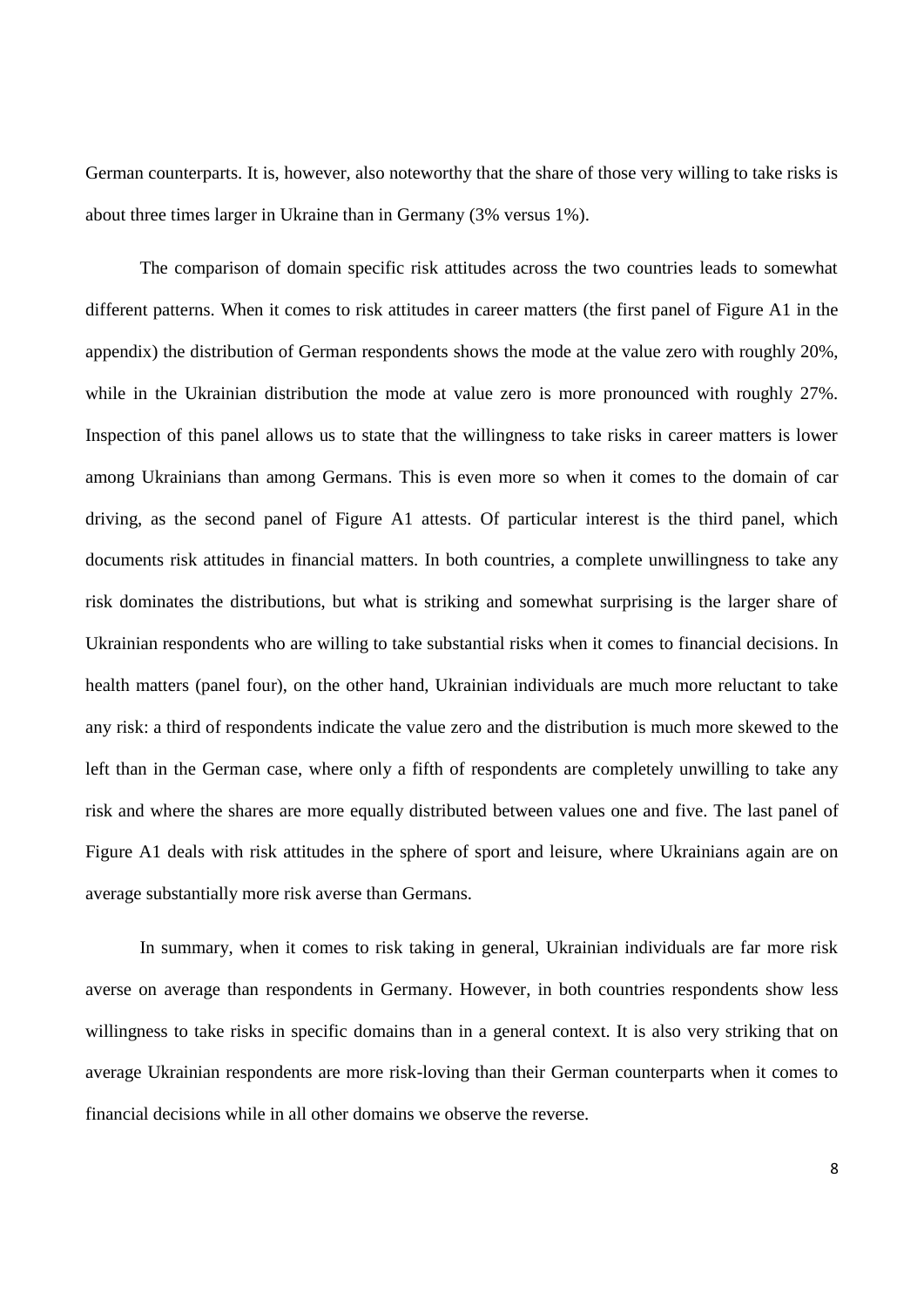German counterparts. It is, however, also noteworthy that the share of those very willing to take risks is about three times larger in Ukraine than in Germany (3% versus 1%).

The comparison of domain specific risk attitudes across the two countries leads to somewhat different patterns. When it comes to risk attitudes in career matters (the first panel of Figure A1 in the appendix) the distribution of German respondents shows the mode at the value zero with roughly 20%, while in the Ukrainian distribution the mode at value zero is more pronounced with roughly 27%. Inspection of this panel allows us to state that the willingness to take risks in career matters is lower among Ukrainians than among Germans. This is even more so when it comes to the domain of car driving, as the second panel of Figure A1 attests. Of particular interest is the third panel, which documents risk attitudes in financial matters. In both countries, a complete unwillingness to take any risk dominates the distributions, but what is striking and somewhat surprising is the larger share of Ukrainian respondents who are willing to take substantial risks when it comes to financial decisions. In health matters (panel four), on the other hand, Ukrainian individuals are much more reluctant to take any risk: a third of respondents indicate the value zero and the distribution is much more skewed to the left than in the German case, where only a fifth of respondents are completely unwilling to take any risk and where the shares are more equally distributed between values one and five. The last panel of Figure A1 deals with risk attitudes in the sphere of sport and leisure, where Ukrainians again are on average substantially more risk averse than Germans.

In summary, when it comes to risk taking in general, Ukrainian individuals are far more risk averse on average than respondents in Germany. However, in both countries respondents show less willingness to take risks in specific domains than in a general context. It is also very striking that on average Ukrainian respondents are more risk-loving than their German counterparts when it comes to financial decisions while in all other domains we observe the reverse.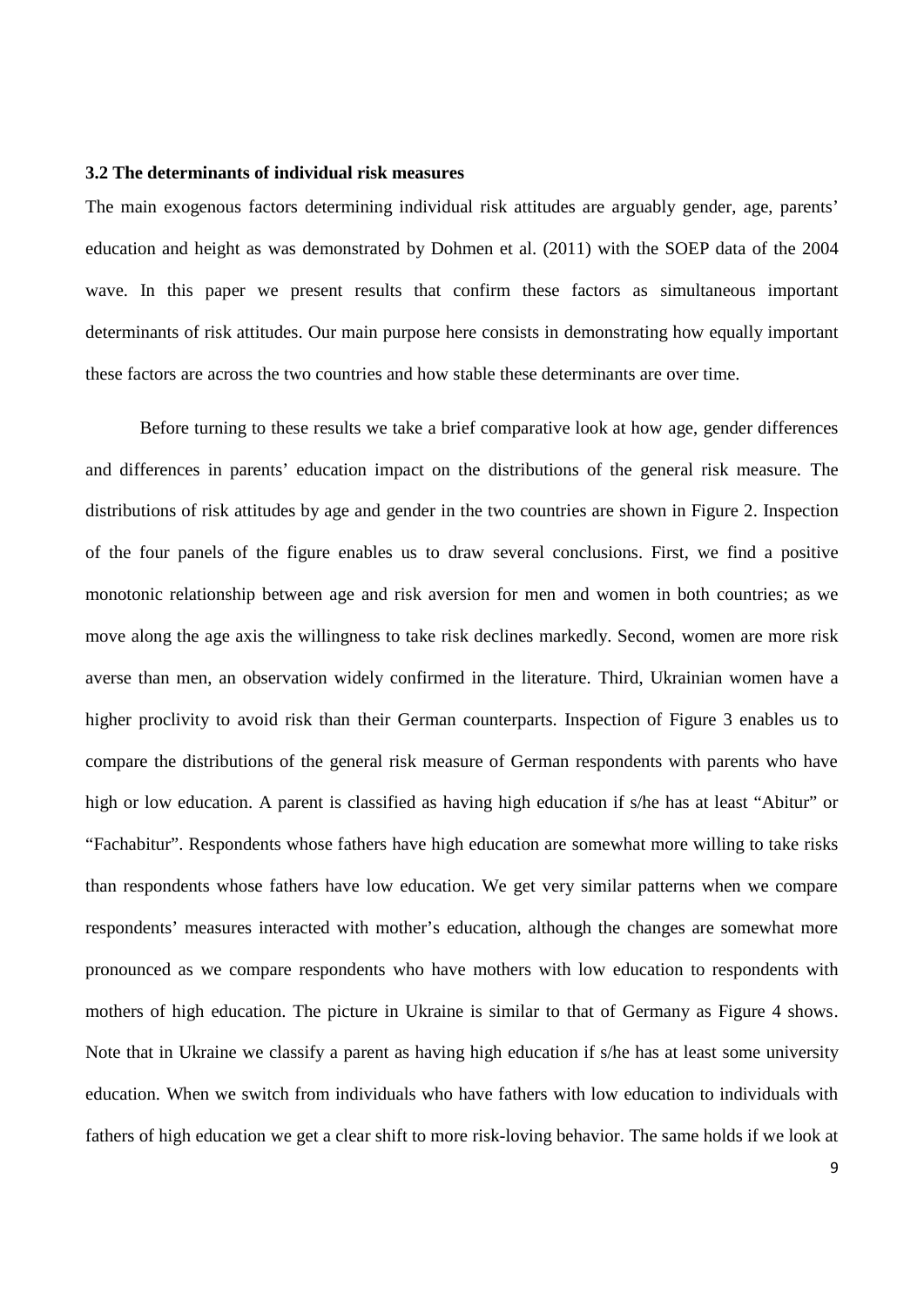### 3.2 The determinants of individual risk measures

The main exogenous factors determining individual risk attitudes are arguably gender, age, parents' education and height as was demonstrated by Dohmen et al. (2011) with the SOEP data of the 2004 wave. In this paper we present results that confirm these factors as simultaneous important determinants of risk attitudes. Our main purpose here consists in demonstrating how equally important these factors are across the two countries and how stable these determinants are over time.

Before turning to these results we take a brief comparative look at how age, gender differences and differences in parents' education impact on the distributions of the general risk measure. The distributions of risk attitudes by age and gender in the two countries are shown in Figure 2. Inspection of the four panels of the figure enables us to draw several conclusions. First, we find a positive monotonic relationship between age and risk aversion for men and women in both countries; as we move along the age axis the willingness to take risk declines markedly. Second, women are more risk averse than men, an observation widely confirmed in the literature. Third, Ukrainian women have a higher proclivity to avoid risk than their German counterparts. Inspection of Figure 3 enables us to compare the distributions of the general risk measure of German respondents with parents who have high or low education. A parent is classified as having high education if s/he has at least "Abitur" or "Fachabitur". Respondents whose fathers have high education are somewhat more willing to take risks than respondents whose fathers have low education. We get very similar patterns when we compare respondents' measures interacted with mother's education, although the changes are somewhat more pronounced as we compare respondents who have mothers with low education to respondents with mothers of high education. The picture in Ukraine is similar to that of Germany as Figure 4 shows. Note that in Ukraine we classify a parent as having high education if s/he has at least some university education. When we switch from individuals who have fathers with low education to individuals with fathers of high education we get a clear shift to more risk-loving behavior. The same holds if we look at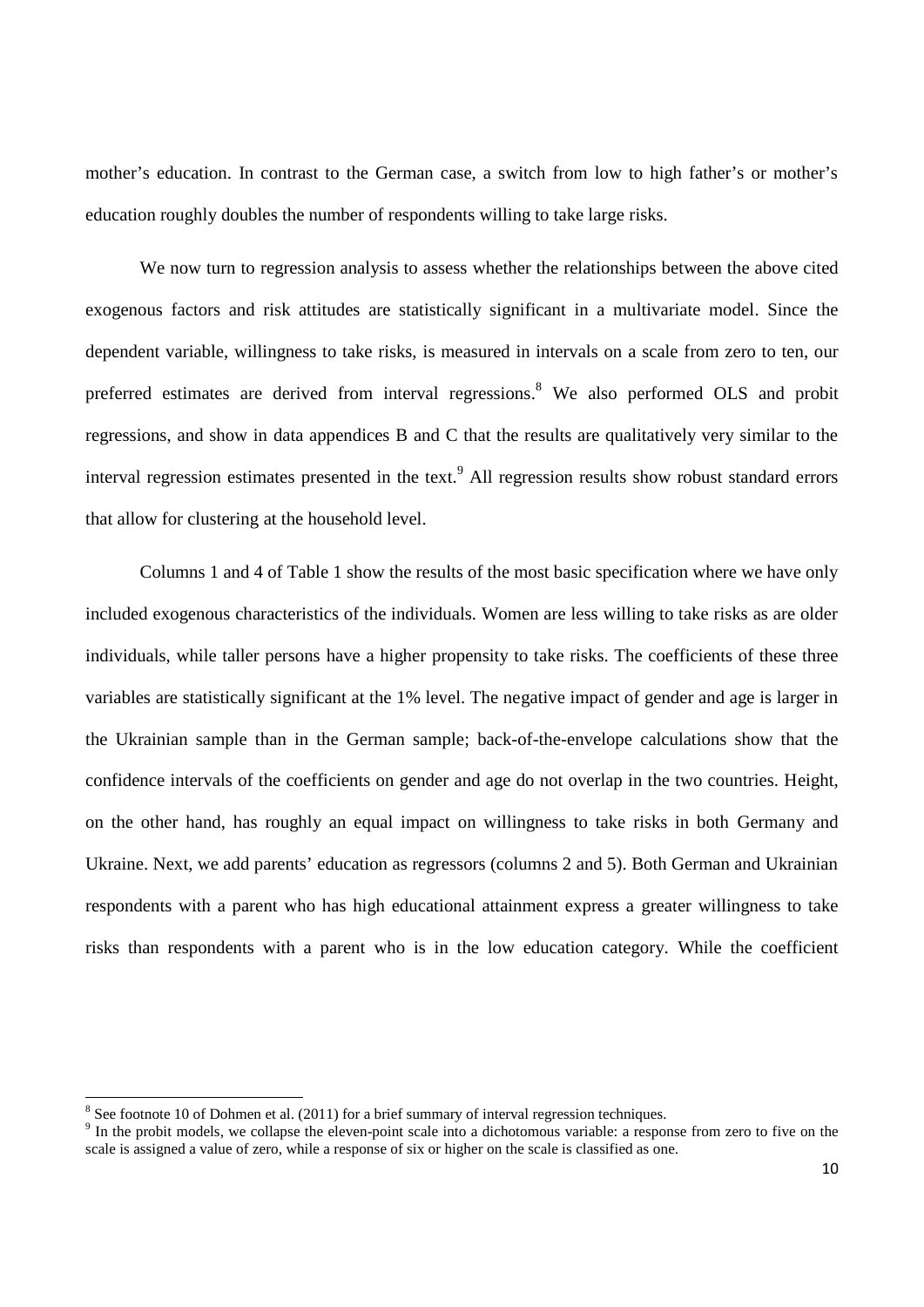mother's education. In contrast to the German case, a switch from low to high father's or mother's education roughly doubles the number of respondents willing to take large risks.

We now turn to regression analysis to assess whether the relationships between the above cited exogenous factors and risk attitudes are statistically significant in a multivariate model. Since the dependent variable, willingness to take risks, is measured in intervals on a scale from zero to ten, our preferred estimates are derived from interval regressions.[8] We also performed OLS and probit regressions, and show in data appendices B and C that the results are qualitatively very similar to the interval regression estimates presented in the text.[9] All regression results show robust standard errors that allow for clustering at the household level.

Columns 1 and 4 of Table 1 show the results of the most basic specification where we have only included exogenous characteristics of the individuals. Women are less willing to take risks as are older individuals, while taller persons have a higher propensity to take risks. The coefficients of these three variables are statistically significant at the 1% level. The negative impact of gender and age is larger in the Ukrainian sample than in the German sample; back-of-the-envelope calculations show that the confidence intervals of the coefficients on gender and age do not overlap in the two countries. Height, on the other hand, has roughly an equal impact on willingness to take risks in both Germany and Ukraine. Next, we add parents' education as regressors (columns 2 and 5). Both German and Ukrainian respondents with a parent who has high educational attainment express a greater willingness to take risks than respondents with a parent who is in the low education category. While the coefficient

---

[8] See footnote 10 of Dohmen et al. (2011) for a brief summary of interval regression techniques.

[9] In the probit models, we collapse the eleven-point scale into a dichotomous variable: a response from zero to five on the scale is assigned a value of zero, while a response of six or higher on the scale is classified as one.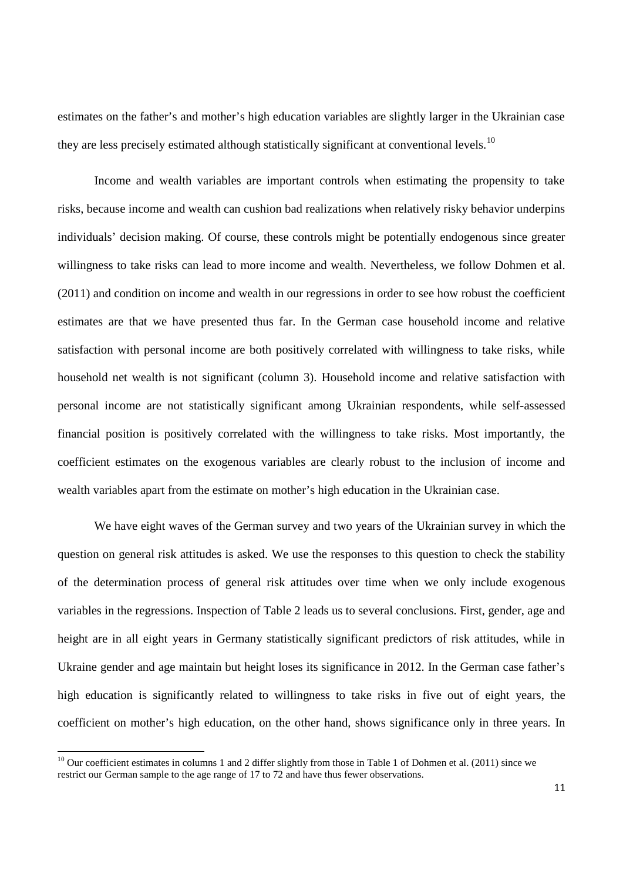estimates on the father's and mother's high education variables are slightly larger in the Ukrainian case they are less precisely estimated although statistically significant at conventional levels.[10]

Income and wealth variables are important controls when estimating the propensity to take risks, because income and wealth can cushion bad realizations when relatively risky behavior underpins individuals' decision making. Of course, these controls might be potentially endogenous since greater willingness to take risks can lead to more income and wealth. Nevertheless, we follow Dohmen et al. (2011) and condition on income and wealth in our regressions in order to see how robust the coefficient estimates are that we have presented thus far. In the German case household income and relative satisfaction with personal income are both positively correlated with willingness to take risks, while household net wealth is not significant (column 3). Household income and relative satisfaction with personal income are not statistically significant among Ukrainian respondents, while self-assessed financial position is positively correlated with the willingness to take risks. Most importantly, the coefficient estimates on the exogenous variables are clearly robust to the inclusion of income and wealth variables apart from the estimate on mother's high education in the Ukrainian case.

We have eight waves of the German survey and two years of the Ukrainian survey in which the question on general risk attitudes is asked. We use the responses to this question to check the stability of the determination process of general risk attitudes over time when we only include exogenous variables in the regressions. Inspection of Table 2 leads us to several conclusions. First, gender, age and height are in all eight years in Germany statistically significant predictors of risk attitudes, while in Ukraine gender and age maintain but height loses its significance in 2012. In the German case father's high education is significantly related to willingness to take risks in five out of eight years, the coefficient on mother's high education, on the other hand, shows significance only in three years. In

[10] Our coefficient estimates in columns 1 and 2 differ slightly from those in Table 1 of Dohmen et al. (2011) since we restrict our German sample to the age range of 17 to 72 and have thus fewer observations.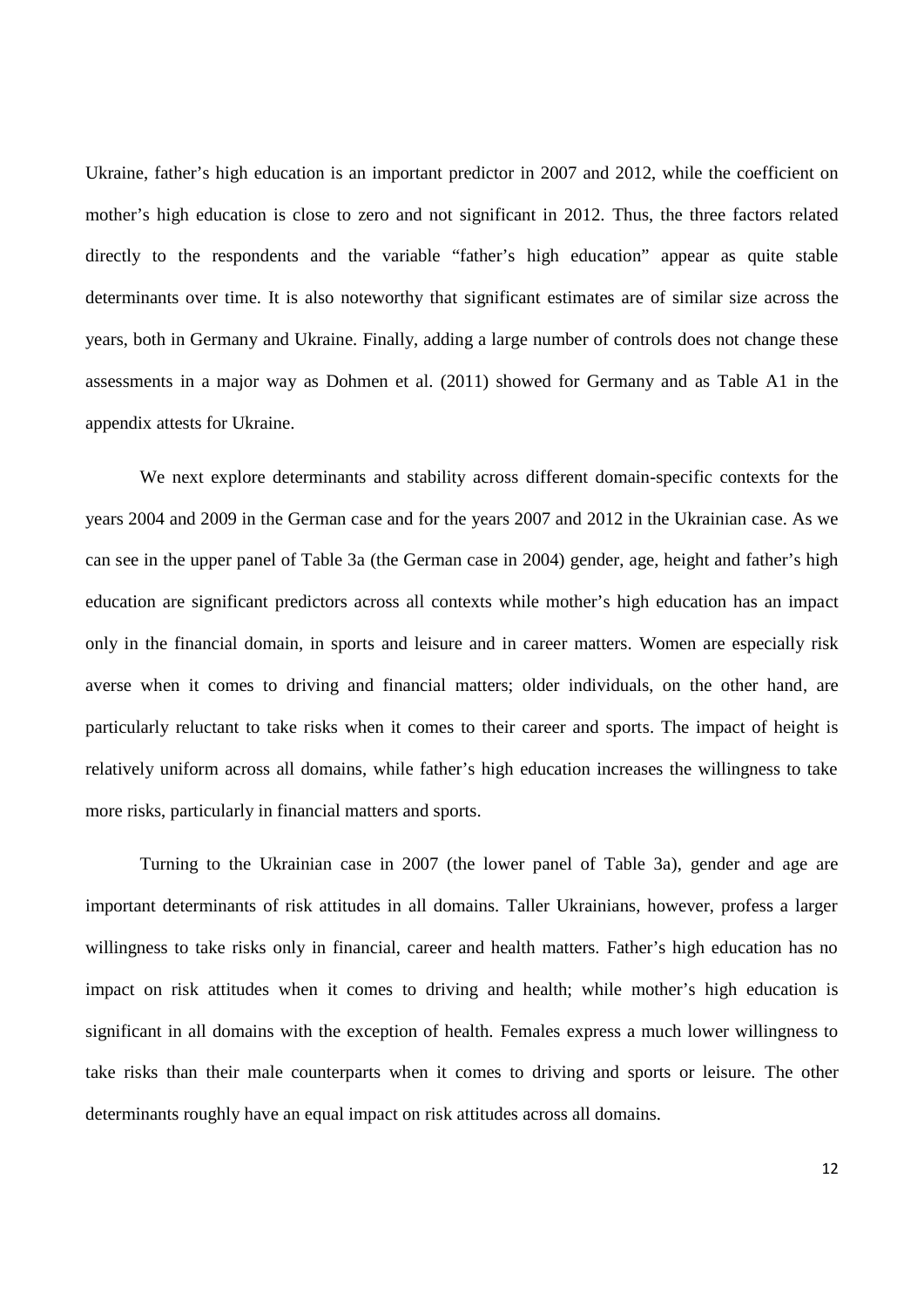Ukraine, father's high education is an important predictor in 2007 and 2012, while the coefficient on mother's high education is close to zero and not significant in 2012. Thus, the three factors related directly to the respondents and the variable "father's high education" appear as quite stable determinants over time. It is also noteworthy that significant estimates are of similar size across the years, both in Germany and Ukraine. Finally, adding a large number of controls does not change these assessments in a major way as Dohmen et al. (2011) showed for Germany and as Table A1 in the appendix attests for Ukraine.

We next explore determinants and stability across different domain-specific contexts for the years 2004 and 2009 in the German case and for the years 2007 and 2012 in the Ukrainian case. As we can see in the upper panel of Table 3a (the German case in 2004) gender, age, height and father's high education are significant predictors across all contexts while mother's high education has an impact only in the financial domain, in sports and leisure and in career matters. Women are especially risk averse when it comes to driving and financial matters; older individuals, on the other hand, are particularly reluctant to take risks when it comes to their career and sports. The impact of height is relatively uniform across all domains, while father's high education increases the willingness to take more risks, particularly in financial matters and sports.

Turning to the Ukrainian case in 2007 (the lower panel of Table 3a), gender and age are important determinants of risk attitudes in all domains. Taller Ukrainians, however, profess a larger willingness to take risks only in financial, career and health matters. Father's high education has no impact on risk attitudes when it comes to driving and health; while mother's high education is significant in all domains with the exception of health. Females express a much lower willingness to take risks than their male counterparts when it comes to driving and sports or leisure. The other determinants roughly have an equal impact on risk attitudes across all domains.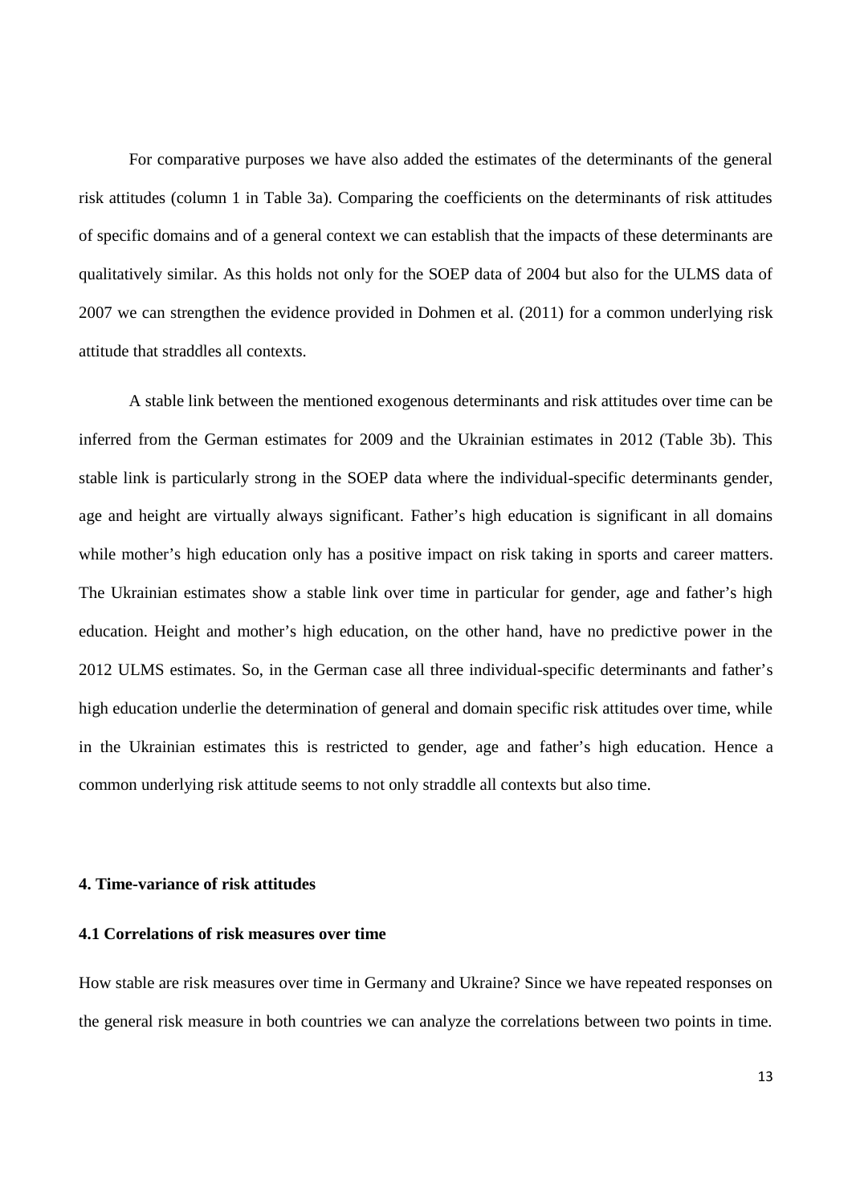For comparative purposes we have also added the estimates of the determinants of the general risk attitudes (column 1 in Table 3a). Comparing the coefficients on the determinants of risk attitudes of specific domains and of a general context we can establish that the impacts of these determinants are qualitatively similar. As this holds not only for the SOEP data of 2004 but also for the ULMS data of 2007 we can strengthen the evidence provided in Dohmen et al. (2011) for a common underlying risk attitude that straddles all contexts.

A stable link between the mentioned exogenous determinants and risk attitudes over time can be inferred from the German estimates for 2009 and the Ukrainian estimates in 2012 (Table 3b). This stable link is particularly strong in the SOEP data where the individual-specific determinants gender, age and height are virtually always significant. Father's high education is significant in all domains while mother's high education only has a positive impact on risk taking in sports and career matters. The Ukrainian estimates show a stable link over time in particular for gender, age and father's high education. Height and mother's high education, on the other hand, have no predictive power in the 2012 ULMS estimates. So, in the German case all three individual-specific determinants and father's high education underlie the determination of general and domain specific risk attitudes over time, while in the Ukrainian estimates this is restricted to gender, age and father's high education. Hence a common underlying risk attitude seems to not only straddle all contexts but also time.

## 4. Time-variance of risk attitudes

### 4.1 Correlations of risk measures over time

How stable are risk measures over time in Germany and Ukraine? Since we have repeated responses on the general risk measure in both countries we can analyze the correlations between two points in time.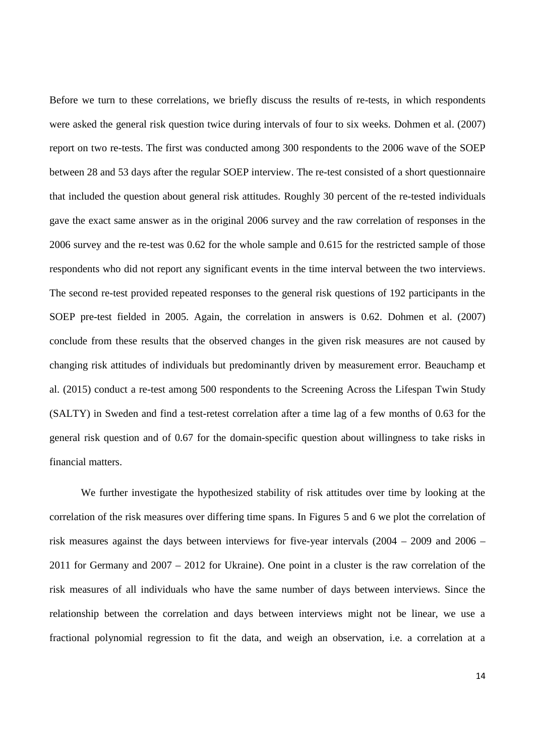Before we turn to these correlations, we briefly discuss the results of re-tests, in which respondents were asked the general risk question twice during intervals of four to six weeks. Dohmen et al. (2007) report on two re-tests. The first was conducted among 300 respondents to the 2006 wave of the SOEP between 28 and 53 days after the regular SOEP interview. The re-test consisted of a short questionnaire that included the question about general risk attitudes. Roughly 30 percent of the re-tested individuals gave the exact same answer as in the original 2006 survey and the raw correlation of responses in the 2006 survey and the re-test was 0.62 for the whole sample and 0.615 for the restricted sample of those respondents who did not report any significant events in the time interval between the two interviews. The second re-test provided repeated responses to the general risk questions of 192 participants in the SOEP pre-test fielded in 2005. Again, the correlation in answers is 0.62. Dohmen et al. (2007) conclude from these results that the observed changes in the given risk measures are not caused by changing risk attitudes of individuals but predominantly driven by measurement error. Beauchamp et al. (2015) conduct a re-test among 500 respondents to the Screening Across the Lifespan Twin Study (SALTY) in Sweden and find a test-retest correlation after a time lag of a few months of 0.63 for the general risk question and of 0.67 for the domain-specific question about willingness to take risks in financial matters.

We further investigate the hypothesized stability of risk attitudes over time by looking at the correlation of the risk measures over differing time spans. In Figures 5 and 6 we plot the correlation of risk measures against the days between interviews for five-year intervals (2004 – 2009 and 2006 – 2011 for Germany and 2007 – 2012 for Ukraine). One point in a cluster is the raw correlation of the risk measures of all individuals who have the same number of days between interviews. Since the relationship between the correlation and days between interviews might not be linear, we use a fractional polynomial regression to fit the data, and weigh an observation, i.e. a correlation at a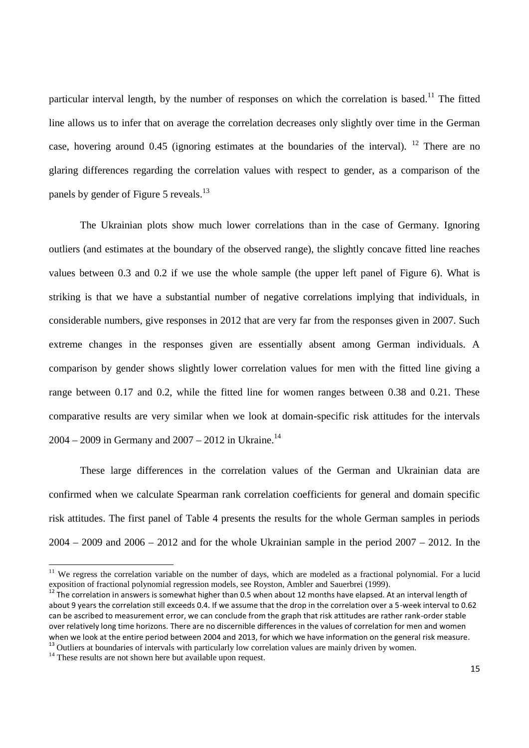particular interval length, by the number of responses on which the correlation is based.[11] The fitted line allows us to infer that on average the correlation decreases only slightly over time in the German case, hovering around 0.45 (ignoring estimates at the boundaries of the interval). [12] There are no glaring differences regarding the correlation values with respect to gender, as a comparison of the panels by gender of Figure 5 reveals.[13]

The Ukrainian plots show much lower correlations than in the case of Germany. Ignoring outliers (and estimates at the boundary of the observed range), the slightly concave fitted line reaches values between 0.3 and 0.2 if we use the whole sample (the upper left panel of Figure 6). What is striking is that we have a substantial number of negative correlations implying that individuals, in considerable numbers, give responses in 2012 that are very far from the responses given in 2007. Such extreme changes in the responses given are essentially absent among German individuals. A comparison by gender shows slightly lower correlation values for men with the fitted line giving a range between 0.17 and 0.2, while the fitted line for women ranges between 0.38 and 0.21. These comparative results are very similar when we look at domain-specific risk attitudes for the intervals 2004 – 2009 in Germany and 2007 – 2012 in Ukraine.[14]

These large differences in the correlation values of the German and Ukrainian data are confirmed when we calculate Spearman rank correlation coefficients for general and domain specific risk attitudes. The first panel of Table 4 presents the results for the whole German samples in periods 2004 – 2009 and 2006 – 2012 and for the whole Ukrainian sample in the period 2007 – 2012. In the

---

[11] We regress the correlation variable on the number of days, which are modeled as a fractional polynomial. For a lucid exposition of fractional polynomial regression models, see Royston, Ambler and Sauerbrei (1999).

[12] The correlation in answers is somewhat higher than 0.5 when about 12 months have elapsed. At an interval length of about 9 years the correlation still exceeds 0.4. If we assume that the drop in the correlation over a 5-week interval to 0.62 can be ascribed to measurement error, we can conclude from the graph that risk attitudes are rather rank-order stable over relatively long time horizons. There are no discernible differences in the values of correlation for men and women when we look at the entire period between 2004 and 2013, for which we have information on the general risk measure.

[13] Outliers at boundaries of intervals with particularly low correlation values are mainly driven by women.

[14] These results are not shown here but available upon request.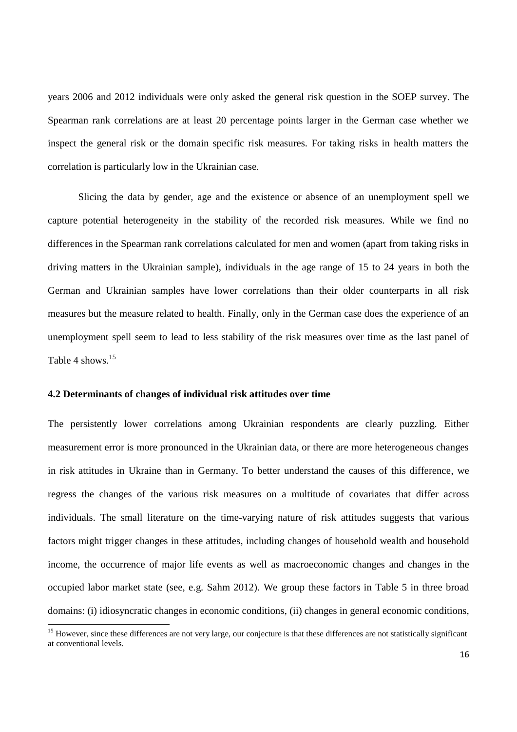years 2006 and 2012 individuals were only asked the general risk question in the SOEP survey. The Spearman rank correlations are at least 20 percentage points larger in the German case whether we inspect the general risk or the domain specific risk measures. For taking risks in health matters the correlation is particularly low in the Ukrainian case.

Slicing the data by gender, age and the existence or absence of an unemployment spell we capture potential heterogeneity in the stability of the recorded risk measures. While we find no differences in the Spearman rank correlations calculated for men and women (apart from taking risks in driving matters in the Ukrainian sample), individuals in the age range of 15 to 24 years in both the German and Ukrainian samples have lower correlations than their older counterparts in all risk measures but the measure related to health. Finally, only in the German case does the experience of an unemployment spell seem to lead to less stability of the risk measures over time as the last panel of Table 4 shows.[15]

### 4.2 Determinants of changes of individual risk attitudes over time

The persistently lower correlations among Ukrainian respondents are clearly puzzling. Either measurement error is more pronounced in the Ukrainian data, or there are more heterogeneous changes in risk attitudes in Ukraine than in Germany. To better understand the causes of this difference, we regress the changes of the various risk measures on a multitude of covariates that differ across individuals. The small literature on the time-varying nature of risk attitudes suggests that various factors might trigger changes in these attitudes, including changes of household wealth and household income, the occurrence of major life events as well as macroeconomic changes and changes in the occupied labor market state (see, e.g. Sahm 2012). We group these factors in Table 5 in three broad domains: (i) idiosyncratic changes in economic conditions, (ii) changes in general economic conditions,

[15] However, since these differences are not very large, our conjecture is that these differences are not statistically significant at conventional levels.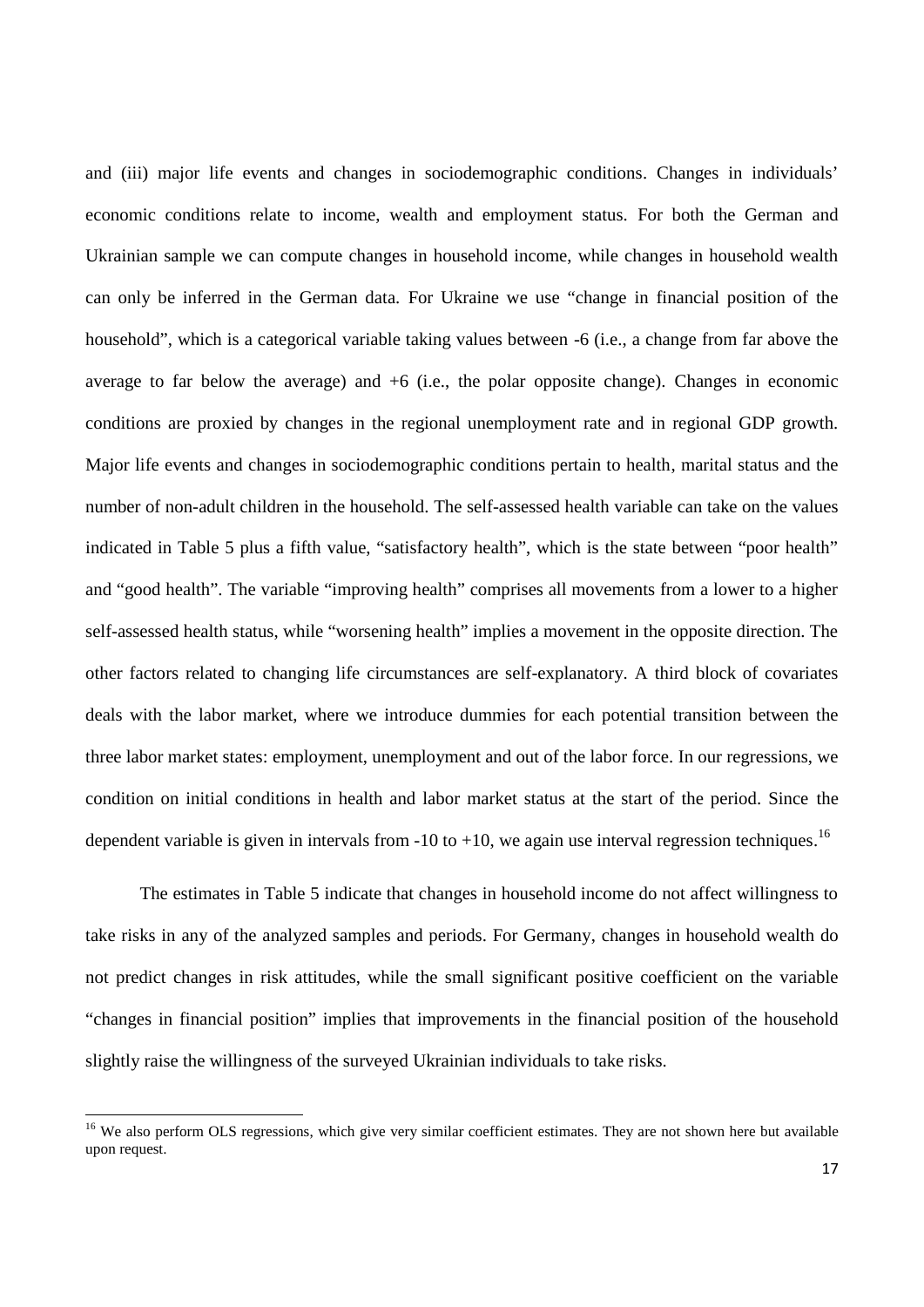and (iii) major life events and changes in sociodemographic conditions. Changes in individuals' economic conditions relate to income, wealth and employment status. For both the German and Ukrainian sample we can compute changes in household income, while changes in household wealth can only be inferred in the German data. For Ukraine we use "change in financial position of the household", which is a categorical variable taking values between -6 (i.e., a change from far above the average to far below the average) and +6 (i.e., the polar opposite change). Changes in economic conditions are proxied by changes in the regional unemployment rate and in regional GDP growth. Major life events and changes in sociodemographic conditions pertain to health, marital status and the number of non-adult children in the household. The self-assessed health variable can take on the values indicated in Table 5 plus a fifth value, "satisfactory health", which is the state between "poor health" and "good health". The variable "improving health" comprises all movements from a lower to a higher self-assessed health status, while "worsening health" implies a movement in the opposite direction. The other factors related to changing life circumstances are self-explanatory. A third block of covariates deals with the labor market, where we introduce dummies for each potential transition between the three labor market states: employment, unemployment and out of the labor force. In our regressions, we condition on initial conditions in health and labor market status at the start of the period. Since the dependent variable is given in intervals from -10 to +10, we again use interval regression techniques.[16]

The estimates in Table 5 indicate that changes in household income do not affect willingness to take risks in any of the analyzed samples and periods. For Germany, changes in household wealth do not predict changes in risk attitudes, while the small significant positive coefficient on the variable "changes in financial position" implies that improvements in the financial position of the household slightly raise the willingness of the surveyed Ukrainian individuals to take risks.

[16] We also perform OLS regressions, which give very similar coefficient estimates. They are not shown here but available upon request.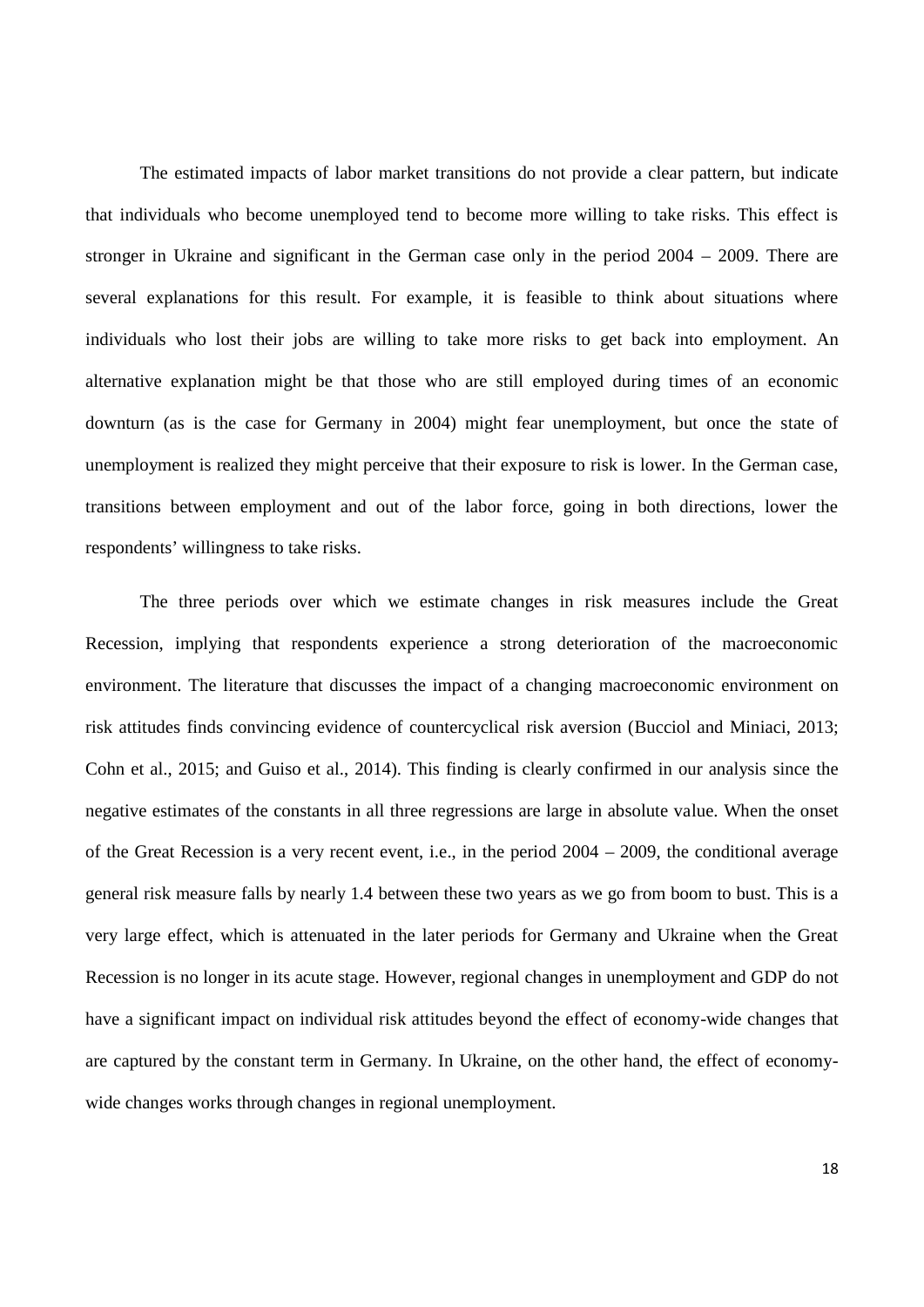The estimated impacts of labor market transitions do not provide a clear pattern, but indicate that individuals who become unemployed tend to become more willing to take risks. This effect is stronger in Ukraine and significant in the German case only in the period 2004 – 2009. There are several explanations for this result. For example, it is feasible to think about situations where individuals who lost their jobs are willing to take more risks to get back into employment. An alternative explanation might be that those who are still employed during times of an economic downturn (as is the case for Germany in 2004) might fear unemployment, but once the state of unemployment is realized they might perceive that their exposure to risk is lower. In the German case, transitions between employment and out of the labor force, going in both directions, lower the respondents' willingness to take risks.

The three periods over which we estimate changes in risk measures include the Great Recession, implying that respondents experience a strong deterioration of the macroeconomic environment. The literature that discusses the impact of a changing macroeconomic environment on risk attitudes finds convincing evidence of countercyclical risk aversion (Bucciol and Miniaci, 2013; Cohn et al., 2015; and Guiso et al., 2014). This finding is clearly confirmed in our analysis since the negative estimates of the constants in all three regressions are large in absolute value. When the onset of the Great Recession is a very recent event, i.e., in the period 2004 – 2009, the conditional average general risk measure falls by nearly 1.4 between these two years as we go from boom to bust. This is a very large effect, which is attenuated in the later periods for Germany and Ukraine when the Great Recession is no longer in its acute stage. However, regional changes in unemployment and GDP do not have a significant impact on individual risk attitudes beyond the effect of economy-wide changes that are captured by the constant term in Germany. In Ukraine, on the other hand, the effect of economy-wide changes works through changes in regional unemployment.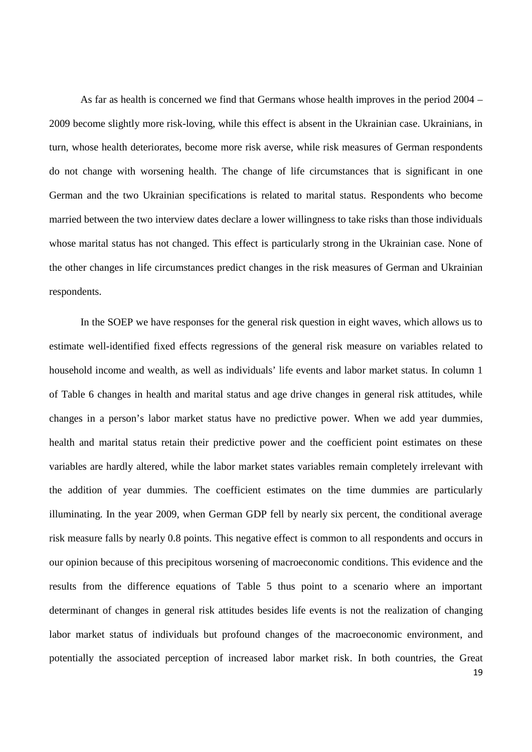As far as health is concerned we find that Germans whose health improves in the period 2004 – 2009 become slightly more risk-loving, while this effect is absent in the Ukrainian case. Ukrainians, in turn, whose health deteriorates, become more risk averse, while risk measures of German respondents do not change with worsening health. The change of life circumstances that is significant in one German and the two Ukrainian specifications is related to marital status. Respondents who become married between the two interview dates declare a lower willingness to take risks than those individuals whose marital status has not changed. This effect is particularly strong in the Ukrainian case. None of the other changes in life circumstances predict changes in the risk measures of German and Ukrainian respondents.

In the SOEP we have responses for the general risk question in eight waves, which allows us to estimate well-identified fixed effects regressions of the general risk measure on variables related to household income and wealth, as well as individuals' life events and labor market status. In column 1 of Table 6 changes in health and marital status and age drive changes in general risk attitudes, while changes in a person's labor market status have no predictive power. When we add year dummies, health and marital status retain their predictive power and the coefficient point estimates on these variables are hardly altered, while the labor market states variables remain completely irrelevant with the addition of year dummies. The coefficient estimates on the time dummies are particularly illuminating. In the year 2009, when German GDP fell by nearly six percent, the conditional average risk measure falls by nearly 0.8 points. This negative effect is common to all respondents and occurs in our opinion because of this precipitous worsening of macroeconomic conditions. This evidence and the results from the difference equations of Table 5 thus point to a scenario where an important determinant of changes in general risk attitudes besides life events is not the realization of changing labor market status of individuals but profound changes of the macroeconomic environment, and potentially the associated perception of increased labor market risk. In both countries, the Great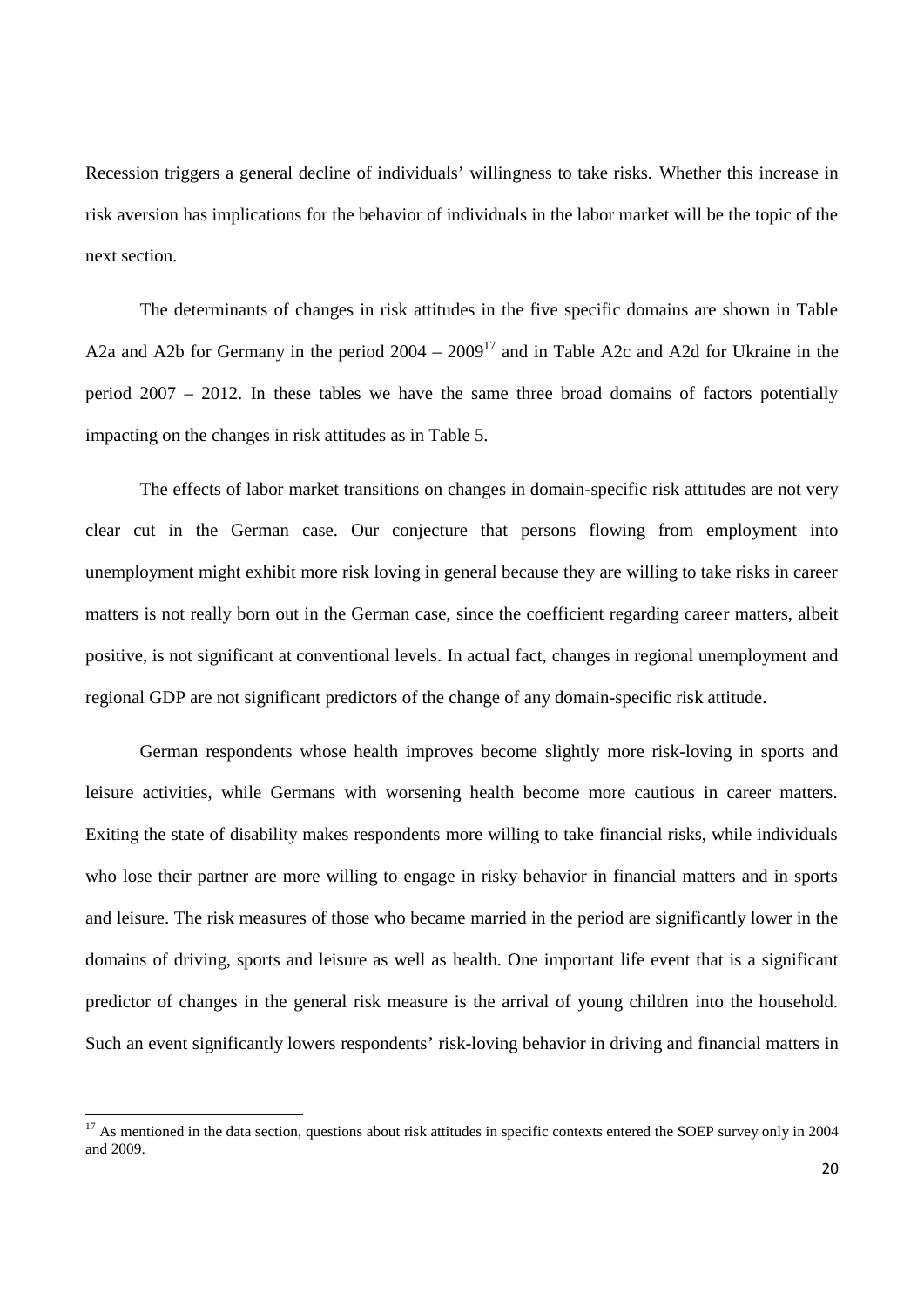Recession triggers a general decline of individuals' willingness to take risks. Whether this increase in risk aversion has implications for the behavior of individuals in the labor market will be the topic of the next section.

The determinants of changes in risk attitudes in the five specific domains are shown in Table A2a and A2b for Germany in the period 2004 – 2009[17] and in Table A2c and A2d for Ukraine in the period 2007 – 2012. In these tables we have the same three broad domains of factors potentially impacting on the changes in risk attitudes as in Table 5.

The effects of labor market transitions on changes in domain-specific risk attitudes are not very clear cut in the German case. Our conjecture that persons flowing from employment into unemployment might exhibit more risk loving in general because they are willing to take risks in career matters is not really born out in the German case, since the coefficient regarding career matters, albeit positive, is not significant at conventional levels. In actual fact, changes in regional unemployment and regional GDP are not significant predictors of the change of any domain-specific risk attitude.

German respondents whose health improves become slightly more risk-loving in sports and leisure activities, while Germans with worsening health become more cautious in career matters. Exiting the state of disability makes respondents more willing to take financial risks, while individuals who lose their partner are more willing to engage in risky behavior in financial matters and in sports and leisure. The risk measures of those who became married in the period are significantly lower in the domains of driving, sports and leisure as well as health. One important life event that is a significant predictor of changes in the general risk measure is the arrival of young children into the household. Such an event significantly lowers respondents' risk-loving behavior in driving and financial matters in

[17] As mentioned in the data section, questions about risk attitudes in specific contexts entered the SOEP survey only in 2004 and 2009.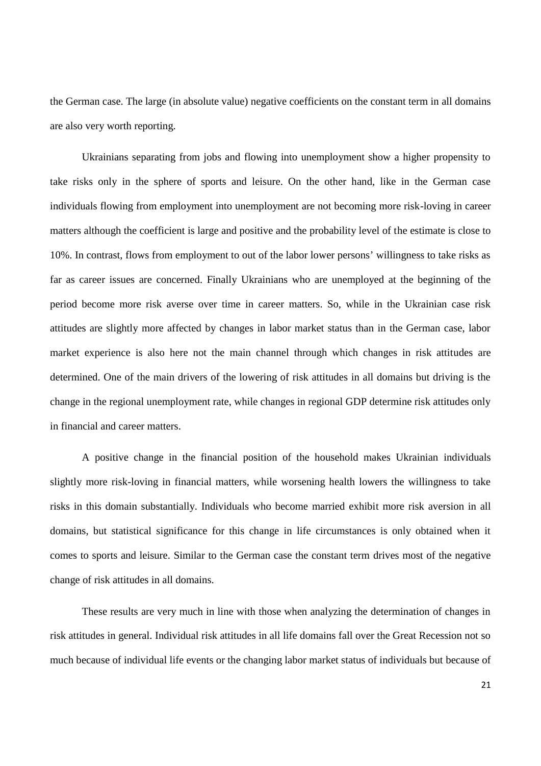the German case. The large (in absolute value) negative coefficients on the constant term in all domains are also very worth reporting.

Ukrainians separating from jobs and flowing into unemployment show a higher propensity to take risks only in the sphere of sports and leisure. On the other hand, like in the German case individuals flowing from employment into unemployment are not becoming more risk-loving in career matters although the coefficient is large and positive and the probability level of the estimate is close to 10%. In contrast, flows from employment to out of the labor lower persons' willingness to take risks as far as career issues are concerned. Finally Ukrainians who are unemployed at the beginning of the period become more risk averse over time in career matters. So, while in the Ukrainian case risk attitudes are slightly more affected by changes in labor market status than in the German case, labor market experience is also here not the main channel through which changes in risk attitudes are determined. One of the main drivers of the lowering of risk attitudes in all domains but driving is the change in the regional unemployment rate, while changes in regional GDP determine risk attitudes only in financial and career matters.

A positive change in the financial position of the household makes Ukrainian individuals slightly more risk-loving in financial matters, while worsening health lowers the willingness to take risks in this domain substantially. Individuals who become married exhibit more risk aversion in all domains, but statistical significance for this change in life circumstances is only obtained when it comes to sports and leisure. Similar to the German case the constant term drives most of the negative change of risk attitudes in all domains.

These results are very much in line with those when analyzing the determination of changes in risk attitudes in general. Individual risk attitudes in all life domains fall over the Great Recession not so much because of individual life events or the changing labor market status of individuals but because of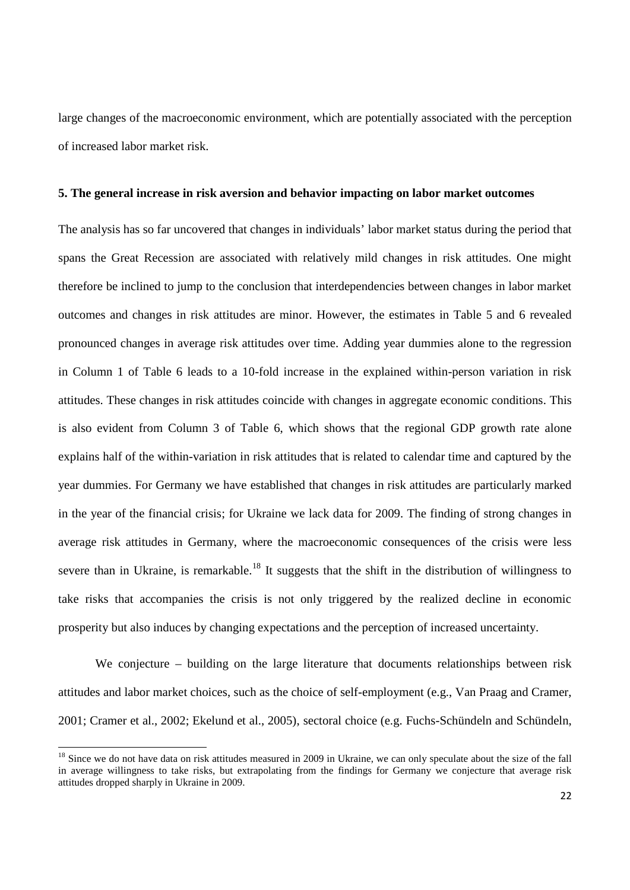large changes of the macroeconomic environment, which are potentially associated with the perception of increased labor market risk.

**5. The general increase in risk aversion and behavior impacting on labor market outcomes**

The analysis has so far uncovered that changes in individuals' labor market status during the period that spans the Great Recession are associated with relatively mild changes in risk attitudes. One might therefore be inclined to jump to the conclusion that interdependencies between changes in labor market outcomes and changes in risk attitudes are minor. However, the estimates in Table 5 and 6 revealed pronounced changes in average risk attitudes over time. Adding year dummies alone to the regression in Column 1 of Table 6 leads to a 10-fold increase in the explained within-person variation in risk attitudes. These changes in risk attitudes coincide with changes in aggregate economic conditions. This is also evident from Column 3 of Table 6, which shows that the regional GDP growth rate alone explains half of the within-variation in risk attitudes that is related to calendar time and captured by the year dummies. For Germany we have established that changes in risk attitudes are particularly marked in the year of the financial crisis; for Ukraine we lack data for 2009. The finding of strong changes in average risk attitudes in Germany, where the macroeconomic consequences of the crisis were less severe than in Ukraine, is remarkable.[18] It suggests that the shift in the distribution of willingness to take risks that accompanies the crisis is not only triggered by the realized decline in economic prosperity but also induces by changing expectations and the perception of increased uncertainty.

We conjecture – building on the large literature that documents relationships between risk attitudes and labor market choices, such as the choice of self-employment (e.g., Van Praag and Cramer, 2001; Cramer et al., 2002; Ekelund et al., 2005), sectoral choice (e.g. Fuchs-Schündeln and Schündeln,

[18] Since we do not have data on risk attitudes measured in 2009 in Ukraine, we can only speculate about the size of the fall in average willingness to take risks, but extrapolating from the findings for Germany we conjecture that average risk attitudes dropped sharply in Ukraine in 2009.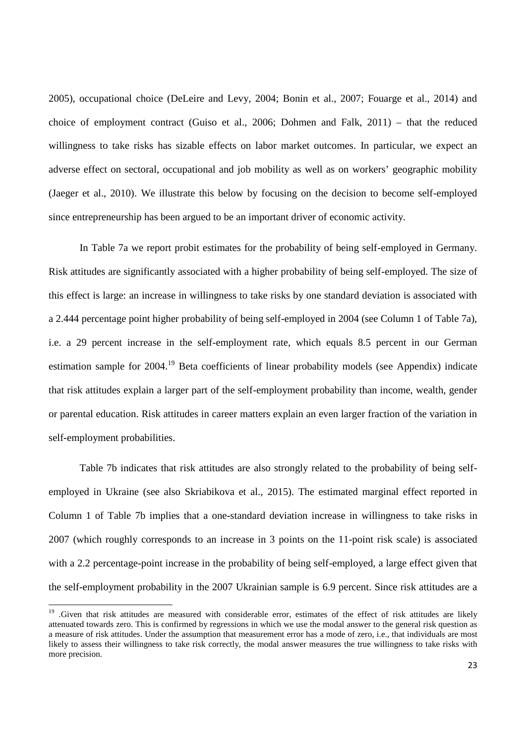2005), occupational choice (DeLeire and Levy, 2004; Bonin et al., 2007; Fouarge et al., 2014) and choice of employment contract (Guiso et al., 2006; Dohmen and Falk, 2011) – that the reduced willingness to take risks has sizable effects on labor market outcomes. In particular, we expect an adverse effect on sectoral, occupational and job mobility as well as on workers' geographic mobility (Jaeger et al., 2010). We illustrate this below by focusing on the decision to become self-employed since entrepreneurship has been argued to be an important driver of economic activity.

In Table 7a we report probit estimates for the probability of being self-employed in Germany. Risk attitudes are significantly associated with a higher probability of being self-employed. The size of this effect is large: an increase in willingness to take risks by one standard deviation is associated with a 2.444 percentage point higher probability of being self-employed in 2004 (see Column 1 of Table 7a), i.e. a 29 percent increase in the self-employment rate, which equals 8.5 percent in our German estimation sample for 2004.[19] Beta coefficients of linear probability models (see Appendix) indicate that risk attitudes explain a larger part of the self-employment probability than income, wealth, gender or parental education. Risk attitudes in career matters explain an even larger fraction of the variation in self-employment probabilities.

Table 7b indicates that risk attitudes are also strongly related to the probability of being self-employed in Ukraine (see also Skriabikova et al., 2015). The estimated marginal effect reported in Column 1 of Table 7b implies that a one-standard deviation increase in willingness to take risks in 2007 (which roughly corresponds to an increase in 3 points on the 11-point risk scale) is associated with a 2.2 percentage-point increase in the probability of being self-employed, a large effect given that the self-employment probability in the 2007 Ukrainian sample is 6.9 percent. Since risk attitudes are a

[19] .Given that risk attitudes are measured with considerable error, estimates of the effect of risk attitudes are likely attenuated towards zero. This is confirmed by regressions in which we use the modal answer to the general risk question as a measure of risk attitudes. Under the assumption that measurement error has a mode of zero, i.e., that individuals are most likely to assess their willingness to take risk correctly, the modal answer measures the true willingness to take risks with more precision.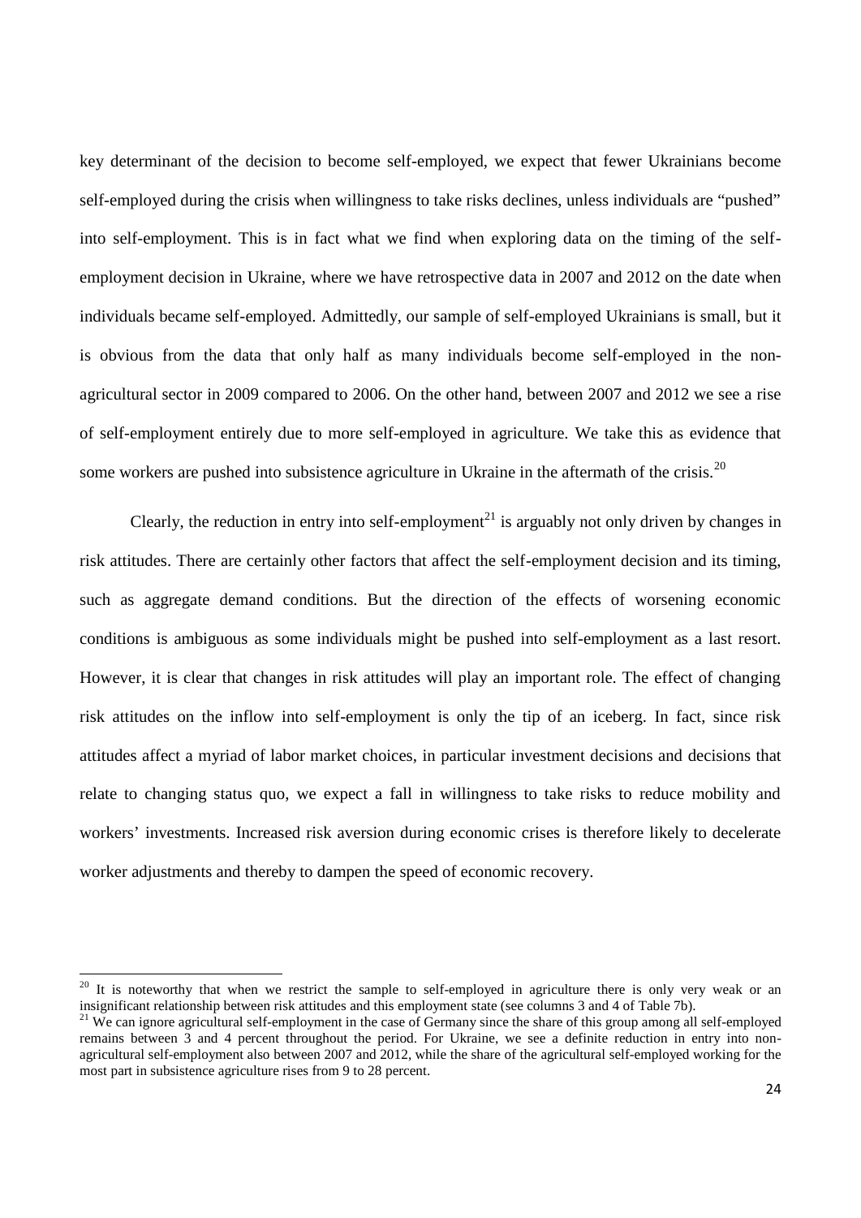key determinant of the decision to become self-employed, we expect that fewer Ukrainians become self-employed during the crisis when willingness to take risks declines, unless individuals are "pushed" into self-employment. This is in fact what we find when exploring data on the timing of the self-employment decision in Ukraine, where we have retrospective data in 2007 and 2012 on the date when individuals became self-employed. Admittedly, our sample of self-employed Ukrainians is small, but it is obvious from the data that only half as many individuals become self-employed in the non-agricultural sector in 2009 compared to 2006. On the other hand, between 2007 and 2012 we see a rise of self-employment entirely due to more self-employed in agriculture. We take this as evidence that some workers are pushed into subsistence agriculture in Ukraine in the aftermath of the crisis.[20]

Clearly, the reduction in entry into self-employment[21] is arguably not only driven by changes in risk attitudes. There are certainly other factors that affect the self-employment decision and its timing, such as aggregate demand conditions. But the direction of the effects of worsening economic conditions is ambiguous as some individuals might be pushed into self-employment as a last resort. However, it is clear that changes in risk attitudes will play an important role. The effect of changing risk attitudes on the inflow into self-employment is only the tip of an iceberg. In fact, since risk attitudes affect a myriad of labor market choices, in particular investment decisions and decisions that relate to changing status quo, we expect a fall in willingness to take risks to reduce mobility and workers' investments. Increased risk aversion during economic crises is therefore likely to decelerate worker adjustments and thereby to dampen the speed of economic recovery.

[20] It is noteworthy that when we restrict the sample to self-employed in agriculture there is only very weak or an insignificant relationship between risk attitudes and this employment state (see columns 3 and 4 of Table 7b).

[21] We can ignore agricultural self-employment in the case of Germany since the share of this group among all self-employed remains between 3 and 4 percent throughout the period. For Ukraine, we see a definite reduction in entry into non-agricultural self-employment also between 2007 and 2012, while the share of the agricultural self-employed working for the most part in subsistence agriculture rises from 9 to 28 percent.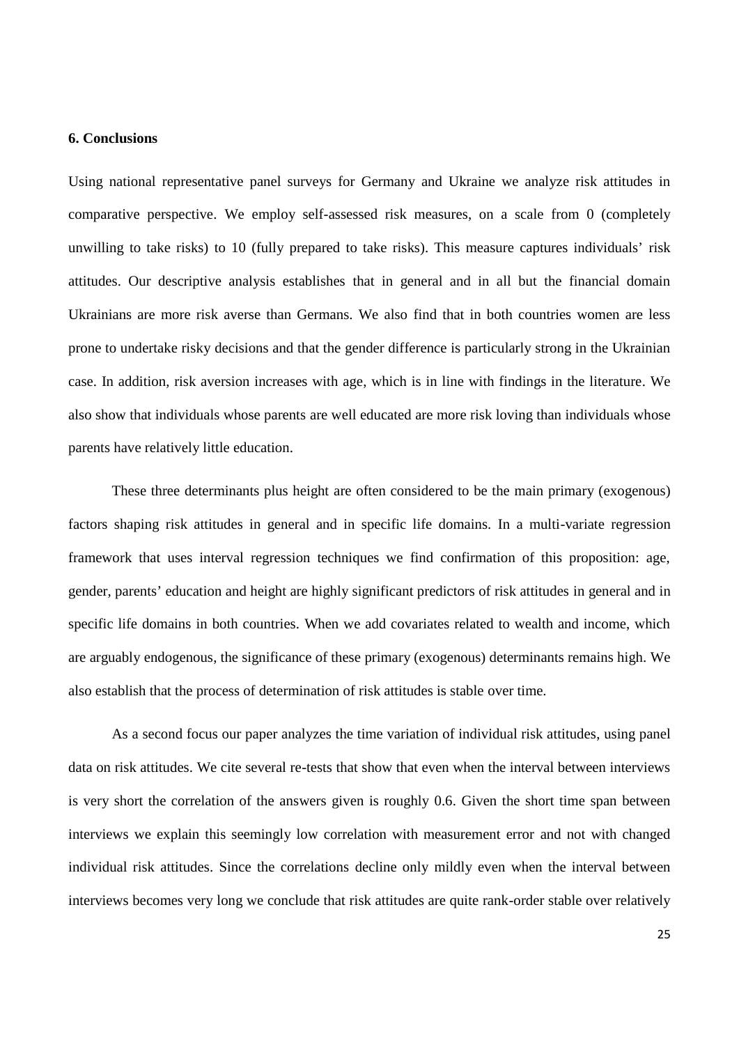### 6. Conclusions

Using national representative panel surveys for Germany and Ukraine we analyze risk attitudes in comparative perspective. We employ self-assessed risk measures, on a scale from 0 (completely unwilling to take risks) to 10 (fully prepared to take risks). This measure captures individuals' risk attitudes. Our descriptive analysis establishes that in general and in all but the financial domain Ukrainians are more risk averse than Germans. We also find that in both countries women are less prone to undertake risky decisions and that the gender difference is particularly strong in the Ukrainian case. In addition, risk aversion increases with age, which is in line with findings in the literature. We also show that individuals whose parents are well educated are more risk loving than individuals whose parents have relatively little education.

These three determinants plus height are often considered to be the main primary (exogenous) factors shaping risk attitudes in general and in specific life domains. In a multi-variate regression framework that uses interval regression techniques we find confirmation of this proposition: age, gender, parents' education and height are highly significant predictors of risk attitudes in general and in specific life domains in both countries. When we add covariates related to wealth and income, which are arguably endogenous, the significance of these primary (exogenous) determinants remains high. We also establish that the process of determination of risk attitudes is stable over time.

As a second focus our paper analyzes the time variation of individual risk attitudes, using panel data on risk attitudes. We cite several re-tests that show that even when the interval between interviews is very short the correlation of the answers given is roughly 0.6. Given the short time span between interviews we explain this seemingly low correlation with measurement error and not with changed individual risk attitudes. Since the correlations decline only mildly even when the interval between interviews becomes very long we conclude that risk attitudes are quite rank-order stable over relatively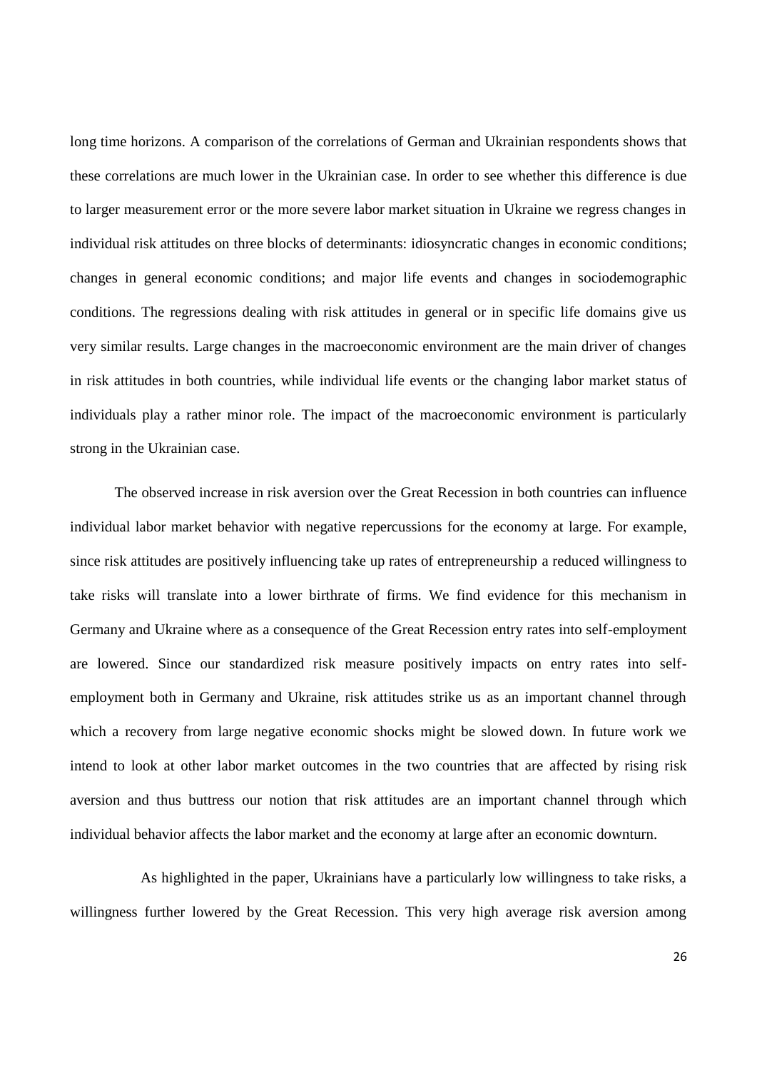long time horizons. A comparison of the correlations of German and Ukrainian respondents shows that these correlations are much lower in the Ukrainian case. In order to see whether this difference is due to larger measurement error or the more severe labor market situation in Ukraine we regress changes in individual risk attitudes on three blocks of determinants: idiosyncratic changes in economic conditions; changes in general economic conditions; and major life events and changes in sociodemographic conditions. The regressions dealing with risk attitudes in general or in specific life domains give us very similar results. Large changes in the macroeconomic environment are the main driver of changes in risk attitudes in both countries, while individual life events or the changing labor market status of individuals play a rather minor role. The impact of the macroeconomic environment is particularly strong in the Ukrainian case.

The observed increase in risk aversion over the Great Recession in both countries can influence individual labor market behavior with negative repercussions for the economy at large. For example, since risk attitudes are positively influencing take up rates of entrepreneurship a reduced willingness to take risks will translate into a lower birthrate of firms. We find evidence for this mechanism in Germany and Ukraine where as a consequence of the Great Recession entry rates into self-employment are lowered. Since our standardized risk measure positively impacts on entry rates into self-employment both in Germany and Ukraine, risk attitudes strike us as an important channel through which a recovery from large negative economic shocks might be slowed down. In future work we intend to look at other labor market outcomes in the two countries that are affected by rising risk aversion and thus buttress our notion that risk attitudes are an important channel through which individual behavior affects the labor market and the economy at large after an economic downturn.

As highlighted in the paper, Ukrainians have a particularly low willingness to take risks, a willingness further lowered by the Great Recession. This very high average risk aversion among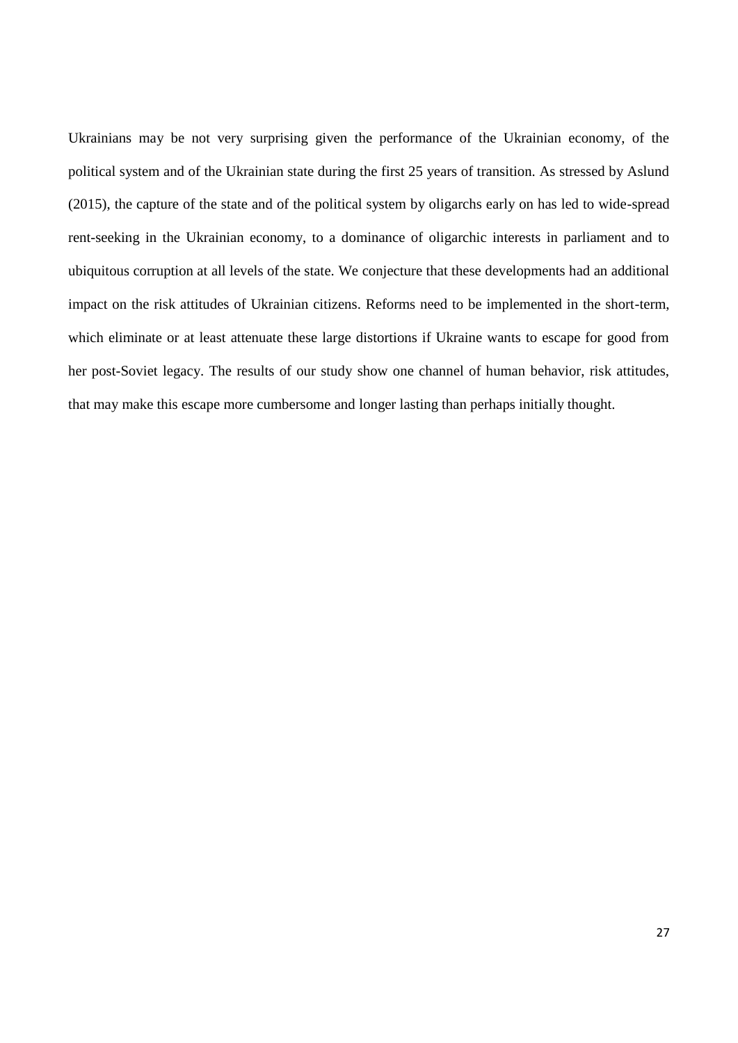Ukrainians may be not very surprising given the performance of the Ukrainian economy, of the political system and of the Ukrainian state during the first 25 years of transition. As stressed by Aslund (2015), the capture of the state and of the political system by oligarchs early on has led to wide-spread rent-seeking in the Ukrainian economy, to a dominance of oligarchic interests in parliament and to ubiquitous corruption at all levels of the state. We conjecture that these developments had an additional impact on the risk attitudes of Ukrainian citizens. Reforms need to be implemented in the short-term, which eliminate or at least attenuate these large distortions if Ukraine wants to escape for good from her post-Soviet legacy. The results of our study show one channel of human behavior, risk attitudes, that may make this escape more cumbersome and longer lasting than perhaps initially thought.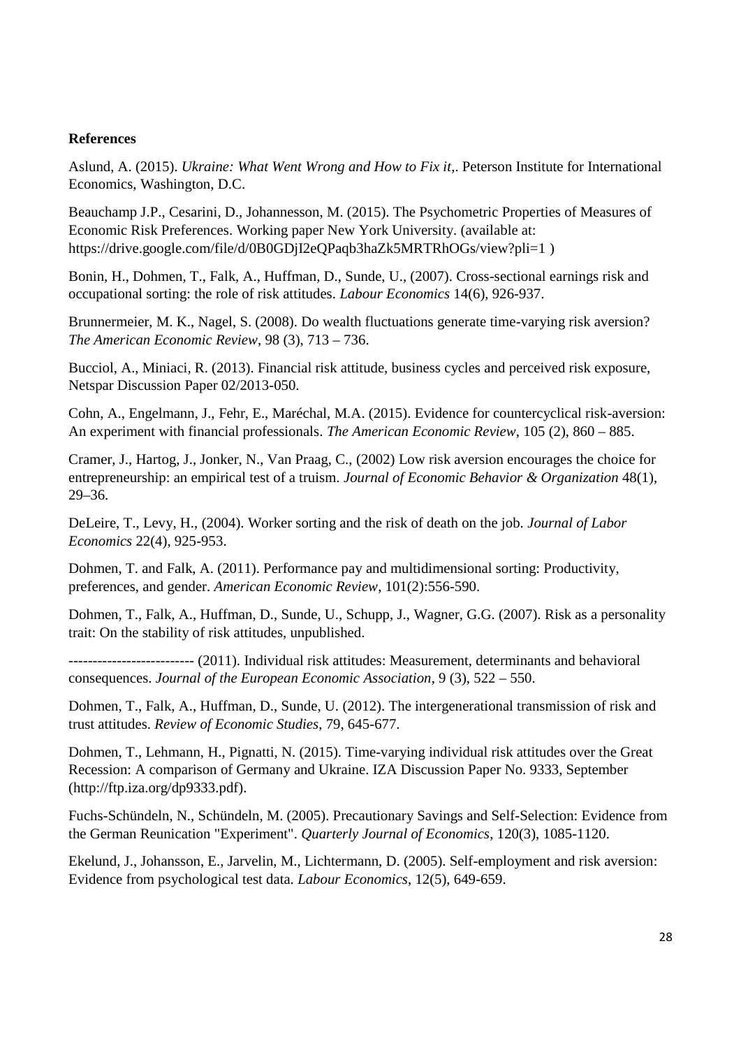**References**

Aslund, A. (2015). *Ukraine: What Went Wrong and How to Fix it,*. Peterson Institute for International Economics, Washington, D.C.

Beauchamp J.P., Cesarini, D., Johannesson, M. (2015). The Psychometric Properties of Measures of Economic Risk Preferences. Working paper New York University. (available at: https://drive.google.com/file/d/0B0GDjI2eQPaqb3haZk5MRTRhOGs/view?pli=1 )

Bonin, H., Dohmen, T., Falk, A., Huffman, D., Sunde, U., (2007). Cross-sectional earnings risk and occupational sorting: the role of risk attitudes. *Labour Economics* 14(6), 926-937.

Brunnermeier, M. K., Nagel, S. (2008). Do wealth fluctuations generate time-varying risk aversion? *The American Economic Review*, 98 (3), 713 – 736.

Bucciol, A., Miniaci, R. (2013). Financial risk attitude, business cycles and perceived risk exposure, Netspar Discussion Paper 02/2013-050.

Cohn, A., Engelmann, J., Fehr, E., Maréchal, M.A. (2015). Evidence for countercyclical risk-aversion: An experiment with financial professionals. *The American Economic Review*, 105 (2), 860 – 885.

Cramer, J., Hartog, J., Jonker, N., Van Praag, C., (2002) Low risk aversion encourages the choice for entrepreneurship: an empirical test of a truism. *Journal of Economic Behavior & Organization* 48(1), 29–36.

DeLeire, T., Levy, H., (2004). Worker sorting and the risk of death on the job. *Journal of Labor Economics* 22(4), 925-953.

Dohmen, T. and Falk, A. (2011). Performance pay and multidimensional sorting: Productivity, preferences, and gender. *American Economic Review*, 101(2):556-590.

Dohmen, T., Falk, A., Huffman, D., Sunde, U., Schupp, J., Wagner, G.G. (2007). Risk as a personality trait: On the stability of risk attitudes, unpublished.

-------------------------- (2011). Individual risk attitudes: Measurement, determinants and behavioral consequences. *Journal of the European Economic Association*, 9 (3), 522 – 550.

Dohmen, T., Falk, A., Huffman, D., Sunde, U. (2012). The intergenerational transmission of risk and trust attitudes. *Review of Economic Studies*, 79, 645-677.

Dohmen, T., Lehmann, H., Pignatti, N. (2015). Time-varying individual risk attitudes over the Great Recession: A comparison of Germany and Ukraine. IZA Discussion Paper No. 9333, September (http://ftp.iza.org/dp9333.pdf).

Fuchs-Schündeln, N., Schündeln, M. (2005). Precautionary Savings and Self-Selection: Evidence from the German Reunication "Experiment". *Quarterly Journal of Economics*, 120(3), 1085-1120.

Ekelund, J., Johansson, E., Jarvelin, M., Lichtermann, D. (2005). Self-employment and risk aversion: Evidence from psychological test data. *Labour Economics*, 12(5), 649-659.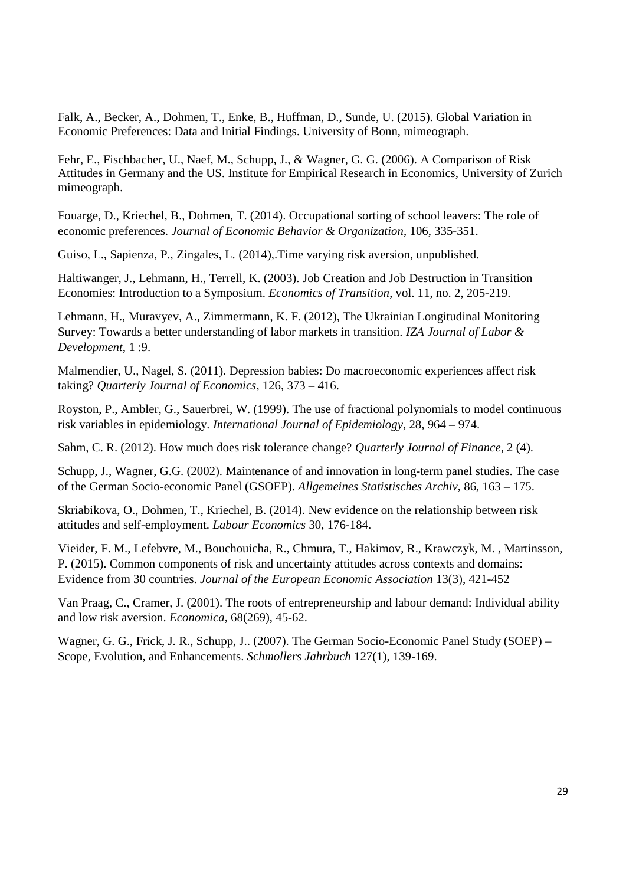Falk, A., Becker, A., Dohmen, T., Enke, B., Huffman, D., Sunde, U. (2015). Global Variation in Economic Preferences: Data and Initial Findings. University of Bonn, mimeograph.

Fehr, E., Fischbacher, U., Naef, M., Schupp, J., & Wagner, G. G. (2006). A Comparison of Risk Attitudes in Germany and the US. Institute for Empirical Research in Economics, University of Zurich mimeograph.

Fouarge, D., Kriechel, B., Dohmen, T. (2014). Occupational sorting of school leavers: The role of economic preferences. *Journal of Economic Behavior & Organization*, 106, 335-351.

Guiso, L., Sapienza, P., Zingales, L. (2014),.Time varying risk aversion, unpublished.

Haltiwanger, J., Lehmann, H., Terrell, K. (2003). Job Creation and Job Destruction in Transition Economies: Introduction to a Symposium. *Economics of Transition*, vol. 11, no. 2, 205-219.

Lehmann, H., Muravyev, A., Zimmermann, K. F. (2012), The Ukrainian Longitudinal Monitoring Survey: Towards a better understanding of labor markets in transition. *IZA Journal of Labor & Development*, 1 :9.

Malmendier, U., Nagel, S. (2011). Depression babies: Do macroeconomic experiences affect risk taking? *Quarterly Journal of Economics*, 126, 373 – 416.

Royston, P., Ambler, G., Sauerbrei, W. (1999). The use of fractional polynomials to model continuous risk variables in epidemiology. *International Journal of Epidemiology*, 28, 964 – 974.

Sahm, C. R. (2012). How much does risk tolerance change? *Quarterly Journal of Finance*, 2 (4).

Schupp, J., Wagner, G.G. (2002). Maintenance of and innovation in long-term panel studies. The case of the German Socio-economic Panel (GSOEP). *Allgemeines Statistisches Archiv*, 86, 163 – 175.

Skriabikova, O., Dohmen, T., Kriechel, B. (2014). New evidence on the relationship between risk attitudes and self-employment. *Labour Economics* 30, 176-184.

Vieider, F. M., Lefebvre, M., Bouchouicha, R., Chmura, T., Hakimov, R., Krawczyk, M. , Martinsson, P. (2015). Common components of risk and uncertainty attitudes across contexts and domains: Evidence from 30 countries. *Journal of the European Economic Association* 13(3), 421-452

Van Praag, C., Cramer, J. (2001). The roots of entrepreneurship and labour demand: Individual ability and low risk aversion. *Economica*, 68(269), 45-62.

Wagner, G. G., Frick, J. R., Schupp, J.. (2007). The German Socio-Economic Panel Study (SOEP) – Scope, Evolution, and Enhancements. *Schmollers Jahrbuch* 127(1), 139-169.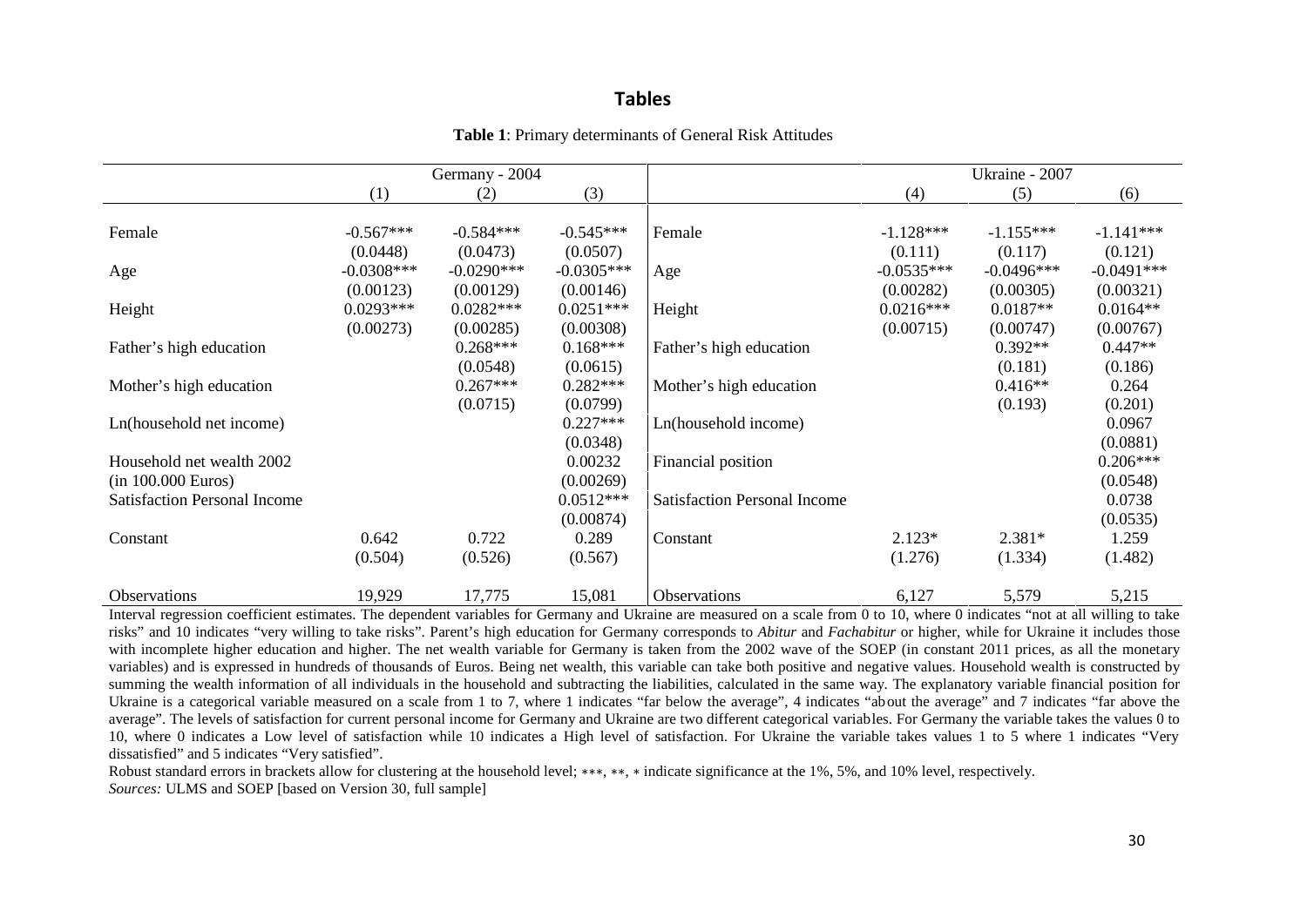# Tables

**Table 1**: Primary determinants of General Risk Attitudes

| | Germany - 2004 | | | | Ukraine - 2007 | | |
|---|---|---|---|---|---|---|---|
| | (1) | (2) | (3) | | (4) | (5) | (6) |
| Female | -0.567*** | -0.584*** | -0.545*** | Female | -1.128*** | -1.155*** | -1.141*** |
| | (0.0448) | (0.0473) | (0.0507) | | (0.111) | (0.117) | (0.121) |
| Age | -0.0308*** | -0.0290*** | -0.0305*** | Age | -0.0535*** | -0.0496*** | -0.0491*** |
| | (0.00123) | (0.00129) | (0.00146) | | (0.00282) | (0.00305) | (0.00321) |
| Height | 0.0293*** | 0.0282*** | 0.0251*** | Height | 0.0216*** | 0.0187** | 0.0164** |
| | (0.00273) | (0.00285) | (0.00308) | | (0.00715) | (0.00747) | (0.00767) |
| Father's high education | | 0.268*** | 0.168*** | Father's high education | | 0.392** | 0.447** |
| | | (0.0548) | (0.0615) | | | (0.181) | (0.186) |
| Mother's high education | | 0.267*** | 0.282*** | Mother's high education | | 0.416** | 0.264 |
| | | (0.0715) | (0.0799) | | | (0.193) | (0.201) |
| Ln(household net income) | | | 0.227*** | Ln(household income) | | | 0.0967 |
| | | | (0.0348) | | | | (0.0881) |
| Household net wealth 2002 | | | 0.00232 | Financial position | | | 0.206*** |
| (in 100.000 Euros) | | | (0.00269) | | | | (0.0548) |
| Satisfaction Personal Income | | | 0.0512*** | Satisfaction Personal Income | | | 0.0738 |
| | | | (0.00874) | | | | (0.0535) |
| Constant | 0.642 | 0.722 | 0.289 | Constant | 2.123* | 2.381* | 1.259 |
| | (0.504) | (0.526) | (0.567) | | (1.276) | (1.334) | (1.482) |
| Observations | 19,929 | 17,775 | 15,081 | Observations | 6,127 | 5,579 | 5,215 |

Interval regression coefficient estimates. The dependent variables for Germany and Ukraine are measured on a scale from 0 to 10, where 0 indicates "not at all willing to take risks" and 10 indicates "very willing to take risks". Parent's high education for Germany corresponds to *Abitur* and *Fachabitur* or higher, while for Ukraine it includes those with incomplete higher education and higher. The net wealth variable for Germany is taken from the 2002 wave of the SOEP (in constant 2011 prices, as all the monetary variables) and is expressed in hundreds of thousands of Euros. Being net wealth, this variable can take both positive and negative values. Household wealth is constructed by summing the wealth information of all individuals in the household and subtracting the liabilities, calculated in the same way. The explanatory variable financial position for Ukraine is a categorical variable measured on a scale from 1 to 7, where 1 indicates "far below the average", 4 indicates "about the average" and 7 indicates "far above the average". The levels of satisfaction for current personal income for Germany and Ukraine are two different categorical variables. For Germany the variable takes the values 0 to 10, where 0 indicates a Low level of satisfaction while 10 indicates a High level of satisfaction. For Ukraine the variable takes values 1 to 5 where 1 indicates "Very dissatisfied" and 5 indicates "Very satisfied".

Robust standard errors in brackets allow for clustering at the household level; ***, **, * indicate significance at the 1%, 5%, and 10% level, respectively.

*Sources:* ULMS and SOEP [based on Version 30, full sample]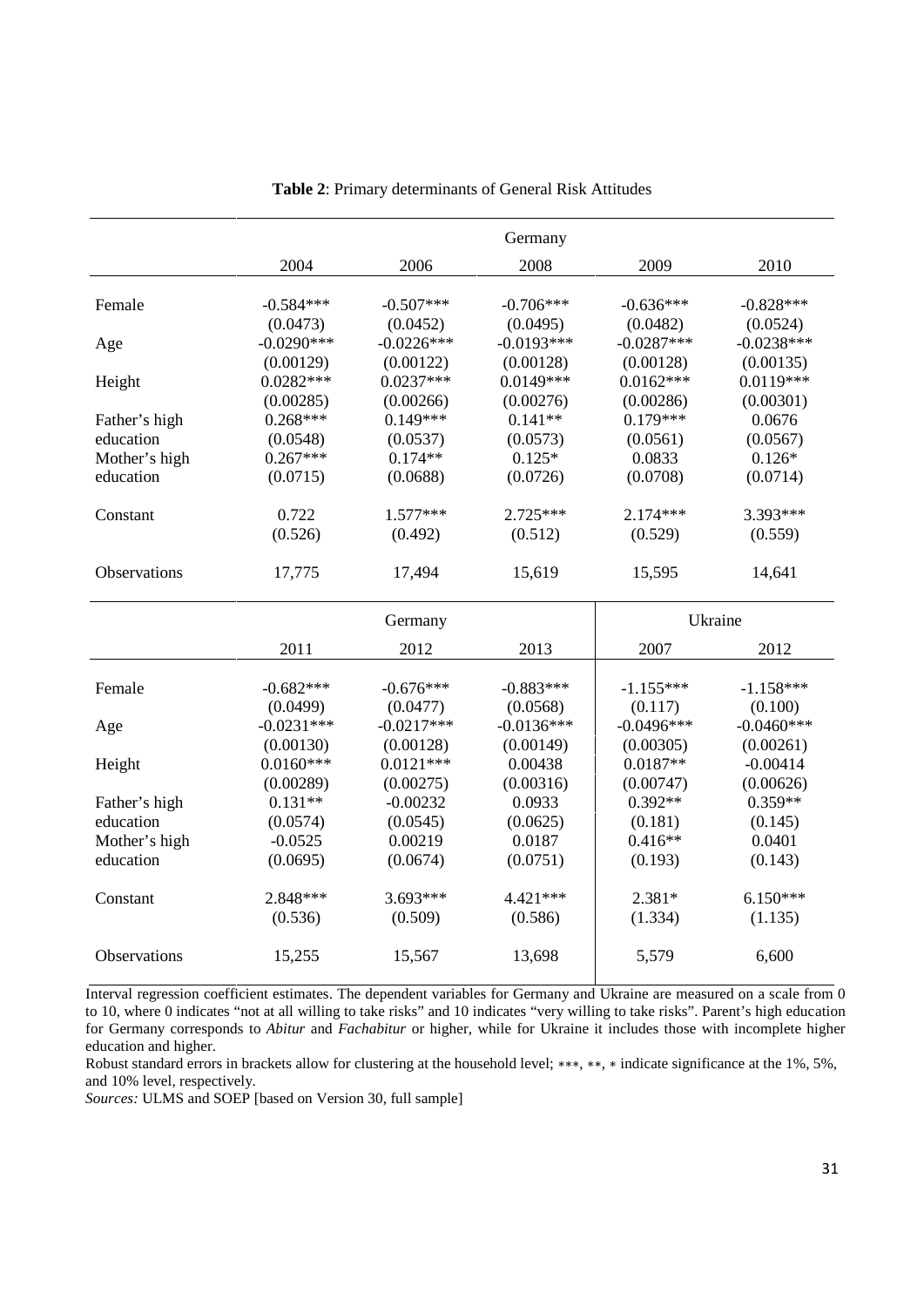**Table 2**: Primary determinants of General Risk Attitudes

| | Germany | | | | |
|---|---|---|---|---|---|
| | 2004 | 2006 | 2008 | 2009 | 2010 |
| Female | -0.584*** | -0.507*** | -0.706*** | -0.636*** | -0.828*** |
| | (0.0473) | (0.0452) | (0.0495) | (0.0482) | (0.0524) |
| Age | -0.0290*** | -0.0226*** | -0.0193*** | -0.0287*** | -0.0238*** |
| | (0.00129) | (0.00122) | (0.00128) | (0.00128) | (0.00135) |
| Height | 0.0282*** | 0.0237*** | 0.0149*** | 0.0162*** | 0.0119*** |
| | (0.00285) | (0.00266) | (0.00276) | (0.00286) | (0.00301) |
| Father's high education | 0.268*** | 0.149*** | 0.141** | 0.179*** | 0.0676 |
| | (0.0548) | (0.0537) | (0.0573) | (0.0561) | (0.0567) |
| Mother's high education | 0.267*** | 0.174** | 0.125* | 0.0833 | 0.126* |
| | (0.0715) | (0.0688) | (0.0726) | (0.0708) | (0.0714) |
| Constant | 0.722 | 1.577*** | 2.725*** | 2.174*** | 3.393*** |
| | (0.526) | (0.492) | (0.512) | (0.529) | (0.559) |
| Observations | 17,775 | 17,494 | 15,619 | 15,595 | 14,641 |

| | Germany | | | Ukraine | |
|---|---|---|---|---|---|
| | 2011 | 2012 | 2013 | 2007 | 2012 |
| Female | -0.682*** | -0.676*** | -0.883*** | -1.155*** | -1.158*** |
| | (0.0499) | (0.0477) | (0.0568) | (0.117) | (0.100) |
| Age | -0.0231*** | -0.0217*** | -0.0136*** | -0.0496*** | -0.0460*** |
| | (0.00130) | (0.00128) | (0.00149) | (0.00305) | (0.00261) |
| Height | 0.0160*** | 0.0121*** | 0.00438 | 0.0187** | -0.00414 |
| | (0.00289) | (0.00275) | (0.00316) | (0.00747) | (0.00626) |
| Father's high education | 0.131** | -0.00232 | 0.0933 | 0.392** | 0.359** |
| | (0.0574) | (0.0545) | (0.0625) | (0.181) | (0.145) |
| Mother's high education | -0.0525 | 0.00219 | 0.0187 | 0.416** | 0.0401 |
| | (0.0695) | (0.0674) | (0.0751) | (0.193) | (0.143) |
| Constant | 2.848*** | 3.693*** | 4.421*** | 2.381* | 6.150*** |
| | (0.536) | (0.509) | (0.586) | (1.334) | (1.135) |
| Observations | 15,255 | 15,567 | 13,698 | 5,579 | 6,600 |

Interval regression coefficient estimates. The dependent variables for Germany and Ukraine are measured on a scale from 0 to 10, where 0 indicates "not at all willing to take risks" and 10 indicates "very willing to take risks". Parent's high education for Germany corresponds to *Abitur* and *Fachabitur* or higher, while for Ukraine it includes those with incomplete higher education and higher.

Robust standard errors in brackets allow for clustering at the household level; ***, **, * indicate significance at the 1%, 5%, and 10% level, respectively.

*Sources:* ULMS and SOEP [based on Version 30, full sample]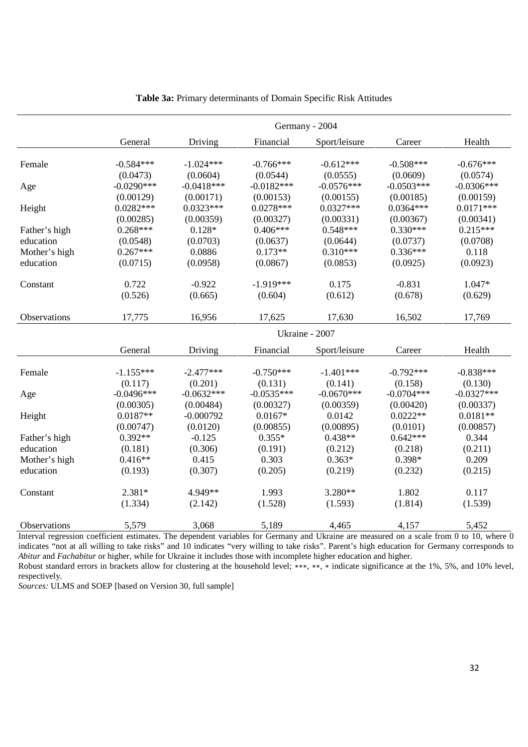**Table 3a:** Primary determinants of Domain Specific Risk Attitudes

| | Germany - 2004 | | | | | |
|---|---|---|---|---|---|---|
| | General | Driving | Financial | Sport/leisure | Career | Health |
| Female | -0.584*** | -1.024*** | -0.766*** | -0.612*** | -0.508*** | -0.676*** |
| | (0.0473) | (0.0604) | (0.0544) | (0.0555) | (0.0609) | (0.0574) |
| Age | -0.0290*** | -0.0418*** | -0.0182*** | -0.0576*** | -0.0503*** | -0.0306*** |
| | (0.00129) | (0.00171) | (0.00153) | (0.00155) | (0.00185) | (0.00159) |
| Height | 0.0282*** | 0.0323*** | 0.0278*** | 0.0327*** | 0.0364*** | 0.0171*** |
| | (0.00285) | (0.00359) | (0.00327) | (0.00331) | (0.00367) | (0.00341) |
| Father's high education | 0.268*** | 0.128* | 0.406*** | 0.548*** | 0.330*** | 0.215*** |
| | (0.0548) | (0.0703) | (0.0637) | (0.0644) | (0.0737) | (0.0708) |
| Mother's high education | 0.267*** | 0.0886 | 0.173** | 0.310*** | 0.336*** | 0.118 |
| | (0.0715) | (0.0958) | (0.0867) | (0.0853) | (0.0925) | (0.0923) |
| Constant | 0.722 | -0.922 | -1.919*** | 0.175 | -0.831 | 1.047* |
| | (0.526) | (0.665) | (0.604) | (0.612) | (0.678) | (0.629) |
| Observations | 17,775 | 16,956 | 17,625 | 17,630 | 16,502 | 17,769 |
| | Ukraine - 2007 | | | | | |
| | General | Driving | Financial | Sport/leisure | Career | Health |
| Female | -1.155*** | -2.477*** | -0.750*** | -1.401*** | -0.792*** | -0.838*** |
| | (0.117) | (0.201) | (0.131) | (0.141) | (0.158) | (0.130) |
| Age | -0.0496*** | -0.0632*** | -0.0535*** | -0.0670*** | -0.0704*** | -0.0327*** |
| | (0.00305) | (0.00484) | (0.00327) | (0.00359) | (0.00420) | (0.00337) |
| Height | 0.0187** | -0.000792 | 0.0167* | 0.0142 | 0.0222** | 0.0181** |
| | (0.00747) | (0.0120) | (0.00855) | (0.00895) | (0.0101) | (0.00857) |
| Father's high education | 0.392** | -0.125 | 0.355* | 0.438** | 0.642*** | 0.344 |
| | (0.181) | (0.306) | (0.191) | (0.212) | (0.218) | (0.211) |
| Mother's high education | 0.416** | 0.415 | 0.303 | 0.363* | 0.398* | 0.209 |
| | (0.193) | (0.307) | (0.205) | (0.219) | (0.232) | (0.215) |
| Constant | 2.381* | 4.949** | 1.993 | 3.280** | 1.802 | 0.117 |
| | (1.334) | (2.142) | (1.528) | (1.593) | (1.814) | (1.539) |
| Observations | 5,579 | 3,068 | 5,189 | 4,465 | 4,157 | 5,452 |

Interval regression coefficient estimates. The dependent variables for Germany and Ukraine are measured on a scale from 0 to 10, where 0 indicates "not at all willing to take risks" and 10 indicates "very willing to take risks". Parent's high education for Germany corresponds to *Abitur* and *Fachabitur* or higher, while for Ukraine it includes those with incomplete higher education and higher.

Robust standard errors in brackets allow for clustering at the household level; ***, **, * indicate significance at the 1%, 5%, and 10% level, respectively.

*Sources:* ULMS and SOEP [based on Version 30, full sample]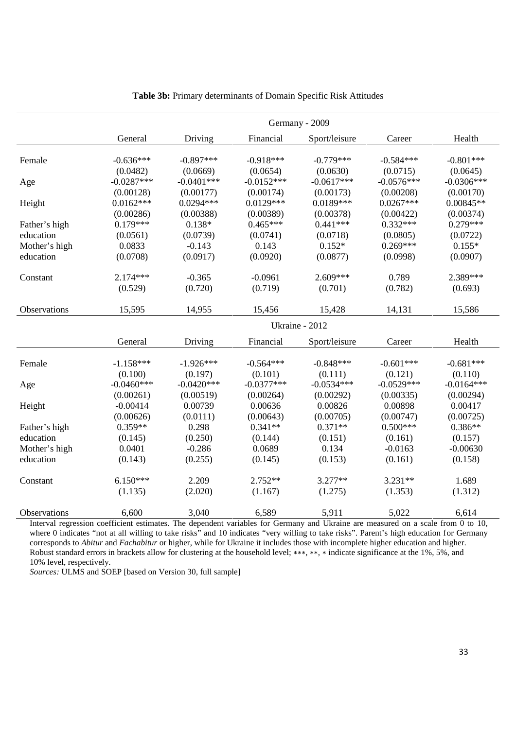**Table 3b:** Primary determinants of Domain Specific Risk Attitudes

| | Germany - 2009 | | | | | |
|---|---|---|---|---|---|---|
| | General | Driving | Financial | Sport/leisure | Career | Health |
| Female | -0.636*** | -0.897*** | -0.918*** | -0.779*** | -0.584*** | -0.801*** |
| | (0.0482) | (0.0669) | (0.0654) | (0.0630) | (0.0715) | (0.0645) |
| Age | -0.0287*** | -0.0401*** | -0.0152*** | -0.0617*** | -0.0576*** | -0.0306*** |
| | (0.00128) | (0.00177) | (0.00174) | (0.00173) | (0.00208) | (0.00170) |
| Height | 0.0162*** | 0.0294*** | 0.0129*** | 0.0189*** | 0.0267*** | 0.00845** |
| | (0.00286) | (0.00388) | (0.00389) | (0.00378) | (0.00422) | (0.00374) |
| Father's high education | 0.179*** | 0.138* | 0.465*** | 0.441*** | 0.332*** | 0.279*** |
| | (0.0561) | (0.0739) | (0.0741) | (0.0718) | (0.0805) | (0.0722) |
| Mother's high education | 0.0833 | -0.143 | 0.143 | 0.152* | 0.269*** | 0.155* |
| | (0.0708) | (0.0917) | (0.0920) | (0.0877) | (0.0998) | (0.0907) |
| Constant | 2.174*** | -0.365 | -0.0961 | 2.609*** | 0.789 | 2.389*** |
| | (0.529) | (0.720) | (0.719) | (0.701) | (0.782) | (0.693) |
| Observations | 15,595 | 14,955 | 15,456 | 15,428 | 14,131 | 15,586 |
| | Ukraine - 2012 | | | | | |
| | General | Driving | Financial | Sport/leisure | Career | Health |
| Female | -1.158*** | -1.926*** | -0.564*** | -0.848*** | -0.601*** | -0.681*** |
| | (0.100) | (0.197) | (0.101) | (0.111) | (0.121) | (0.110) |
| Age | -0.0460*** | -0.0420*** | -0.0377*** | -0.0534*** | -0.0529*** | -0.0164*** |
| | (0.00261) | (0.00519) | (0.00264) | (0.00292) | (0.00335) | (0.00294) |
| Height | -0.00414 | 0.00739 | 0.00636 | 0.00826 | 0.00898 | 0.00417 |
| | (0.00626) | (0.0111) | (0.00643) | (0.00705) | (0.00747) | (0.00725) |
| Father's high education | 0.359** | 0.298 | 0.341** | 0.371** | 0.500*** | 0.386** |
| | (0.145) | (0.250) | (0.144) | (0.151) | (0.161) | (0.157) |
| Mother's high education | 0.0401 | -0.286 | 0.0689 | 0.134 | -0.0163 | -0.00630 |
| | (0.143) | (0.255) | (0.145) | (0.153) | (0.161) | (0.158) |
| Constant | 6.150*** | 2.209 | 2.752** | 3.277** | 3.231** | 1.689 |
| | (1.135) | (2.020) | (1.167) | (1.275) | (1.353) | (1.312) |
| Observations | 6,600 | 3,040 | 6,589 | 5,911 | 5,022 | 6,614 |

Interval regression coefficient estimates. The dependent variables for Germany and Ukraine are measured on a scale from 0 to 10, where 0 indicates "not at all willing to take risks" and 10 indicates "very willing to take risks". Parent's high education for Germany corresponds to *Abitur* and *Fachabitur* or higher, while for Ukraine it includes those with incomplete higher education and higher. Robust standard errors in brackets allow for clustering at the household level; ***, **, * indicate significance at the 1%, 5%, and 10% level, respectively.

*Sources:* ULMS and SOEP [based on Version 30, full sample]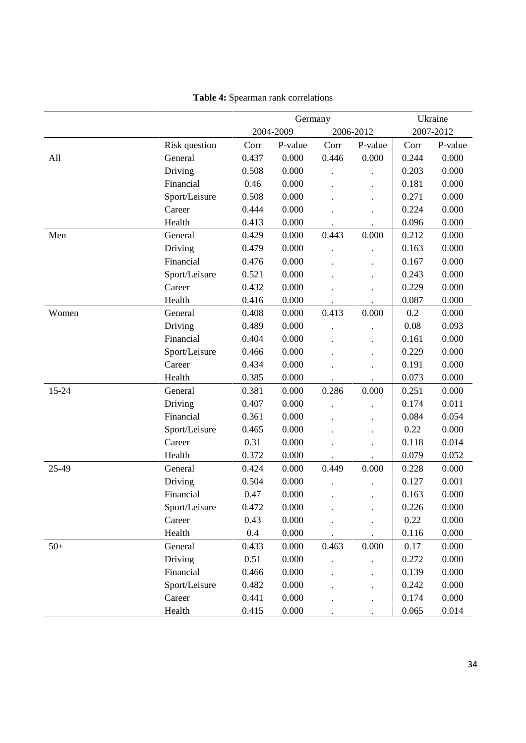**Table 4:** Spearman rank correlations

| | | Germany | | | | Ukraine | |
|---|---|---|---|---|---|---|---|
| | | 2004-2009 | | 2006-2012 | | 2007-2012 | |
| | Risk question | Corr | P-value | Corr | P-value | Corr | P-value |
| All | General | 0.437 | 0.000 | 0.446 | 0.000 | 0.244 | 0.000 |
| | Driving | 0.508 | 0.000 | . | . | 0.203 | 0.000 |
| | Financial | 0.46 | 0.000 | . | . | 0.181 | 0.000 |
| | Sport/Leisure | 0.508 | 0.000 | . | . | 0.271 | 0.000 |
| | Career | 0.444 | 0.000 | . | . | 0.224 | 0.000 |
| | Health | 0.413 | 0.000 | . | . | 0.096 | 0.000 |
| Men | General | 0.429 | 0.000 | 0.443 | 0.000 | 0.212 | 0.000 |
| | Driving | 0.479 | 0.000 | . | . | 0.163 | 0.000 |
| | Financial | 0.476 | 0.000 | . | . | 0.167 | 0.000 |
| | Sport/Leisure | 0.521 | 0.000 | . | . | 0.243 | 0.000 |
| | Career | 0.432 | 0.000 | . | . | 0.229 | 0.000 |
| | Health | 0.416 | 0.000 | . | . | 0.087 | 0.000 |
| Women | General | 0.408 | 0.000 | 0.413 | 0.000 | 0.2 | 0.000 |
| | Driving | 0.489 | 0.000 | . | . | 0.08 | 0.093 |
| | Financial | 0.404 | 0.000 | . | . | 0.161 | 0.000 |
| | Sport/Leisure | 0.466 | 0.000 | . | . | 0.229 | 0.000 |
| | Career | 0.434 | 0.000 | . | . | 0.191 | 0.000 |
| | Health | 0.385 | 0.000 | . | . | 0.073 | 0.000 |
| 15-24 | General | 0.381 | 0.000 | 0.286 | 0.000 | 0.251 | 0.000 |
| | Driving | 0.407 | 0.000 | . | . | 0.174 | 0.011 |
| | Financial | 0.361 | 0.000 | . | . | 0.084 | 0.054 |
| | Sport/Leisure | 0.465 | 0.000 | . | . | 0.22 | 0.000 |
| | Career | 0.31 | 0.000 | . | . | 0.118 | 0.014 |
| | Health | 0.372 | 0.000 | . | . | 0.079 | 0.052 |
| 25-49 | General | 0.424 | 0.000 | 0.449 | 0.000 | 0.228 | 0.000 |
| | Driving | 0.504 | 0.000 | . | . | 0.127 | 0.001 |
| | Financial | 0.47 | 0.000 | . | . | 0.163 | 0.000 |
| | Sport/Leisure | 0.472 | 0.000 | . | . | 0.226 | 0.000 |
| | Career | 0.43 | 0.000 | . | . | 0.22 | 0.000 |
| | Health | 0.4 | 0.000 | . | . | 0.116 | 0.000 |
| 50+ | General | 0.433 | 0.000 | 0.463 | 0.000 | 0.17 | 0.000 |
| | Driving | 0.51 | 0.000 | . | . | 0.272 | 0.000 |
| | Financial | 0.466 | 0.000 | . | . | 0.139 | 0.000 |
| | Sport/Leisure | 0.482 | 0.000 | . | . | 0.242 | 0.000 |
| | Career | 0.441 | 0.000 | . | . | 0.174 | 0.000 |
| | Health | 0.415 | 0.000 | . | . | 0.065 | 0.014 |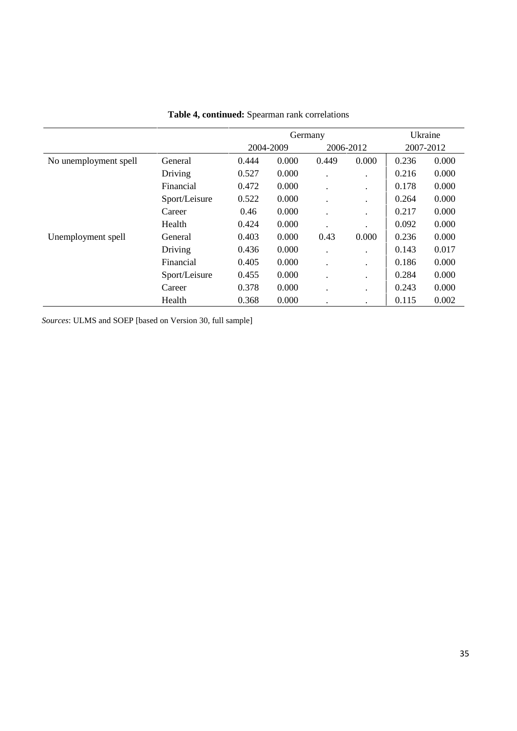**Table 4, continued:** Spearman rank correlations

| | | Germany | | | | Ukraine | |
|---|---|---|---|---|---|---|---|
| | | 2004-2009 | | 2006-2012 | | 2007-2012 | |
| No unemployment spell | General | 0.444 | 0.000 | 0.449 | 0.000 | 0.236 | 0.000 |
| | Driving | 0.527 | 0.000 | . | . | 0.216 | 0.000 |
| | Financial | 0.472 | 0.000 | . | . | 0.178 | 0.000 |
| | Sport/Leisure | 0.522 | 0.000 | . | . | 0.264 | 0.000 |
| | Career | 0.46 | 0.000 | . | . | 0.217 | 0.000 |
| | Health | 0.424 | 0.000 | . | . | 0.092 | 0.000 |
| Unemployment spell | General | 0.403 | 0.000 | 0.43 | 0.000 | 0.236 | 0.000 |
| | Driving | 0.436 | 0.000 | . | . | 0.143 | 0.017 |
| | Financial | 0.405 | 0.000 | . | . | 0.186 | 0.000 |
| | Sport/Leisure | 0.455 | 0.000 | . | . | 0.284 | 0.000 |
| | Career | 0.378 | 0.000 | . | . | 0.243 | 0.000 |
| | Health | 0.368 | 0.000 | . | . | 0.115 | 0.002 |

*Sources*: ULMS and SOEP [based on Version 30, full sample]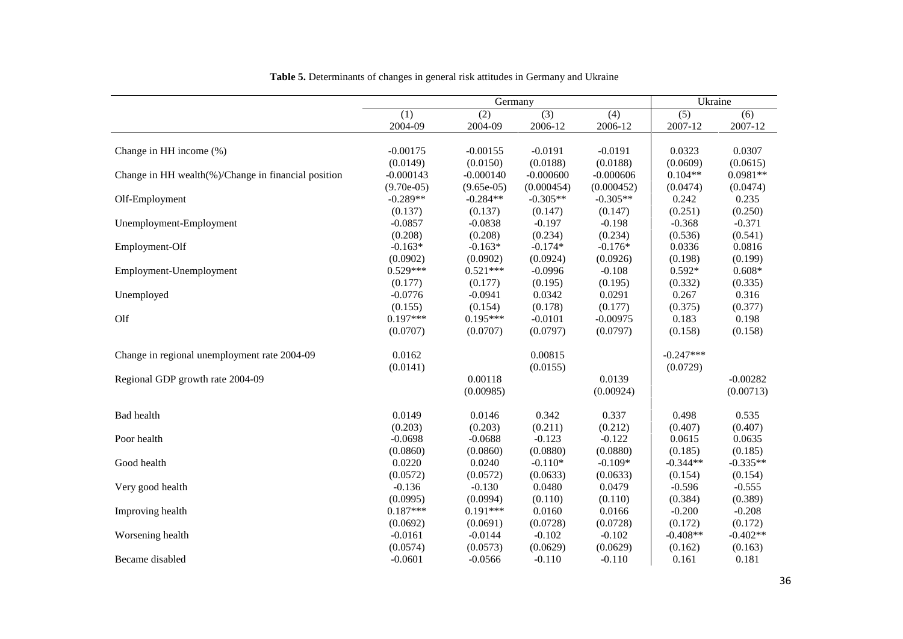**Table 5.** Determinants of changes in general risk attitudes in Germany and Ukraine

| | Germany | | | | Ukraine | |
|---|---|---|---|---|---|---|
| | (1) | (2) | (3) | (4) | (5) | (6) |
| | 2004-09 | 2004-09 | 2006-12 | 2006-12 | 2007-12 | 2007-12 |
| Change in HH income (%) | -0.00175 | -0.00155 | -0.0191 | -0.0191 | 0.0323 | 0.0307 |
| | (0.0149) | (0.0150) | (0.0188) | (0.0188) | (0.0609) | (0.0615) |
| Change in HH wealth(%)/Change in financial position | -0.000143 | -0.000140 | -0.000600 | -0.000606 | 0.104** | 0.0981** |
| | (9.70e-05) | (9.65e-05) | (0.000454) | (0.000452) | (0.0474) | (0.0474) |
| Olf-Employment | -0.289** | -0.284** | -0.305** | -0.305** | 0.242 | 0.235 |
| | (0.137) | (0.137) | (0.147) | (0.147) | (0.251) | (0.250) |
| Unemployment-Employment | -0.0857 | -0.0838 | -0.197 | -0.198 | -0.368 | -0.371 |
| | (0.208) | (0.208) | (0.234) | (0.234) | (0.536) | (0.541) |
| Employment-Olf | -0.163* | -0.163* | -0.174* | -0.176* | 0.0336 | 0.0816 |
| | (0.0902) | (0.0902) | (0.0924) | (0.0926) | (0.198) | (0.199) |
| Employment-Unemployment | 0.529*** | 0.521*** | -0.0996 | -0.108 | 0.592* | 0.608* |
| | (0.177) | (0.177) | (0.195) | (0.195) | (0.332) | (0.335) |
| Unemployed | -0.0776 | -0.0941 | 0.0342 | 0.0291 | 0.267 | 0.316 |
| | (0.155) | (0.154) | (0.178) | (0.177) | (0.375) | (0.377) |
| Olf | 0.197*** | 0.195*** | -0.0101 | -0.00975 | 0.183 | 0.198 |
| | (0.0707) | (0.0707) | (0.0797) | (0.0797) | (0.158) | (0.158) |
| Change in regional unemployment rate 2004-09 | 0.0162 | | 0.00815 | | -0.247*** | |
| | (0.0141) | | (0.0155) | | (0.0729) | |
| Regional GDP growth rate 2004-09 | | 0.00118 | | 0.0139 | | -0.00282 |
| | | (0.00985) | | (0.00924) | | (0.00713) |
| Bad health | 0.0149 | 0.0146 | 0.342 | 0.337 | 0.498 | 0.535 |
| | (0.203) | (0.203) | (0.211) | (0.212) | (0.407) | (0.407) |
| Poor health | -0.0698 | -0.0688 | -0.123 | -0.122 | 0.0615 | 0.0635 |
| | (0.0860) | (0.0860) | (0.0880) | (0.0880) | (0.185) | (0.185) |
| Good health | 0.0220 | 0.0240 | -0.110* | -0.109* | -0.344** | -0.335** |
| | (0.0572) | (0.0572) | (0.0633) | (0.0633) | (0.154) | (0.154) |
| Very good health | -0.136 | -0.130 | 0.0480 | 0.0479 | -0.596 | -0.555 |
| | (0.0995) | (0.0994) | (0.110) | (0.110) | (0.384) | (0.389) |
| Improving health | 0.187*** | 0.191*** | 0.0160 | 0.0166 | -0.200 | -0.208 |
| | (0.0692) | (0.0691) | (0.0728) | (0.0728) | (0.172) | (0.172) |
| Worsening health | -0.0161 | -0.0144 | -0.102 | -0.102 | -0.408** | -0.402** |
| | (0.0574) | (0.0573) | (0.0629) | (0.0629) | (0.162) | (0.163) |
| Became disabled | -0.0601 | -0.0566 | -0.110 | -0.110 | 0.161 | 0.181 |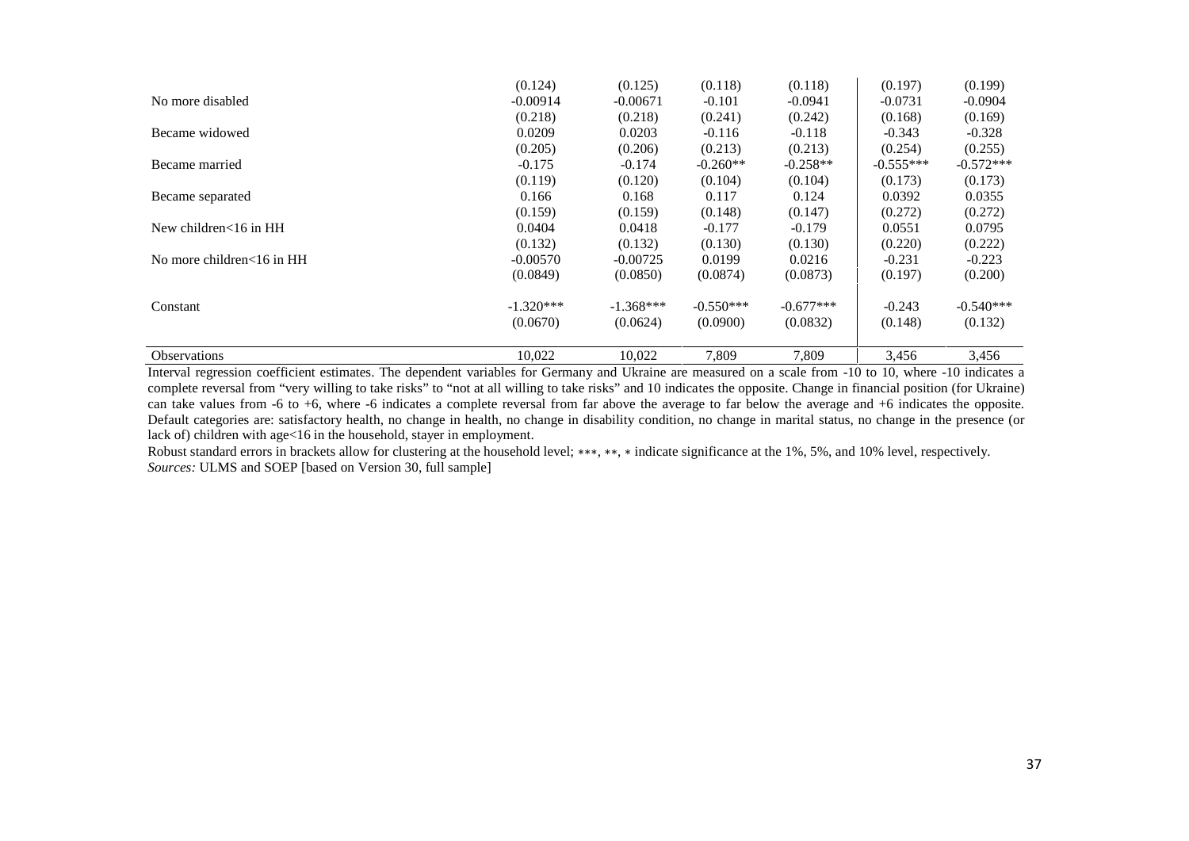| | | | | | | |
|---|---|---|---|---|---|---|
| | (0.124) | (0.125) | (0.118) | (0.118) | (0.197) | (0.199) |
| No more disabled | -0.00914 | -0.00671 | -0.101 | -0.0941 | -0.0731 | -0.0904 |
| | (0.218) | (0.218) | (0.241) | (0.242) | (0.168) | (0.169) |
| Became widowed | 0.0209 | 0.0203 | -0.116 | -0.118 | -0.343 | -0.328 |
| | (0.205) | (0.206) | (0.213) | (0.213) | (0.254) | (0.255) |
| Became married | -0.175 | -0.174 | -0.260** | -0.258** | -0.555*** | -0.572*** |
| | (0.119) | (0.120) | (0.104) | (0.104) | (0.173) | (0.173) |
| Became separated | 0.166 | 0.168 | 0.117 | 0.124 | 0.0392 | 0.0355 |
| | (0.159) | (0.159) | (0.148) | (0.147) | (0.272) | (0.272) |
| New children<16 in HH | 0.0404 | 0.0418 | -0.177 | -0.179 | 0.0551 | 0.0795 |
| | (0.132) | (0.132) | (0.130) | (0.130) | (0.220) | (0.222) |
| No more children<16 in HH | -0.00570 | -0.00725 | 0.0199 | 0.0216 | -0.231 | -0.223 |
| | (0.0849) | (0.0850) | (0.0874) | (0.0873) | (0.197) | (0.200) |
| Constant | -1.320*** | -1.368*** | -0.550*** | -0.677*** | -0.243 | -0.540*** |
| | (0.0670) | (0.0624) | (0.0900) | (0.0832) | (0.148) | (0.132) |
| Observations | 10,022 | 10,022 | 7,809 | 7,809 | 3,456 | 3,456 |

Interval regression coefficient estimates. The dependent variables for Germany and Ukraine are measured on a scale from -10 to 10, where -10 indicates a complete reversal from "very willing to take risks" to "not at all willing to take risks" and 10 indicates the opposite. Change in financial position (for Ukraine) can take values from -6 to +6, where -6 indicates a complete reversal from far above the average to far below the average and +6 indicates the opposite. Default categories are: satisfactory health, no change in health, no change in disability condition, no change in marital status, no change in the presence (or lack of) children with age<16 in the household, stayer in employment.

Robust standard errors in brackets allow for clustering at the household level; ***, **, * indicate significance at the 1%, 5%, and 10% level, respectively.

*Sources:* ULMS and SOEP [based on Version 30, full sample]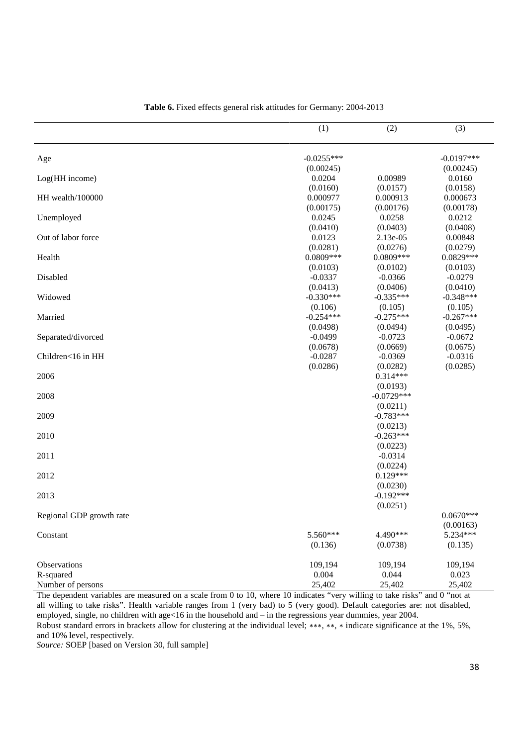**Table 6.** Fixed effects general risk attitudes for Germany: 2004-2013

| | (1) | (2) | (3) |
|---|---|---|---|
| Age | -0.0255*** | | -0.0197*** |
| | (0.00245) | | (0.00245) |
| Log(HH income) | 0.0204 | 0.00989 | 0.0160 |
| | (0.0160) | (0.0157) | (0.0158) |
| HH wealth/100000 | 0.000977 | 0.000913 | 0.000673 |
| | (0.00175) | (0.00176) | (0.00178) |
| Unemployed | 0.0245 | 0.0258 | 0.0212 |
| | (0.0410) | (0.0403) | (0.0408) |
| Out of labor force | 0.0123 | 2.13e-05 | 0.00848 |
| | (0.0281) | (0.0276) | (0.0279) |
| Health | 0.0809*** | 0.0809*** | 0.0829*** |
| | (0.0103) | (0.0102) | (0.0103) |
| Disabled | -0.0337 | -0.0366 | -0.0279 |
| | (0.0413) | (0.0406) | (0.0410) |
| Widowed | -0.330*** | -0.335*** | -0.348*** |
| | (0.106) | (0.105) | (0.105) |
| Married | -0.254*** | -0.275*** | -0.267*** |
| | (0.0498) | (0.0494) | (0.0495) |
| Separated/divorced | -0.0499 | -0.0723 | -0.0672 |
| | (0.0678) | (0.0669) | (0.0675) |
| Children<16 in HH | -0.0287 | -0.0369 | -0.0316 |
| | (0.0286) | (0.0282) | (0.0285) |
| 2006 | | 0.314*** | |
| | | (0.0193) | |
| 2008 | | -0.0729*** | |
| | | (0.0211) | |
| 2009 | | -0.783*** | |
| | | (0.0213) | |
| 2010 | | -0.263*** | |
| | | (0.0223) | |
| 2011 | | -0.0314 | |
| | | (0.0224) | |
| 2012 | | 0.129*** | |
| | | (0.0230) | |
| 2013 | | -0.192*** | |
| | | (0.0251) | |
| Regional GDP growth rate | | | 0.0670*** |
| | | | (0.00163) |
| Constant | 5.560*** | 4.490*** | 5.234*** |
| | (0.136) | (0.0738) | (0.135) |
| Observations | 109,194 | 109,194 | 109,194 |
| R-squared | 0.004 | 0.044 | 0.023 |
| Number of persons | 25,402 | 25,402 | 25,402 |

The dependent variables are measured on a scale from 0 to 10, where 10 indicates "very willing to take risks" and 0 "not at all willing to take risks". Health variable ranges from 1 (very bad) to 5 (very good). Default categories are: not disabled, employed, single, no children with age<16 in the household and – in the regressions year dummies, year 2004.
Robust standard errors in brackets allow for clustering at the individual level; ***, **, * indicate significance at the 1%, 5%, and 10% level, respectively.
*Source:* SOEP [based on Version 30, full sample]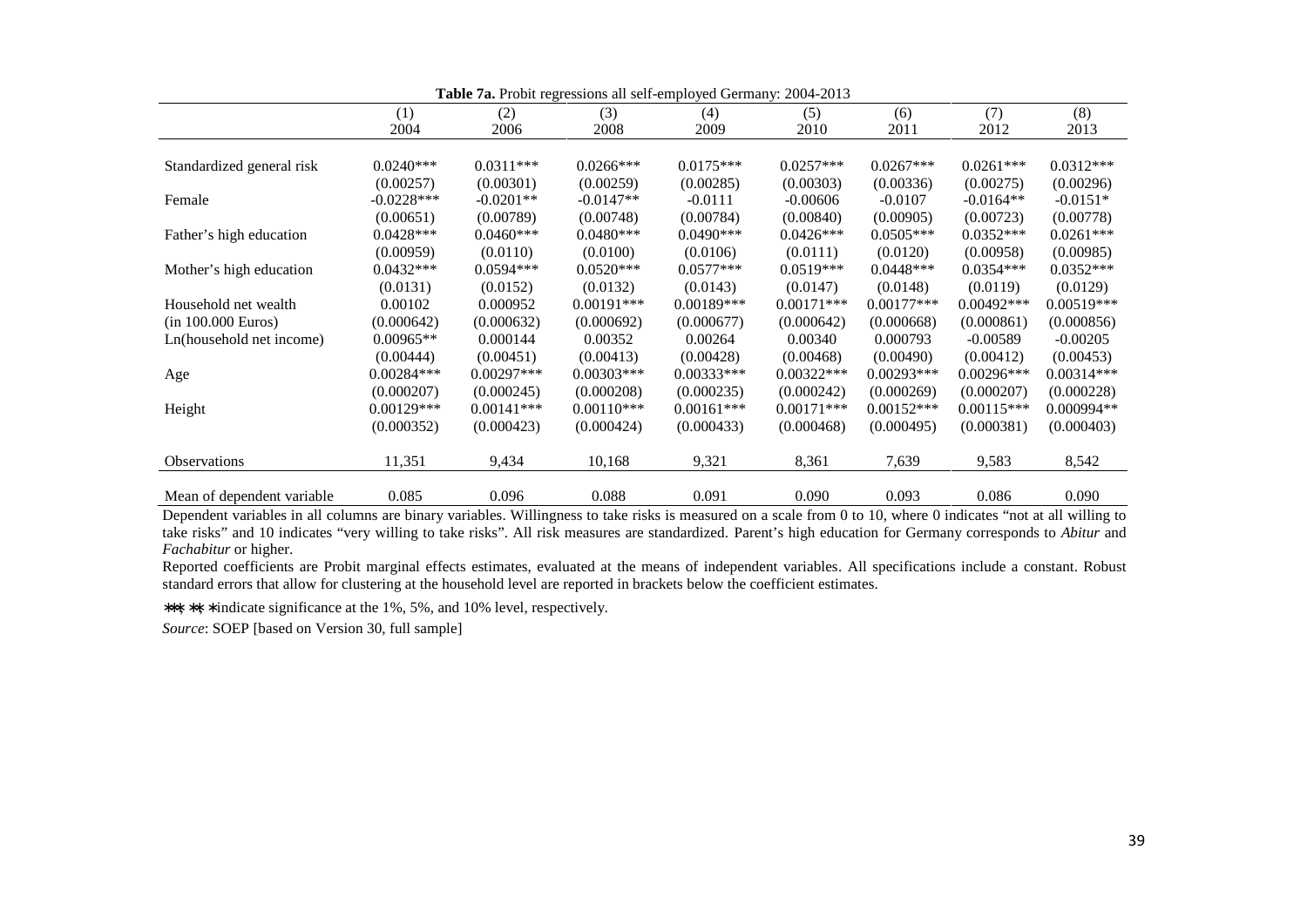**Table 7a.** Probit regressions all self-employed Germany: 2004-2013

| | (1) 2004 | (2) 2006 | (3) 2008 | (4) 2009 | (5) 2010 | (6) 2011 | (7) 2012 | (8) 2013 |
|---|---|---|---|---|---|---|---|---|
| Standardized general risk | 0.0240*** | 0.0311*** | 0.0266*** | 0.0175*** | 0.0257*** | 0.0267*** | 0.0261*** | 0.0312*** |
| | (0.00257) | (0.00301) | (0.00259) | (0.00285) | (0.00303) | (0.00336) | (0.00275) | (0.00296) |
| Female | -0.0228*** | -0.0201** | -0.0147** | -0.0111 | -0.00606 | -0.0107 | -0.0164** | -0.0151* |
| | (0.00651) | (0.00789) | (0.00748) | (0.00784) | (0.00840) | (0.00905) | (0.00723) | (0.00778) |
| Father's high education | 0.0428*** | 0.0460*** | 0.0480*** | 0.0490*** | 0.0426*** | 0.0505*** | 0.0352*** | 0.0261*** |
| | (0.00959) | (0.0110) | (0.0100) | (0.0106) | (0.0111) | (0.0120) | (0.00958) | (0.00985) |
| Mother's high education | 0.0432*** | 0.0594*** | 0.0520*** | 0.0577*** | 0.0519*** | 0.0448*** | 0.0354*** | 0.0352*** |
| | (0.0131) | (0.0152) | (0.0132) | (0.0143) | (0.0147) | (0.0148) | (0.0119) | (0.0129) |
| Household net wealth | 0.00102 | 0.000952 | 0.00191*** | 0.00189*** | 0.00171*** | 0.00177*** | 0.00492*** | 0.00519*** |
| (in 100.000 Euros) | (0.000642) | (0.000632) | (0.000692) | (0.000677) | (0.000642) | (0.000668) | (0.000861) | (0.000856) |
| Ln(household net income) | 0.00965** | 0.000144 | 0.00352 | 0.00264 | 0.00340 | 0.000793 | -0.00589 | -0.00205 |
| | (0.00444) | (0.00451) | (0.00413) | (0.00428) | (0.00468) | (0.00490) | (0.00412) | (0.00453) |
| Age | 0.00284*** | 0.00297*** | 0.00303*** | 0.00333*** | 0.00322*** | 0.00293*** | 0.00296*** | 0.00314*** |
| | (0.000207) | (0.000245) | (0.000208) | (0.000235) | (0.000242) | (0.000269) | (0.000207) | (0.000228) |
| Height | 0.00129*** | 0.00141*** | 0.00110*** | 0.00161*** | 0.00171*** | 0.00152*** | 0.00115*** | 0.000994** |
| | (0.000352) | (0.000423) | (0.000424) | (0.000433) | (0.000468) | (0.000495) | (0.000381) | (0.000403) |
| Observations | 11,351 | 9,434 | 10,168 | 9,321 | 8,361 | 7,639 | 9,583 | 8,542 |
| Mean of dependent variable | 0.085 | 0.096 | 0.088 | 0.091 | 0.090 | 0.093 | 0.086 | 0.090 |

Dependent variables in all columns are binary variables. Willingness to take risks is measured on a scale from 0 to 10, where 0 indicates "not at all willing to take risks" and 10 indicates "very willing to take risks". All risk measures are standardized. Parent's high education for Germany corresponds to *Abitur* and *Fachabitur* or higher.

Reported coefficients are Probit marginal effects estimates, evaluated at the means of independent variables. All specifications include a constant. Robust standard errors that allow for clustering at the household level are reported in brackets below the coefficient estimates.

***, **, * indicate significance at the 1%, 5%, and 10% level, respectively.

*Source*: SOEP [based on Version 30, full sample]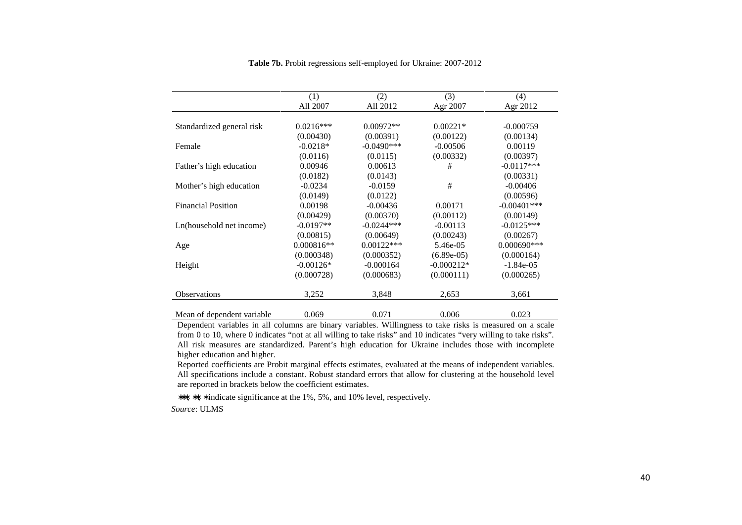**Table 7b.** Probit regressions self-employed for Ukraine: 2007-2012

| | (1) | (2) | (3) | (4) |
|---|---|---|---|---|
| | All 2007 | All 2012 | Agr 2007 | Agr 2012 |
| Standardized general risk | 0.0216*** | 0.00972** | 0.00221* | -0.000759 |
| | (0.00430) | (0.00391) | (0.00122) | (0.00134) |
| Female | -0.0218* | -0.0490*** | -0.00506 | 0.00119 |
| | (0.0116) | (0.0115) | (0.00332) | (0.00397) |
| Father's high education | 0.00946 | 0.00613 | # | -0.0117*** |
| | (0.0182) | (0.0143) | | (0.00331) |
| Mother's high education | -0.0234 | -0.0159 | # | -0.00406 |
| | (0.0149) | (0.0122) | | (0.00596) |
| Financial Position | 0.00198 | -0.00436 | 0.00171 | -0.00401*** |
| | (0.00429) | (0.00370) | (0.00112) | (0.00149) |
| Ln(household net income) | -0.0197** | -0.0244*** | -0.00113 | -0.0125*** |
| | (0.00815) | (0.00649) | (0.00243) | (0.00267) |
| Age | 0.000816** | 0.00122*** | 5.46e-05 | 0.000690*** |
| | (0.000348) | (0.000352) | (6.89e-05) | (0.000164) |
| Height | -0.00126* | -0.000164 | -0.000212* | -1.84e-05 |
| | (0.000728) | (0.000683) | (0.000111) | (0.000265) |
| Observations | 3,252 | 3,848 | 2,653 | 3,661 |
| Mean of dependent variable | 0.069 | 0.071 | 0.006 | 0.023 |

Dependent variables in all columns are binary variables. Willingness to take risks is measured on a scale from 0 to 10, where 0 indicates "not at all willing to take risks" and 10 indicates "very willing to take risks". All risk measures are standardized. Parent's high education for Ukraine includes those with incomplete higher education and higher.

Reported coefficients are Probit marginal effects estimates, evaluated at the means of independent variables. All specifications include a constant. Robust standard errors that allow for clustering at the household level are reported in brackets below the coefficient estimates.

***, **, * indicate significance at the 1%, 5%, and 10% level, respectively.

*Source*: ULMS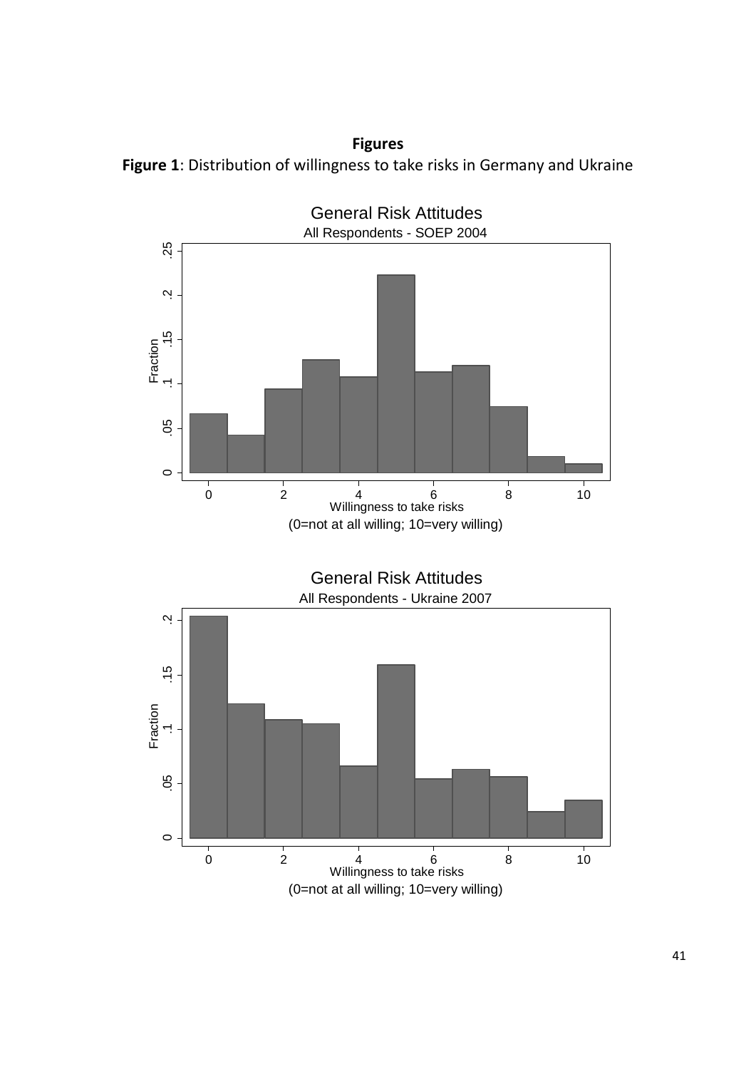**Figures**

**Figure 1**: Distribution of willingness to take risks in Germany and Ukraine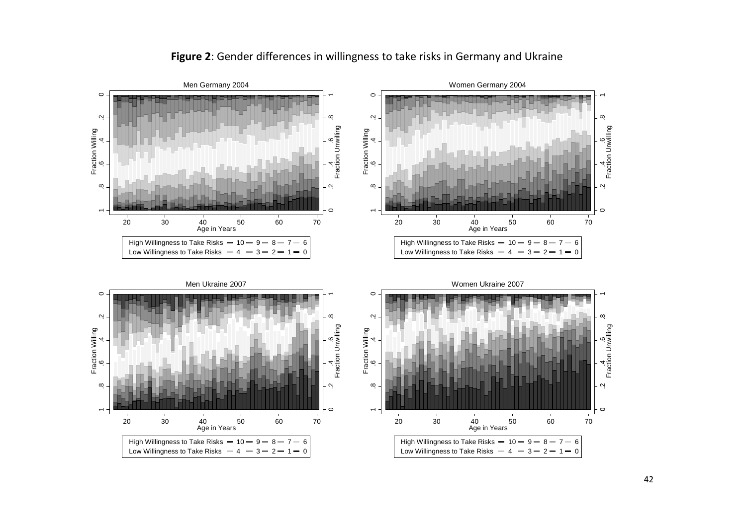**Figure 2**: Gender differences in willingness to take risks in Germany and Ukraine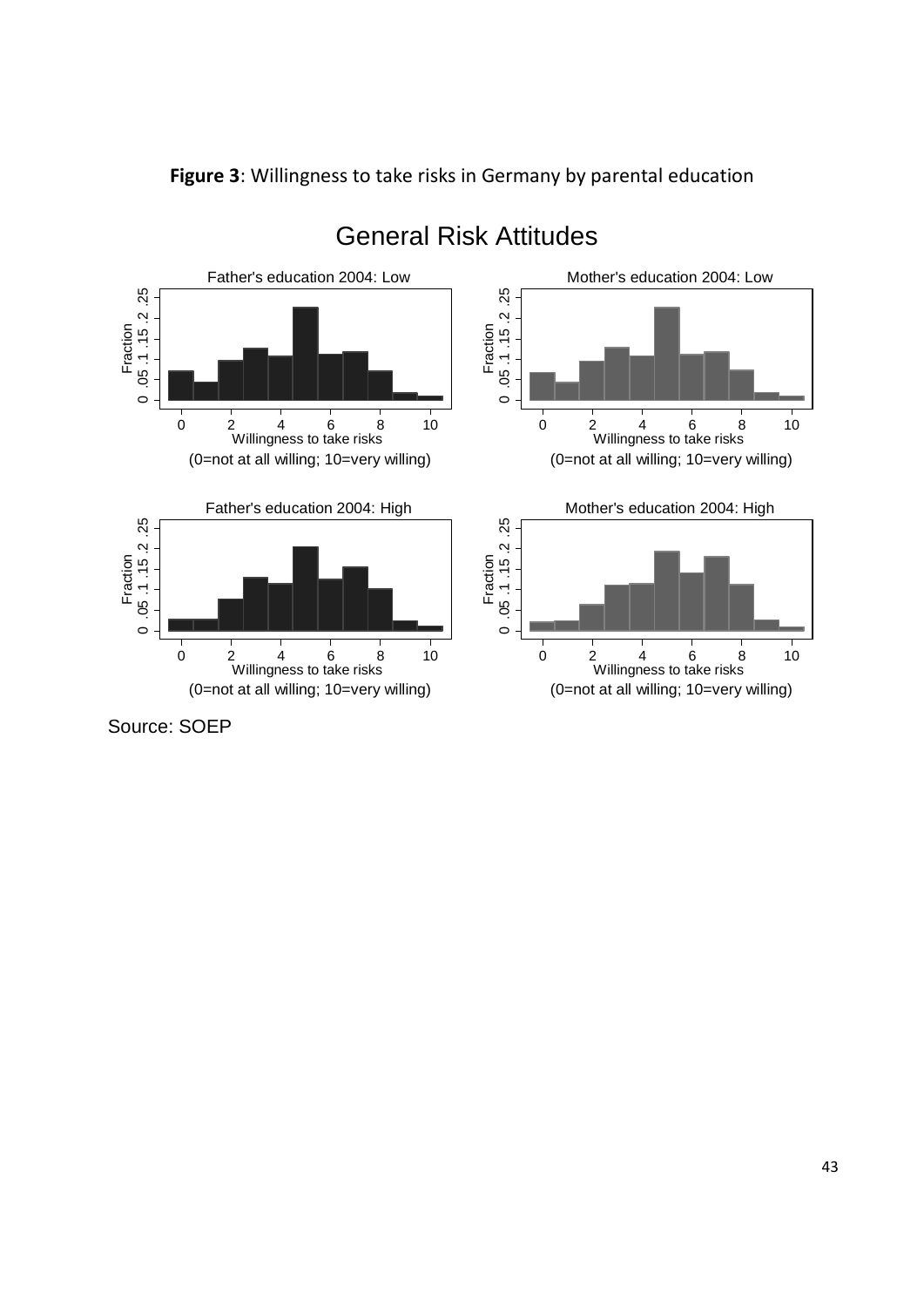**Figure 3**: Willingness to take risks in Germany by parental education

Source: SOEP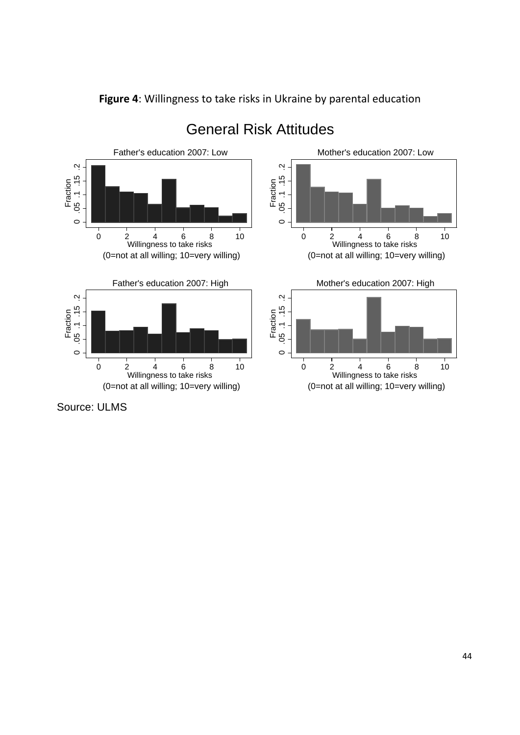**Figure 4**: Willingness to take risks in Ukraine by parental education

General Risk Attitudes

Father's education 2007: Low

Mother's education 2007: Low

Father's education 2007: High

Mother's education 2007: High

Willingness to take risks (0=not at all willing; 10=very willing)

Source: ULMS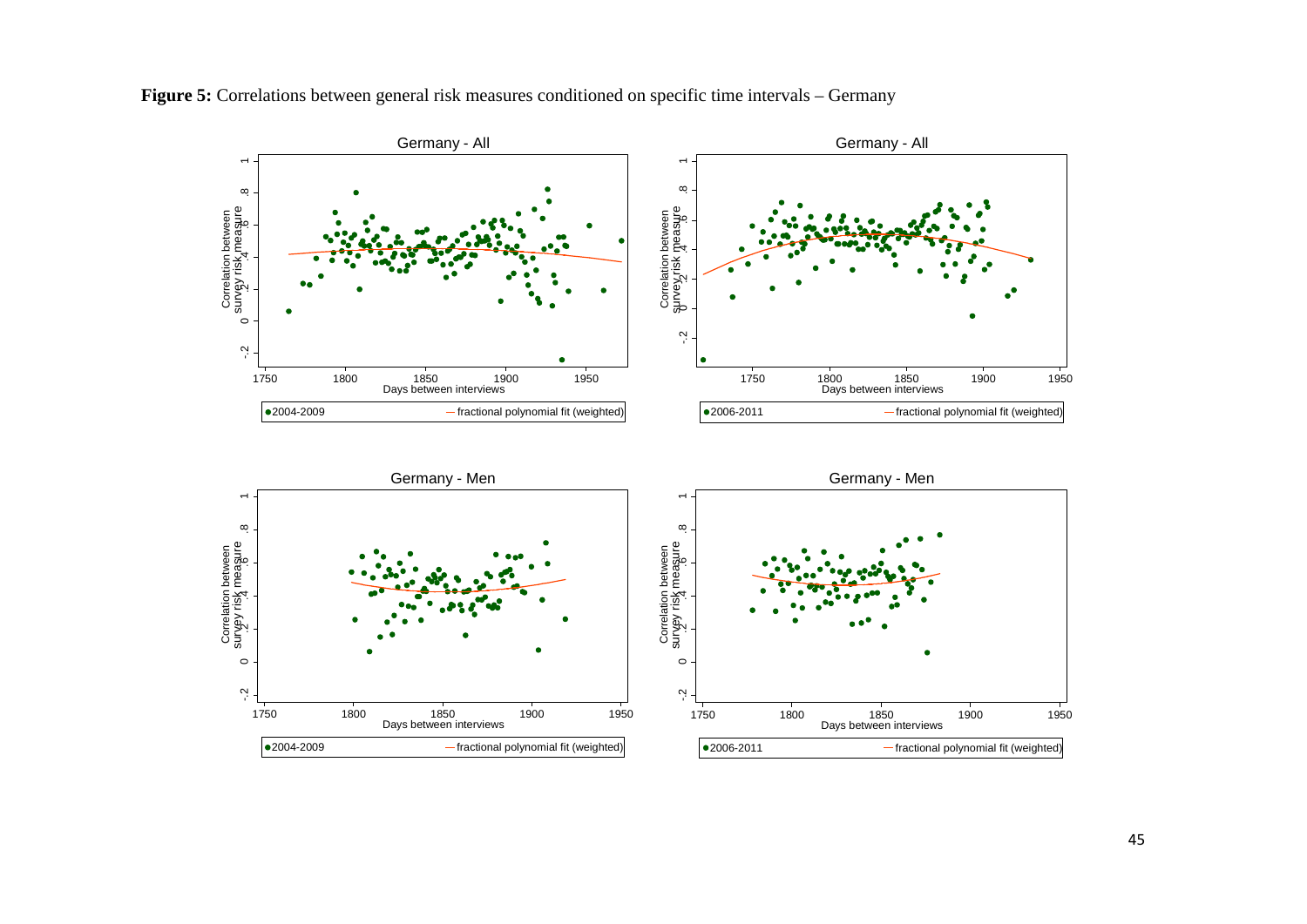**Figure 5:** Correlations between general risk measures conditioned on specific time intervals – Germany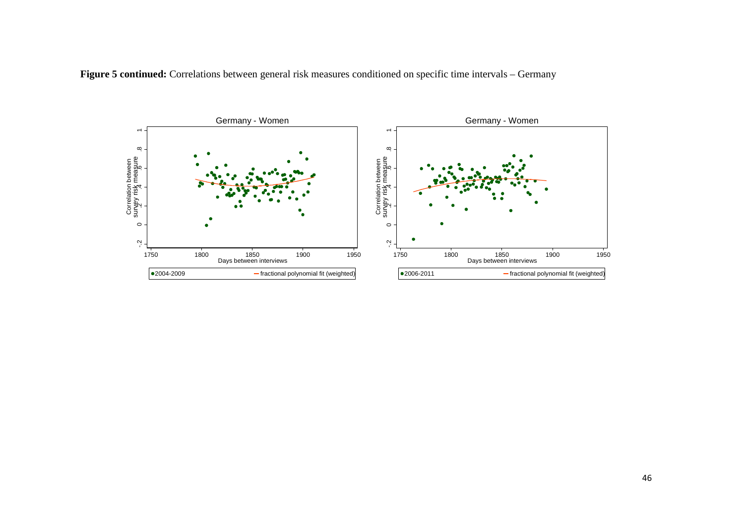**Figure 5 continued:** Correlations between general risk measures conditioned on specific time intervals – Germany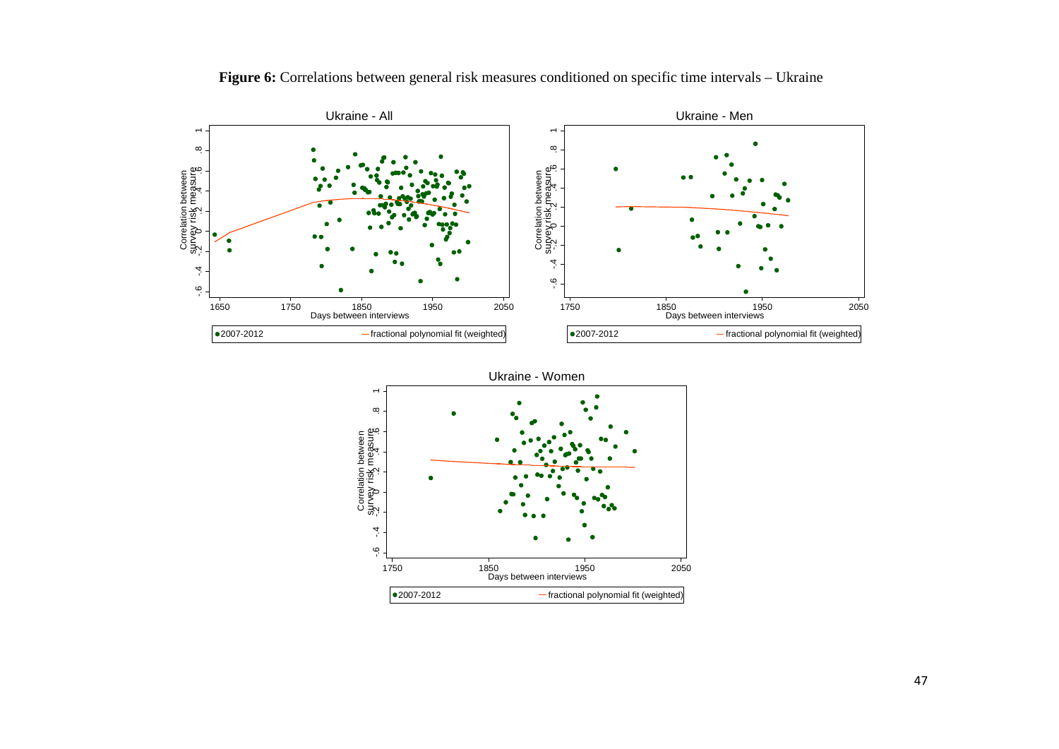**Figure 6:** Correlations between general risk measures conditioned on specific time intervals – Ukraine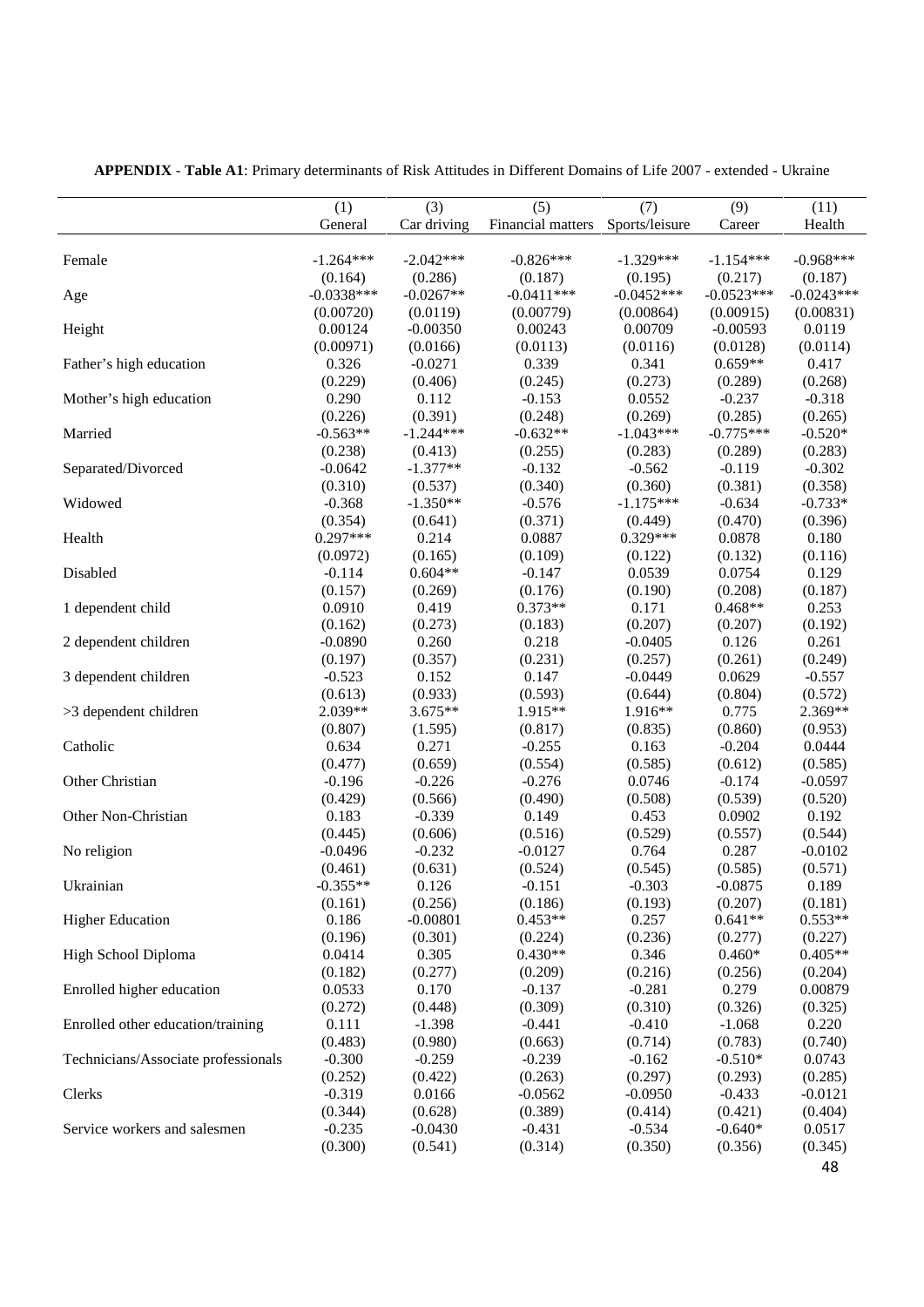**APPENDIX** - **Table A1**: Primary determinants of Risk Attitudes in Different Domains of Life 2007 - extended - Ukraine

| | (1) | (3) | (5) | (7) | (9) | (11) |
|---|---|---|---|---|---|---|
| | General | Car driving | Financial matters | Sports/leisure | Career | Health |
| Female | -1.264*** | -2.042*** | -0.826*** | -1.329*** | -1.154*** | -0.968*** |
| | (0.164) | (0.286) | (0.187) | (0.195) | (0.217) | (0.187) |
| Age | -0.0338*** | -0.0267** | -0.0411*** | -0.0452*** | -0.0523*** | -0.0243*** |
| | (0.00720) | (0.0119) | (0.00779) | (0.00864) | (0.00915) | (0.00831) |
| Height | 0.00124 | -0.00350 | 0.00243 | 0.00709 | -0.00593 | 0.0119 |
| | (0.00971) | (0.0166) | (0.0113) | (0.0116) | (0.0128) | (0.0114) |
| Father's high education | 0.326 | -0.0271 | 0.339 | 0.341 | 0.659** | 0.417 |
| | (0.229) | (0.406) | (0.245) | (0.273) | (0.289) | (0.268) |
| Mother's high education | 0.290 | 0.112 | -0.153 | 0.0552 | -0.237 | -0.318 |
| | (0.226) | (0.391) | (0.248) | (0.269) | (0.285) | (0.265) |
| Married | -0.563** | -1.244*** | -0.632** | -1.043*** | -0.775*** | -0.520* |
| | (0.238) | (0.413) | (0.255) | (0.283) | (0.289) | (0.283) |
| Separated/Divorced | -0.0642 | -1.377** | -0.132 | -0.562 | -0.119 | -0.302 |
| | (0.310) | (0.537) | (0.340) | (0.360) | (0.381) | (0.358) |
| Widowed | -0.368 | -1.350** | -0.576 | -1.175*** | -0.634 | -0.733* |
| | (0.354) | (0.641) | (0.371) | (0.449) | (0.470) | (0.396) |
| Health | 0.297*** | 0.214 | 0.0887 | 0.329*** | 0.0878 | 0.180 |
| | (0.0972) | (0.165) | (0.109) | (0.122) | (0.132) | (0.116) |
| Disabled | -0.114 | 0.604** | -0.147 | 0.0539 | 0.0754 | 0.129 |
| | (0.157) | (0.269) | (0.176) | (0.190) | (0.208) | (0.187) |
| 1 dependent child | 0.0910 | 0.419 | 0.373** | 0.171 | 0.468** | 0.253 |
| | (0.162) | (0.273) | (0.183) | (0.207) | (0.207) | (0.192) |
| 2 dependent children | -0.0890 | 0.260 | 0.218 | -0.0405 | 0.126 | 0.261 |
| | (0.197) | (0.357) | (0.231) | (0.257) | (0.261) | (0.249) |
| 3 dependent children | -0.523 | 0.152 | 0.147 | -0.0449 | 0.0629 | -0.557 |
| | (0.613) | (0.933) | (0.593) | (0.644) | (0.804) | (0.572) |
| >3 dependent children | 2.039** | 3.675** | 1.915** | 1.916** | 0.775 | 2.369** |
| | (0.807) | (1.595) | (0.817) | (0.835) | (0.860) | (0.953) |
| Catholic | 0.634 | 0.271 | -0.255 | 0.163 | -0.204 | 0.0444 |
| | (0.477) | (0.659) | (0.554) | (0.585) | (0.612) | (0.585) |
| Other Christian | -0.196 | -0.226 | -0.276 | 0.0746 | -0.174 | -0.0597 |
| | (0.429) | (0.566) | (0.490) | (0.508) | (0.539) | (0.520) |
| Other Non-Christian | 0.183 | -0.339 | 0.149 | 0.453 | 0.0902 | 0.192 |
| | (0.445) | (0.606) | (0.516) | (0.529) | (0.557) | (0.544) |
| No religion | -0.0496 | -0.232 | -0.0127 | 0.764 | 0.287 | -0.0102 |
| | (0.461) | (0.631) | (0.524) | (0.545) | (0.585) | (0.571) |
| Ukrainian | -0.355** | 0.126 | -0.151 | -0.303 | -0.0875 | 0.189 |
| | (0.161) | (0.256) | (0.186) | (0.193) | (0.207) | (0.181) |
| Higher Education | 0.186 | -0.00801 | 0.453** | 0.257 | 0.641** | 0.553** |
| | (0.196) | (0.301) | (0.224) | (0.236) | (0.277) | (0.227) |
| High School Diploma | 0.0414 | 0.305 | 0.430** | 0.346 | 0.460* | 0.405** |
| | (0.182) | (0.277) | (0.209) | (0.216) | (0.256) | (0.204) |
| Enrolled higher education | 0.0533 | 0.170 | -0.137 | -0.281 | 0.279 | 0.00879 |
| | (0.272) | (0.448) | (0.309) | (0.310) | (0.326) | (0.325) |
| Enrolled other education/training | 0.111 | -1.398 | -0.441 | -0.410 | -1.068 | 0.220 |
| | (0.483) | (0.980) | (0.663) | (0.714) | (0.783) | (0.740) |
| Technicians/Associate professionals | -0.300 | -0.259 | -0.239 | -0.162 | -0.510* | 0.0743 |
| | (0.252) | (0.422) | (0.263) | (0.297) | (0.293) | (0.285) |
| Clerks | -0.319 | 0.0166 | -0.0562 | -0.0950 | -0.433 | -0.0121 |
| | (0.344) | (0.628) | (0.389) | (0.414) | (0.421) | (0.404) |
| Service workers and salesmen | -0.235 | -0.0430 | -0.431 | -0.534 | -0.640* | 0.0517 |
| | (0.300) | (0.541) | (0.314) | (0.350) | (0.356) | (0.345) |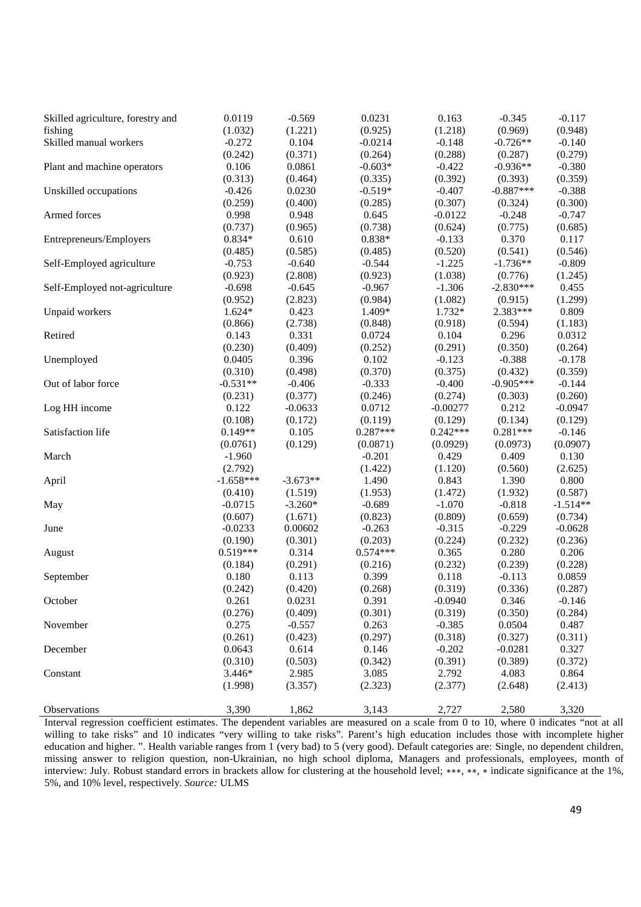| | | | | | | |
|---|---|---|---|---|---|---|
| Skilled agriculture, forestry and fishing | 0.0119 | -0.569 | 0.0231 | 0.163 | -0.345 | -0.117 |
| | (1.032) | (1.221) | (0.925) | (1.218) | (0.969) | (0.948) |
| Skilled manual workers | -0.272 | 0.104 | -0.0214 | -0.148 | -0.726** | -0.140 |
| | (0.242) | (0.371) | (0.264) | (0.288) | (0.287) | (0.279) |
| Plant and machine operators | 0.106 | 0.0861 | -0.603* | -0.422 | -0.936** | -0.380 |
| | (0.313) | (0.464) | (0.335) | (0.392) | (0.393) | (0.359) |
| Unskilled occupations | -0.426 | 0.0230 | -0.519* | -0.407 | -0.887*** | -0.388 |
| | (0.259) | (0.400) | (0.285) | (0.307) | (0.324) | (0.300) |
| Armed forces | 0.998 | 0.948 | 0.645 | -0.0122 | -0.248 | -0.747 |
| | (0.737) | (0.965) | (0.738) | (0.624) | (0.775) | (0.685) |
| Entrepreneurs/Employers | 0.834* | 0.610 | 0.838* | -0.133 | 0.370 | 0.117 |
| | (0.485) | (0.585) | (0.485) | (0.520) | (0.541) | (0.546) |
| Self-Employed agriculture | -0.753 | -0.640 | -0.544 | -1.225 | -1.736** | -0.809 |
| | (0.923) | (2.808) | (0.923) | (1.038) | (0.776) | (1.245) |
| Self-Employed not-agriculture | -0.698 | -0.645 | -0.967 | -1.306 | -2.830*** | 0.455 |
| | (0.952) | (2.823) | (0.984) | (1.082) | (0.915) | (1.299) |
| Unpaid workers | 1.624* | 0.423 | 1.409* | 1.732* | 2.383*** | 0.809 |
| | (0.866) | (2.738) | (0.848) | (0.918) | (0.594) | (1.183) |
| Retired | 0.143 | 0.331 | 0.0724 | 0.104 | 0.296 | 0.0312 |
| | (0.230) | (0.409) | (0.252) | (0.291) | (0.350) | (0.264) |
| Unemployed | 0.0405 | 0.396 | 0.102 | -0.123 | -0.388 | -0.178 |
| | (0.310) | (0.498) | (0.370) | (0.375) | (0.432) | (0.359) |
| Out of labor force | -0.531** | -0.406 | -0.333 | -0.400 | -0.905*** | -0.144 |
| | (0.231) | (0.377) | (0.246) | (0.274) | (0.303) | (0.260) |
| Log HH income | 0.122 | -0.0633 | 0.0712 | -0.00277 | 0.212 | -0.0947 |
| | (0.108) | (0.172) | (0.119) | (0.129) | (0.134) | (0.129) |
| Satisfaction life | 0.149** | 0.105 | 0.287*** | 0.242*** | 0.281*** | -0.146 |
| | (0.0761) | (0.129) | (0.0871) | (0.0929) | (0.0973) | (0.0907) |
| March | -1.960 | | -0.201 | 0.429 | 0.409 | 0.130 |
| | (2.792) | | (1.422) | (1.120) | (0.560) | (2.625) |
| April | -1.658*** | -3.673** | 1.490 | 0.843 | 1.390 | 0.800 |
| | (0.410) | (1.519) | (1.953) | (1.472) | (1.932) | (0.587) |
| May | -0.0715 | -3.260* | -0.689 | -1.070 | -0.818 | -1.514** |
| | (0.607) | (1.671) | (0.823) | (0.809) | (0.659) | (0.734) |
| June | -0.0233 | 0.00602 | -0.263 | -0.315 | -0.229 | -0.0628 |
| | (0.190) | (0.301) | (0.203) | (0.224) | (0.232) | (0.236) |
| August | 0.519*** | 0.314 | 0.574*** | 0.365 | 0.280 | 0.206 |
| | (0.184) | (0.291) | (0.216) | (0.232) | (0.239) | (0.228) |
| September | 0.180 | 0.113 | 0.399 | 0.118 | -0.113 | 0.0859 |
| | (0.242) | (0.420) | (0.268) | (0.319) | (0.336) | (0.287) |
| October | 0.261 | 0.0231 | 0.391 | -0.0940 | 0.346 | -0.146 |
| | (0.276) | (0.409) | (0.301) | (0.319) | (0.350) | (0.284) |
| November | 0.275 | -0.557 | 0.263 | -0.385 | 0.0504 | 0.487 |
| | (0.261) | (0.423) | (0.297) | (0.318) | (0.327) | (0.311) |
| December | 0.0643 | 0.614 | 0.146 | -0.202 | -0.0281 | 0.327 |
| | (0.310) | (0.503) | (0.342) | (0.391) | (0.389) | (0.372) |
| Constant | 3.446* | 2.985 | 3.085 | 2.792 | 4.083 | 0.864 |
| | (1.998) | (3.357) | (2.323) | (2.377) | (2.648) | (2.413) |
| Observations | 3,390 | 1,862 | 3,143 | 2,727 | 2,580 | 3,320 |

Interval regression coefficient estimates. The dependent variables are measured on a scale from 0 to 10, where 0 indicates "not at all willing to take risks" and 10 indicates "very willing to take risks". Parent's high education includes those with incomplete higher education and higher. ". Health variable ranges from 1 (very bad) to 5 (very good). Default categories are: Single, no dependent children, missing answer to religion question, non-Ukrainian, no high school diploma, Managers and professionals, employees, month of interview: July. Robust standard errors in brackets allow for clustering at the household level; ***, **, * indicate significance at the 1%, 5%, and 10% level, respectively. *Source:* ULMS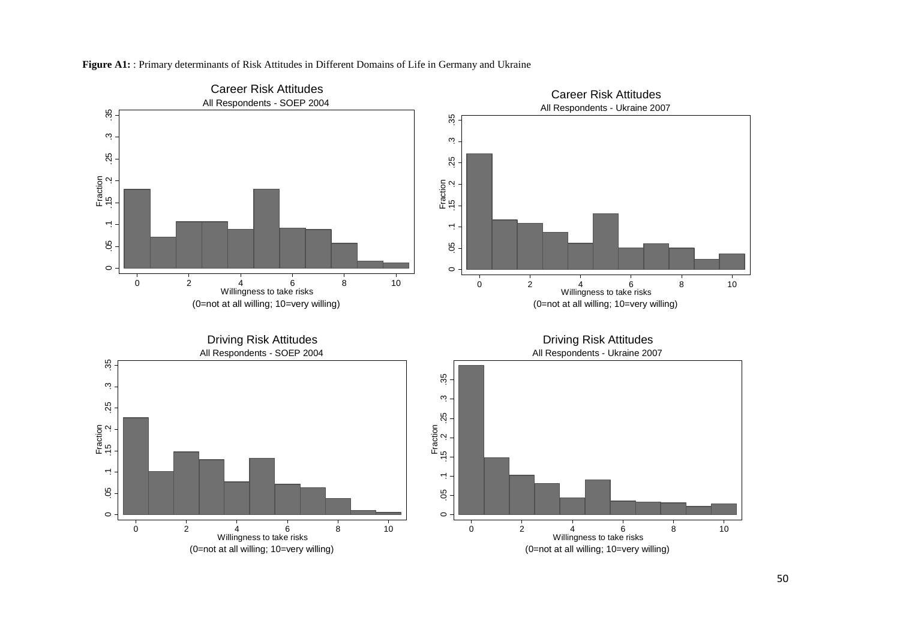**Figure A1:** : Primary determinants of Risk Attitudes in Different Domains of Life in Germany and Ukraine

Career Risk Attitudes
All Respondents - SOEP 2004

Career Risk Attitudes
All Respondents - Ukraine 2007

Driving Risk Attitudes
All Respondents - SOEP 2004

Driving Risk Attitudes
All Respondents - Ukraine 2007

Fraction

Willingness to take risks
(0=not at all willing; 10=very willing)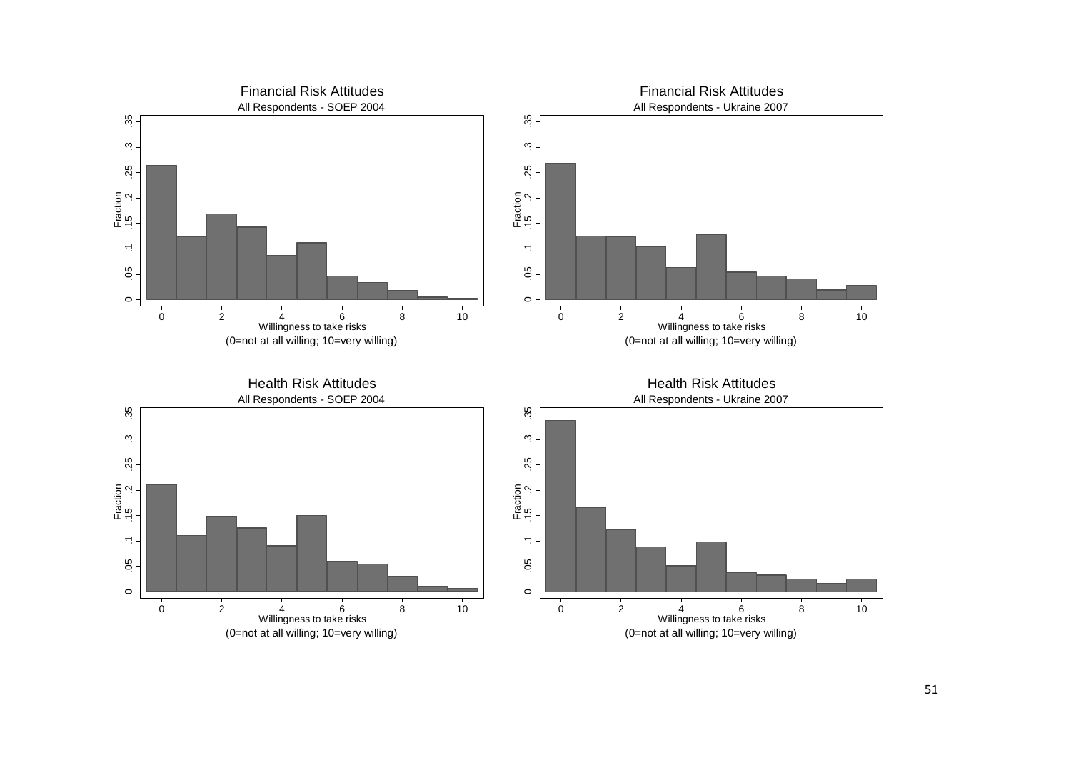Financial Risk Attitudes
All Respondents - SOEP 2004

Fraction

Willingness to take risks
(0=not at all willing; 10=very willing)

Financial Risk Attitudes
All Respondents - Ukraine 2007

Fraction

Willingness to take risks
(0=not at all willing; 10=very willing)

Health Risk Attitudes
All Respondents - SOEP 2004

Fraction

Willingness to take risks
(0=not at all willing; 10=very willing)

Health Risk Attitudes
All Respondents - Ukraine 2007

Fraction

Willingness to take risks
(0=not at all willing; 10=very willing)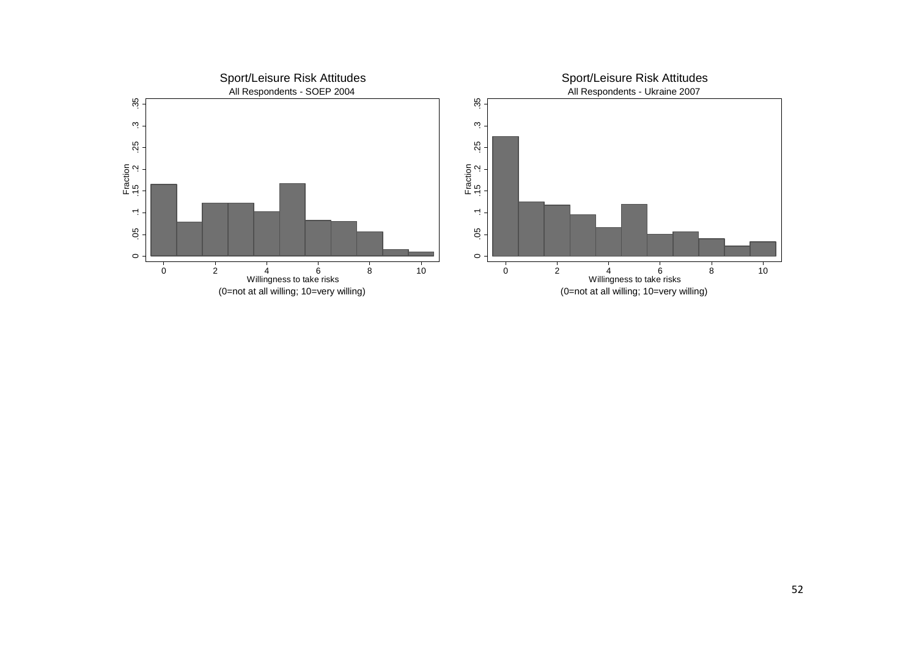Sport/Leisure Risk Attitudes

All Respondents - SOEP 2004

Fraction

Willingness to take risks

(0=not at all willing; 10=very willing)

Sport/Leisure Risk Attitudes

All Respondents - Ukraine 2007

Fraction

Willingness to take risks

(0=not at all willing; 10=very willing)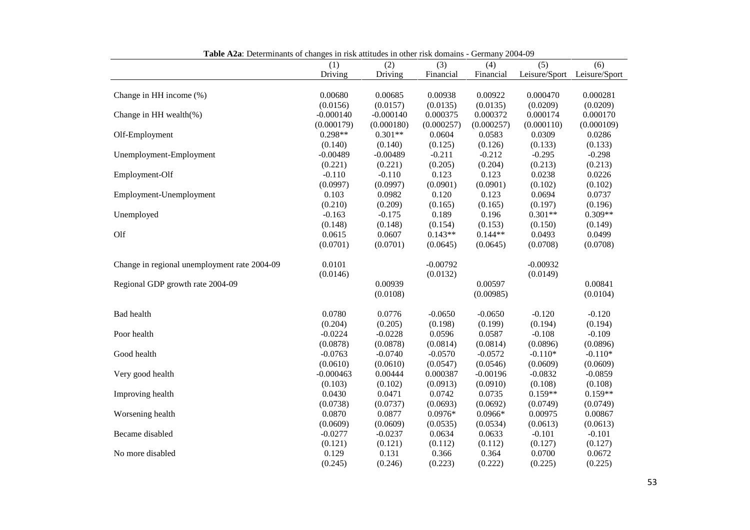**Table A2a**: Determinants of changes in risk attitudes in other risk domains - Germany 2004-09

| | (1) | (2) | (3) | (4) | (5) | (6) |
|---|---|---|---|---|---|---|
| | Driving | Driving | Financial | Financial | Leisure/Sport | Leisure/Sport |
| Change in HH income (%) | 0.00680 | 0.00685 | 0.00938 | 0.00922 | 0.000470 | 0.000281 |
| | (0.0156) | (0.0157) | (0.0135) | (0.0135) | (0.0209) | (0.0209) |
| Change in HH wealth(%) | -0.000140 | -0.000140 | 0.000375 | 0.000372 | 0.000174 | 0.000170 |
| | (0.000179) | (0.000180) | (0.000257) | (0.000257) | (0.000110) | (0.000109) |
| Olf-Employment | 0.298** | 0.301** | 0.0604 | 0.0583 | 0.0309 | 0.0286 |
| | (0.140) | (0.140) | (0.125) | (0.126) | (0.133) | (0.133) |
| Unemployment-Employment | -0.00489 | -0.00489 | -0.211 | -0.212 | -0.295 | -0.298 |
| | (0.221) | (0.221) | (0.205) | (0.204) | (0.213) | (0.213) |
| Employment-Olf | -0.110 | -0.110 | 0.123 | 0.123 | 0.0238 | 0.0226 |
| | (0.0997) | (0.0997) | (0.0901) | (0.0901) | (0.102) | (0.102) |
| Employment-Unemployment | 0.103 | 0.0982 | 0.120 | 0.123 | 0.0694 | 0.0737 |
| | (0.210) | (0.209) | (0.165) | (0.165) | (0.197) | (0.196) |
| Unemployed | -0.163 | -0.175 | 0.189 | 0.196 | 0.301** | 0.309** |
| | (0.148) | (0.148) | (0.154) | (0.153) | (0.150) | (0.149) |
| Olf | 0.0615 | 0.0607 | 0.143** | 0.144** | 0.0493 | 0.0499 |
| | (0.0701) | (0.0701) | (0.0645) | (0.0645) | (0.0708) | (0.0708) |
| Change in regional unemployment rate 2004-09 | 0.0101 | | -0.00792 | | -0.00932 | |
| | (0.0146) | | (0.0132) | | (0.0149) | |
| Regional GDP growth rate 2004-09 | | 0.00939 | | 0.00597 | | 0.00841 |
| | | (0.0108) | | (0.00985) | | (0.0104) |
| Bad health | 0.0780 | 0.0776 | -0.0650 | -0.0650 | -0.120 | -0.120 |
| | (0.204) | (0.205) | (0.198) | (0.199) | (0.194) | (0.194) |
| Poor health | -0.0224 | -0.0228 | 0.0596 | 0.0587 | -0.108 | -0.109 |
| | (0.0878) | (0.0878) | (0.0814) | (0.0814) | (0.0896) | (0.0896) |
| Good health | -0.0763 | -0.0740 | -0.0570 | -0.0572 | -0.110* | -0.110* |
| | (0.0610) | (0.0610) | (0.0547) | (0.0546) | (0.0609) | (0.0609) |
| Very good health | -0.000463 | 0.00444 | 0.000387 | -0.00196 | -0.0832 | -0.0859 |
| | (0.103) | (0.102) | (0.0913) | (0.0910) | (0.108) | (0.108) |
| Improving health | 0.0430 | 0.0471 | 0.0742 | 0.0735 | 0.159** | 0.159** |
| | (0.0738) | (0.0737) | (0.0693) | (0.0692) | (0.0749) | (0.0749) |
| Worsening health | 0.0870 | 0.0877 | 0.0976* | 0.0966* | 0.00975 | 0.00867 |
| | (0.0609) | (0.0609) | (0.0535) | (0.0534) | (0.0613) | (0.0613) |
| Became disabled | -0.0277 | -0.0237 | 0.0634 | 0.0633 | -0.101 | -0.101 |
| | (0.121) | (0.121) | (0.112) | (0.112) | (0.127) | (0.127) |
| No more disabled | 0.129 | 0.131 | 0.366 | 0.364 | 0.0700 | 0.0672 |
| | (0.245) | (0.246) | (0.223) | (0.222) | (0.225) | (0.225) |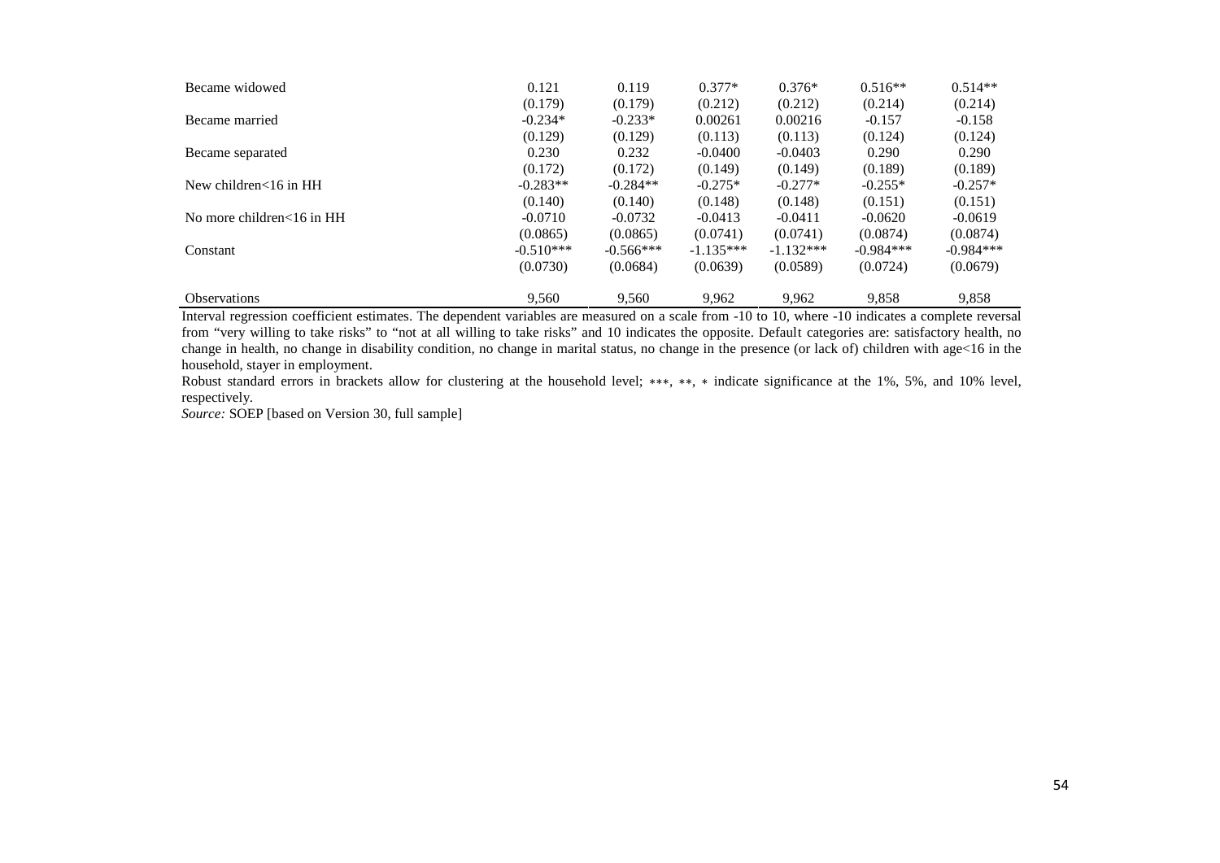| | | | | | | |
|---|---|---|---|---|---|---|
| Became widowed | 0.121 | 0.119 | 0.377* | 0.376* | 0.516** | 0.514** |
| | (0.179) | (0.179) | (0.212) | (0.212) | (0.214) | (0.214) |
| Became married | -0.234* | -0.233* | 0.00261 | 0.00216 | -0.157 | -0.158 |
| | (0.129) | (0.129) | (0.113) | (0.113) | (0.124) | (0.124) |
| Became separated | 0.230 | 0.232 | -0.0400 | -0.0403 | 0.290 | 0.290 |
| | (0.172) | (0.172) | (0.149) | (0.149) | (0.189) | (0.189) |
| New children<16 in HH | -0.283** | -0.284** | -0.275* | -0.277* | -0.255* | -0.257* |
| | (0.140) | (0.140) | (0.148) | (0.148) | (0.151) | (0.151) |
| No more children<16 in HH | -0.0710 | -0.0732 | -0.0413 | -0.0411 | -0.0620 | -0.0619 |
| | (0.0865) | (0.0865) | (0.0741) | (0.0741) | (0.0874) | (0.0874) |
| Constant | -0.510*** | -0.566*** | -1.135*** | -1.132*** | -0.984*** | -0.984*** |
| | (0.0730) | (0.0684) | (0.0639) | (0.0589) | (0.0724) | (0.0679) |
| Observations | 9,560 | 9,560 | 9,962 | 9,962 | 9,858 | 9,858 |

Interval regression coefficient estimates. The dependent variables are measured on a scale from -10 to 10, where -10 indicates a complete reversal from "very willing to take risks" to "not at all willing to take risks" and 10 indicates the opposite. Default categories are: satisfactory health, no change in health, no change in disability condition, no change in marital status, no change in the presence (or lack of) children with age<16 in the household, stayer in employment.

Robust standard errors in brackets allow for clustering at the household level; ***, **, * indicate significance at the 1%, 5%, and 10% level, respectively.

*Source:* SOEP [based on Version 30, full sample]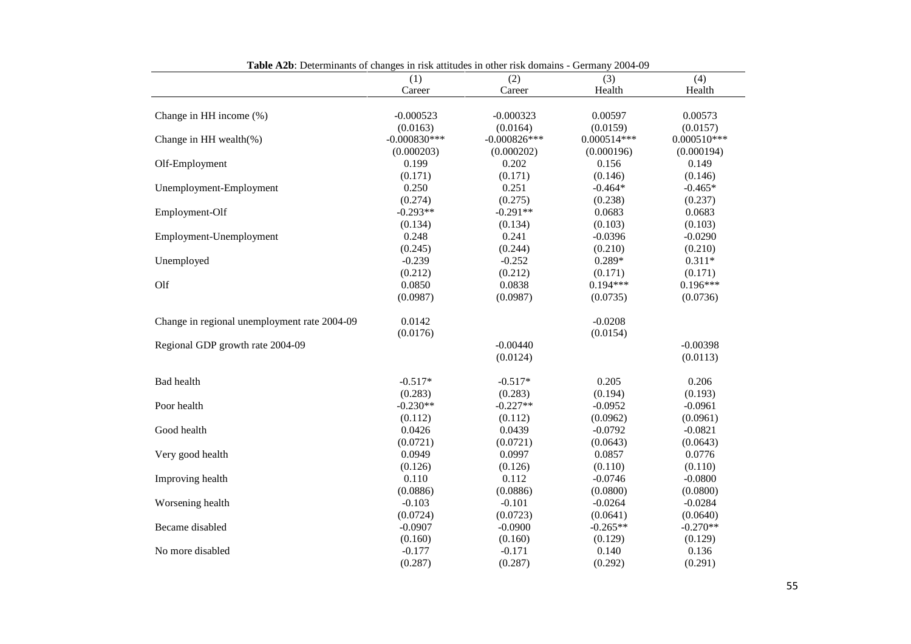**Table A2b**: Determinants of changes in risk attitudes in other risk domains - Germany 2004-09

| | (1) | (2) | (3) | (4) |
|---|---|---|---|---|
| | Career | Career | Health | Health |
| Change in HH income (%) | -0.000523 | -0.000323 | 0.00597 | 0.00573 |
| | (0.0163) | (0.0164) | (0.0159) | (0.0157) |
| Change in HH wealth(%) | -0.000830*** | -0.000826*** | 0.000514*** | 0.000510*** |
| | (0.000203) | (0.000202) | (0.000196) | (0.000194) |
| Olf-Employment | 0.199 | 0.202 | 0.156 | 0.149 |
| | (0.171) | (0.171) | (0.146) | (0.146) |
| Unemployment-Employment | 0.250 | 0.251 | -0.464* | -0.465* |
| | (0.274) | (0.275) | (0.238) | (0.237) |
| Employment-Olf | -0.293** | -0.291** | 0.0683 | 0.0683 |
| | (0.134) | (0.134) | (0.103) | (0.103) |
| Employment-Unemployment | 0.248 | 0.241 | -0.0396 | -0.0290 |
| | (0.245) | (0.244) | (0.210) | (0.210) |
| Unemployed | -0.239 | -0.252 | 0.289* | 0.311* |
| | (0.212) | (0.212) | (0.171) | (0.171) |
| Olf | 0.0850 | 0.0838 | 0.194*** | 0.196*** |
| | (0.0987) | (0.0987) | (0.0735) | (0.0736) |
| Change in regional unemployment rate 2004-09 | 0.0142 | | -0.0208 | |
| | (0.0176) | | (0.0154) | |
| Regional GDP growth rate 2004-09 | | -0.00440 | | -0.00398 |
| | | (0.0124) | | (0.0113) |
| Bad health | -0.517* | -0.517* | 0.205 | 0.206 |
| | (0.283) | (0.283) | (0.194) | (0.193) |
| Poor health | -0.230** | -0.227** | -0.0952 | -0.0961 |
| | (0.112) | (0.112) | (0.0962) | (0.0961) |
| Good health | 0.0426 | 0.0439 | -0.0792 | -0.0821 |
| | (0.0721) | (0.0721) | (0.0643) | (0.0643) |
| Very good health | 0.0949 | 0.0997 | 0.0857 | 0.0776 |
| | (0.126) | (0.126) | (0.110) | (0.110) |
| Improving health | 0.110 | 0.112 | -0.0746 | -0.0800 |
| | (0.0886) | (0.0886) | (0.0800) | (0.0800) |
| Worsening health | -0.103 | -0.101 | -0.0264 | -0.0284 |
| | (0.0724) | (0.0723) | (0.0641) | (0.0640) |
| Became disabled | -0.0907 | -0.0900 | -0.265** | -0.270** |
| | (0.160) | (0.160) | (0.129) | (0.129) |
| No more disabled | -0.177 | -0.171 | 0.140 | 0.136 |
| | (0.287) | (0.287) | (0.292) | (0.291) |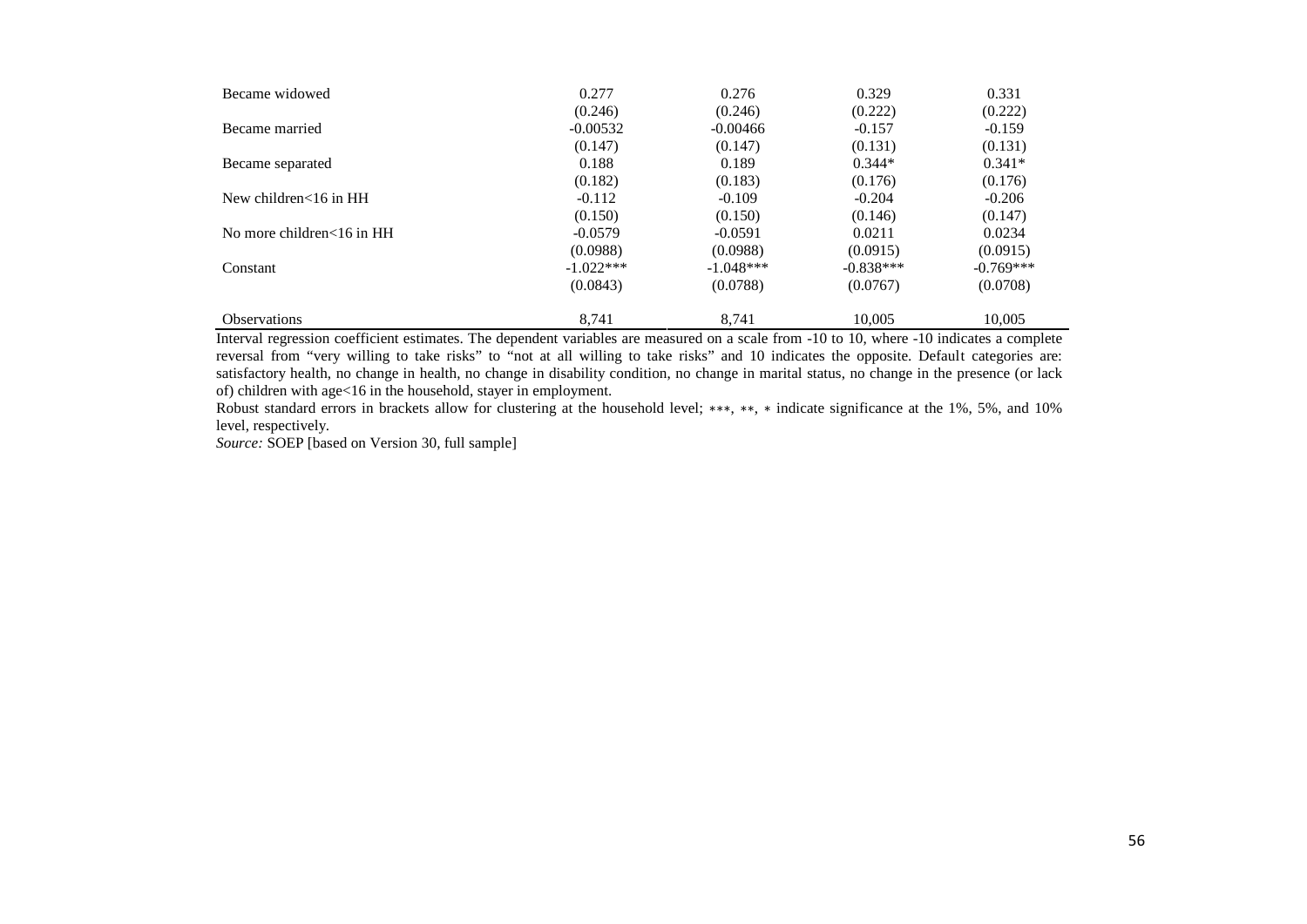| | | | | |
|---|---|---|---|---|
| Became widowed | 0.277 | 0.276 | 0.329 | 0.331 |
| | (0.246) | (0.246) | (0.222) | (0.222) |
| Became married | -0.00532 | -0.00466 | -0.157 | -0.159 |
| | (0.147) | (0.147) | (0.131) | (0.131) |
| Became separated | 0.188 | 0.189 | 0.344* | 0.341* |
| | (0.182) | (0.183) | (0.176) | (0.176) |
| New children<16 in HH | -0.112 | -0.109 | -0.204 | -0.206 |
| | (0.150) | (0.150) | (0.146) | (0.147) |
| No more children<16 in HH | -0.0579 | -0.0591 | 0.0211 | 0.0234 |
| | (0.0988) | (0.0988) | (0.0915) | (0.0915) |
| Constant | -1.022*** | -1.048*** | -0.838*** | -0.769*** |
| | (0.0843) | (0.0788) | (0.0767) | (0.0708) |
| Observations | 8,741 | 8,741 | 10,005 | 10,005 |

Interval regression coefficient estimates. The dependent variables are measured on a scale from -10 to 10, where -10 indicates a complete reversal from "very willing to take risks" to "not at all willing to take risks" and 10 indicates the opposite. Default categories are: satisfactory health, no change in health, no change in disability condition, no change in marital status, no change in the presence (or lack of) children with age<16 in the household, stayer in employment.

Robust standard errors in brackets allow for clustering at the household level; ***, **, * indicate significance at the 1%, 5%, and 10% level, respectively.

*Source:* SOEP [based on Version 30, full sample]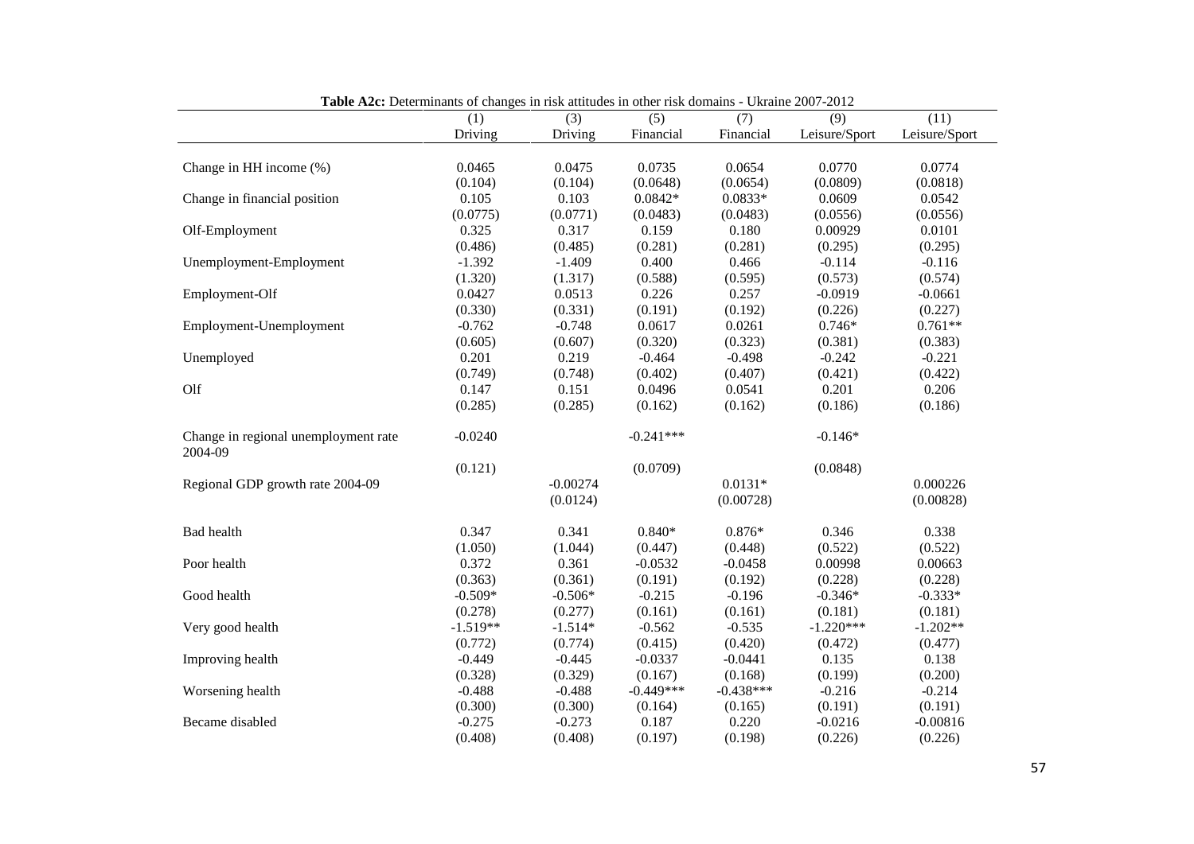**Table A2c:** Determinants of changes in risk attitudes in other risk domains - Ukraine 2007-2012

| | (1) | (3) | (5) | (7) | (9) | (11) |
|---|---|---|---|---|---|---|
| | Driving | Driving | Financial | Financial | Leisure/Sport | Leisure/Sport |
| Change in HH income (%) | 0.0465 | 0.0475 | 0.0735 | 0.0654 | 0.0770 | 0.0774 |
| | (0.104) | (0.104) | (0.0648) | (0.0654) | (0.0809) | (0.0818) |
| Change in financial position | 0.105 | 0.103 | 0.0842* | 0.0833* | 0.0609 | 0.0542 |
| | (0.0775) | (0.0771) | (0.0483) | (0.0483) | (0.0556) | (0.0556) |
| Olf-Employment | 0.325 | 0.317 | 0.159 | 0.180 | 0.00929 | 0.0101 |
| | (0.486) | (0.485) | (0.281) | (0.281) | (0.295) | (0.295) |
| Unemployment-Employment | -1.392 | -1.409 | 0.400 | 0.466 | -0.114 | -0.116 |
| | (1.320) | (1.317) | (0.588) | (0.595) | (0.573) | (0.574) |
| Employment-Olf | 0.0427 | 0.0513 | 0.226 | 0.257 | -0.0919 | -0.0661 |
| | (0.330) | (0.331) | (0.191) | (0.192) | (0.226) | (0.227) |
| Employment-Unemployment | -0.762 | -0.748 | 0.0617 | 0.0261 | 0.746* | 0.761** |
| | (0.605) | (0.607) | (0.320) | (0.323) | (0.381) | (0.383) |
| Unemployed | 0.201 | 0.219 | -0.464 | -0.498 | -0.242 | -0.221 |
| | (0.749) | (0.748) | (0.402) | (0.407) | (0.421) | (0.422) |
| Olf | 0.147 | 0.151 | 0.0496 | 0.0541 | 0.201 | 0.206 |
| | (0.285) | (0.285) | (0.162) | (0.162) | (0.186) | (0.186) |
| Change in regional unemployment rate 2004-09 | -0.0240 | | -0.241*** | | -0.146* | |
| | (0.121) | | (0.0709) | | (0.0848) | |
| Regional GDP growth rate 2004-09 | | -0.00274 | | 0.0131* | | 0.000226 |
| | | (0.0124) | | (0.00728) | | (0.00828) |
| Bad health | 0.347 | 0.341 | 0.840* | 0.876* | 0.346 | 0.338 |
| | (1.050) | (1.044) | (0.447) | (0.448) | (0.522) | (0.522) |
| Poor health | 0.372 | 0.361 | -0.0532 | -0.0458 | 0.00998 | 0.00663 |
| | (0.363) | (0.361) | (0.191) | (0.192) | (0.228) | (0.228) |
| Good health | -0.509* | -0.506* | -0.215 | -0.196 | -0.346* | -0.333* |
| | (0.278) | (0.277) | (0.161) | (0.161) | (0.181) | (0.181) |
| Very good health | -1.519** | -1.514* | -0.562 | -0.535 | -1.220*** | -1.202** |
| | (0.772) | (0.774) | (0.415) | (0.420) | (0.472) | (0.477) |
| Improving health | -0.449 | -0.445 | -0.0337 | -0.0441 | 0.135 | 0.138 |
| | (0.328) | (0.329) | (0.167) | (0.168) | (0.199) | (0.200) |
| Worsening health | -0.488 | -0.488 | -0.449*** | -0.438*** | -0.216 | -0.214 |
| | (0.300) | (0.300) | (0.164) | (0.165) | (0.191) | (0.191) |
| Became disabled | -0.275 | -0.273 | 0.187 | 0.220 | -0.0216 | -0.00816 |
| | (0.408) | (0.408) | (0.197) | (0.198) | (0.226) | (0.226) |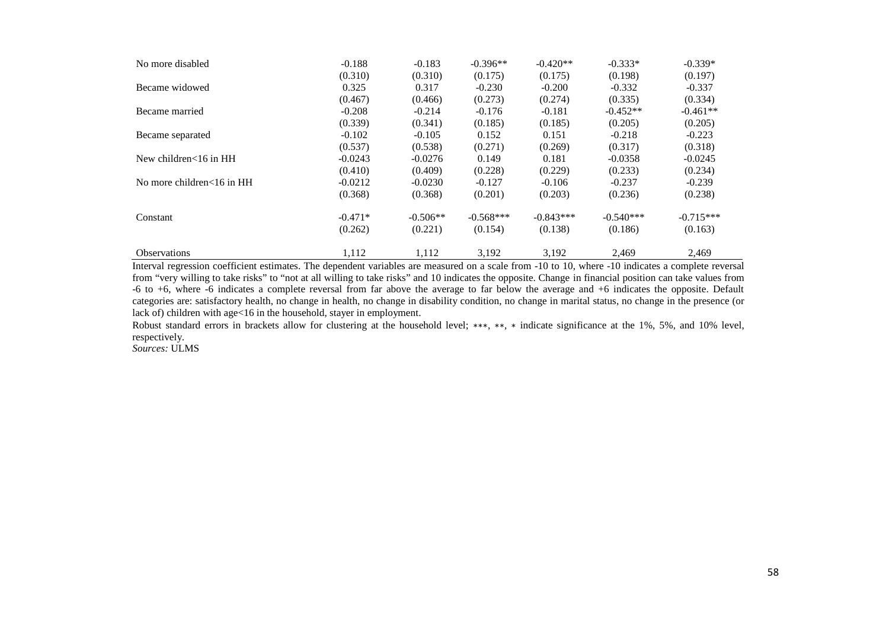| | | | | | | |
|---|---|---|---|---|---|---|
| No more disabled | -0.188 | -0.183 | -0.396** | -0.420** | -0.333* | -0.339* |
| | (0.310) | (0.310) | (0.175) | (0.175) | (0.198) | (0.197) |
| Became widowed | 0.325 | 0.317 | -0.230 | -0.200 | -0.332 | -0.337 |
| | (0.467) | (0.466) | (0.273) | (0.274) | (0.335) | (0.334) |
| Became married | -0.208 | -0.214 | -0.176 | -0.181 | -0.452** | -0.461** |
| | (0.339) | (0.341) | (0.185) | (0.185) | (0.205) | (0.205) |
| Became separated | -0.102 | -0.105 | 0.152 | 0.151 | -0.218 | -0.223 |
| | (0.537) | (0.538) | (0.271) | (0.269) | (0.317) | (0.318) |
| New children<16 in HH | -0.0243 | -0.0276 | 0.149 | 0.181 | -0.0358 | -0.0245 |
| | (0.410) | (0.409) | (0.228) | (0.229) | (0.233) | (0.234) |
| No more children<16 in HH | -0.0212 | -0.0230 | -0.127 | -0.106 | -0.237 | -0.239 |
| | (0.368) | (0.368) | (0.201) | (0.203) | (0.236) | (0.238) |
| Constant | -0.471* | -0.506** | -0.568*** | -0.843*** | -0.540*** | -0.715*** |
| | (0.262) | (0.221) | (0.154) | (0.138) | (0.186) | (0.163) |
| Observations | 1,112 | 1,112 | 3,192 | 3,192 | 2,469 | 2,469 |

Interval regression coefficient estimates. The dependent variables are measured on a scale from -10 to 10, where -10 indicates a complete reversal from "very willing to take risks" to "not at all willing to take risks" and 10 indicates the opposite. Change in financial position can take values from -6 to +6, where -6 indicates a complete reversal from far above the average to far below the average and +6 indicates the opposite. Default categories are: satisfactory health, no change in health, no change in disability condition, no change in marital status, no change in the presence (or lack of) children with age<16 in the household, stayer in employment.

Robust standard errors in brackets allow for clustering at the household level; ***, **, * indicate significance at the 1%, 5%, and 10% level, respectively.

*Sources:* ULMS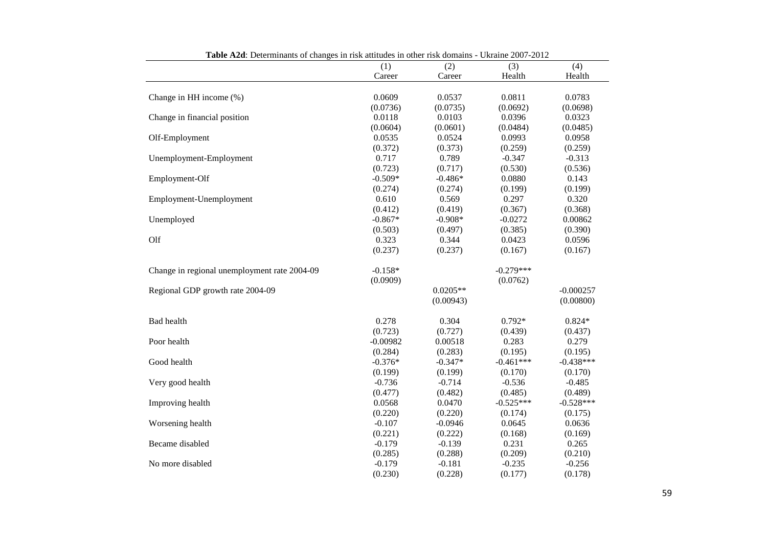**Table A2d**: Determinants of changes in risk attitudes in other risk domains - Ukraine 2007-2012

| | (1) | (2) | (3) | (4) |
|---|---|---|---|---|
| | Career | Career | Health | Health |
| Change in HH income (%) | 0.0609 | 0.0537 | 0.0811 | 0.0783 |
| | (0.0736) | (0.0735) | (0.0692) | (0.0698) |
| Change in financial position | 0.0118 | 0.0103 | 0.0396 | 0.0323 |
| | (0.0604) | (0.0601) | (0.0484) | (0.0485) |
| Olf-Employment | 0.0535 | 0.0524 | 0.0993 | 0.0958 |
| | (0.372) | (0.373) | (0.259) | (0.259) |
| Unemployment-Employment | 0.717 | 0.789 | -0.347 | -0.313 |
| | (0.723) | (0.717) | (0.530) | (0.536) |
| Employment-Olf | -0.509* | -0.486* | 0.0880 | 0.143 |
| | (0.274) | (0.274) | (0.199) | (0.199) |
| Employment-Unemployment | 0.610 | 0.569 | 0.297 | 0.320 |
| | (0.412) | (0.419) | (0.367) | (0.368) |
| Unemployed | -0.867* | -0.908* | -0.0272 | 0.00862 |
| | (0.503) | (0.497) | (0.385) | (0.390) |
| Olf | 0.323 | 0.344 | 0.0423 | 0.0596 |
| | (0.237) | (0.237) | (0.167) | (0.167) |
| Change in regional unemployment rate 2004-09 | -0.158* | | -0.279*** | |
| | (0.0909) | | (0.0762) | |
| Regional GDP growth rate 2004-09 | | 0.0205** | | -0.000257 |
| | | (0.00943) | | (0.00800) |
| Bad health | 0.278 | 0.304 | 0.792* | 0.824* |
| | (0.723) | (0.727) | (0.439) | (0.437) |
| Poor health | -0.00982 | 0.00518 | 0.283 | 0.279 |
| | (0.284) | (0.283) | (0.195) | (0.195) |
| Good health | -0.376* | -0.347* | -0.461*** | -0.438*** |
| | (0.199) | (0.199) | (0.170) | (0.170) |
| Very good health | -0.736 | -0.714 | -0.536 | -0.485 |
| | (0.477) | (0.482) | (0.485) | (0.489) |
| Improving health | 0.0568 | 0.0470 | -0.525*** | -0.528*** |
| | (0.220) | (0.220) | (0.174) | (0.175) |
| Worsening health | -0.107 | -0.0946 | 0.0645 | 0.0636 |
| | (0.221) | (0.222) | (0.168) | (0.169) |
| Became disabled | -0.179 | -0.139 | 0.231 | 0.265 |
| | (0.285) | (0.288) | (0.209) | (0.210) |
| No more disabled | -0.179 | -0.181 | -0.235 | -0.256 |
| | (0.230) | (0.228) | (0.177) | (0.178) |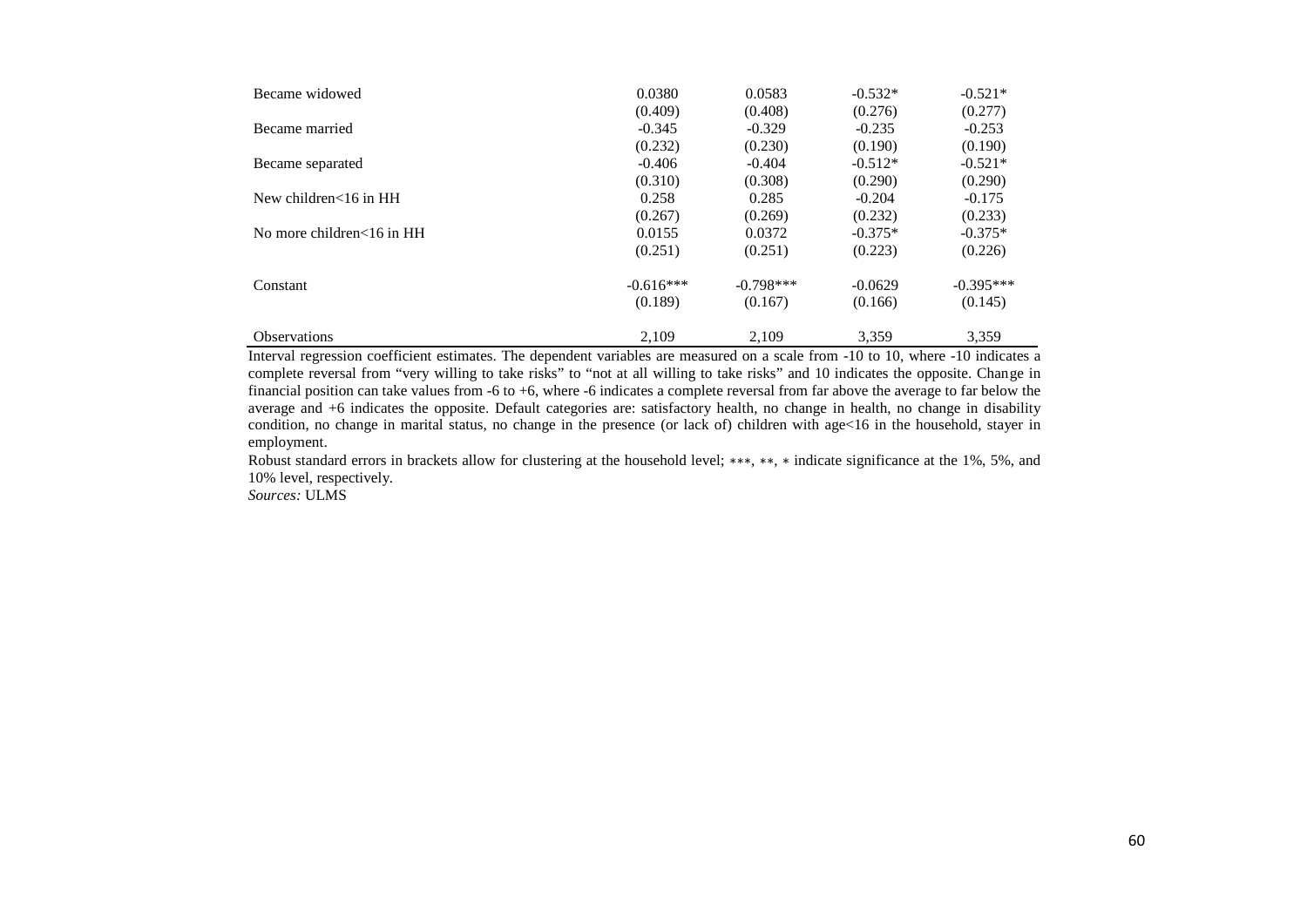| | | | | |
|---|---|---|---|---|
| Became widowed | 0.0380 | 0.0583 | -0.532* | -0.521* |
| | (0.409) | (0.408) | (0.276) | (0.277) |
| Became married | -0.345 | -0.329 | -0.235 | -0.253 |
| | (0.232) | (0.230) | (0.190) | (0.190) |
| Became separated | -0.406 | -0.404 | -0.512* | -0.521* |
| | (0.310) | (0.308) | (0.290) | (0.290) |
| New children<16 in HH | 0.258 | 0.285 | -0.204 | -0.175 |
| | (0.267) | (0.269) | (0.232) | (0.233) |
| No more children<16 in HH | 0.0155 | 0.0372 | -0.375* | -0.375* |
| | (0.251) | (0.251) | (0.223) | (0.226) |
| Constant | -0.616*** | -0.798*** | -0.0629 | -0.395*** |
| | (0.189) | (0.167) | (0.166) | (0.145) |
| Observations | 2,109 | 2,109 | 3,359 | 3,359 |

Interval regression coefficient estimates. The dependent variables are measured on a scale from -10 to 10, where -10 indicates a complete reversal from "very willing to take risks" to "not at all willing to take risks" and 10 indicates the opposite. Change in financial position can take values from -6 to +6, where -6 indicates a complete reversal from far above the average to far below the average and +6 indicates the opposite. Default categories are: satisfactory health, no change in health, no change in disability condition, no change in marital status, no change in the presence (or lack of) children with age<16 in the household, stayer in employment.

Robust standard errors in brackets allow for clustering at the household level; ***, **, * indicate significance at the 1%, 5%, and 10% level, respectively.

*Sources:* ULMS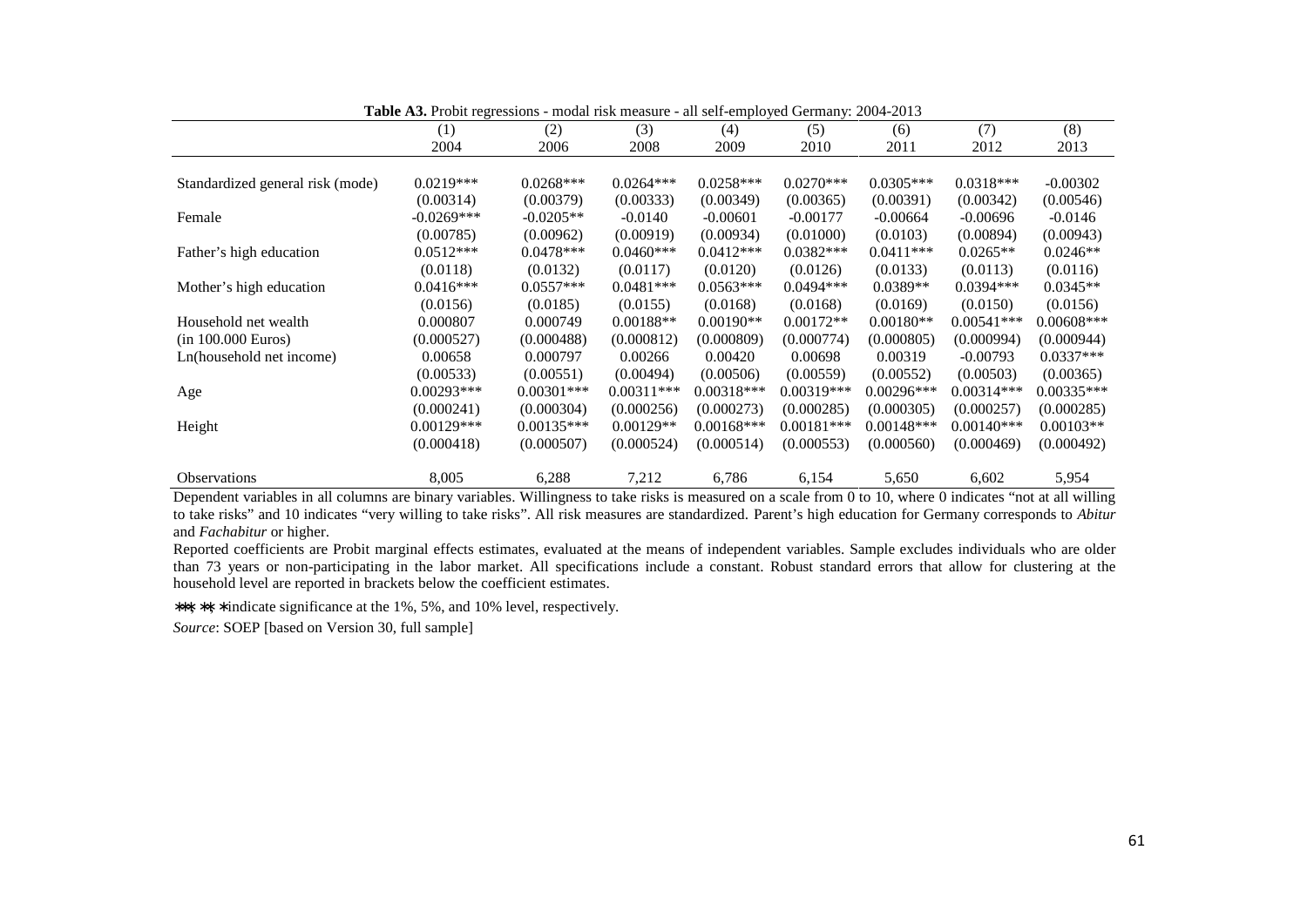**Table A3.** Probit regressions - modal risk measure - all self-employed Germany: 2004-2013

| | (1) | (2) | (3) | (4) | (5) | (6) | (7) | (8) |
|---|---|---|---|---|---|---|---|---|
| | 2004 | 2006 | 2008 | 2009 | 2010 | 2011 | 2012 | 2013 |
| Standardized general risk (mode) | 0.0219*** | 0.0268*** | 0.0264*** | 0.0258*** | 0.0270*** | 0.0305*** | 0.0318*** | -0.00302 |
| | (0.00314) | (0.00379) | (0.00333) | (0.00349) | (0.00365) | (0.00391) | (0.00342) | (0.00546) |
| Female | -0.0269*** | -0.0205** | -0.0140 | -0.00601 | -0.00177 | -0.00664 | -0.00696 | -0.0146 |
| | (0.00785) | (0.00962) | (0.00919) | (0.00934) | (0.01000) | (0.0103) | (0.00894) | (0.00943) |
| Father's high education | 0.0512*** | 0.0478*** | 0.0460*** | 0.0412*** | 0.0382*** | 0.0411*** | 0.0265** | 0.0246** |
| | (0.0118) | (0.0132) | (0.0117) | (0.0120) | (0.0126) | (0.0133) | (0.0113) | (0.0116) |
| Mother's high education | 0.0416*** | 0.0557*** | 0.0481*** | 0.0563*** | 0.0494*** | 0.0389** | 0.0394*** | 0.0345** |
| | (0.0156) | (0.0185) | (0.0155) | (0.0168) | (0.0168) | (0.0169) | (0.0150) | (0.0156) |
| Household net wealth | 0.000807 | 0.000749 | 0.00188** | 0.00190** | 0.00172** | 0.00180** | 0.00541*** | 0.00608*** |
| (in 100.000 Euros) | (0.000527) | (0.000488) | (0.000812) | (0.000809) | (0.000774) | (0.000805) | (0.000994) | (0.000944) |
| Ln(household net income) | 0.00658 | 0.000797 | 0.00266 | 0.00420 | 0.00698 | 0.00319 | -0.00793 | 0.0337*** |
| | (0.00533) | (0.00551) | (0.00494) | (0.00506) | (0.00559) | (0.00552) | (0.00503) | (0.00365) |
| Age | 0.00293*** | 0.00301*** | 0.00311*** | 0.00318*** | 0.00319*** | 0.00296*** | 0.00314*** | 0.00335*** |
| | (0.000241) | (0.000304) | (0.000256) | (0.000273) | (0.000285) | (0.000305) | (0.000257) | (0.000285) |
| Height | 0.00129*** | 0.00135*** | 0.00129** | 0.00168*** | 0.00181*** | 0.00148*** | 0.00140*** | 0.00103** |
| | (0.000418) | (0.000507) | (0.000524) | (0.000514) | (0.000553) | (0.000560) | (0.000469) | (0.000492) |
| Observations | 8,005 | 6,288 | 7,212 | 6,786 | 6,154 | 5,650 | 6,602 | 5,954 |

Dependent variables in all columns are binary variables. Willingness to take risks is measured on a scale from 0 to 10, where 0 indicates "not at all willing to take risks" and 10 indicates "very willing to take risks". All risk measures are standardized. Parent's high education for Germany corresponds to *Abitur* and *Fachabitur* or higher.

Reported coefficients are Probit marginal effects estimates, evaluated at the means of independent variables. Sample excludes individuals who are older than 73 years or non-participating in the labor market. All specifications include a constant. Robust standard errors that allow for clustering at the household level are reported in brackets below the coefficient estimates.

***, **, * indicate significance at the 1%, 5%, and 10% level, respectively.

*Source*: SOEP [based on Version 30, full sample]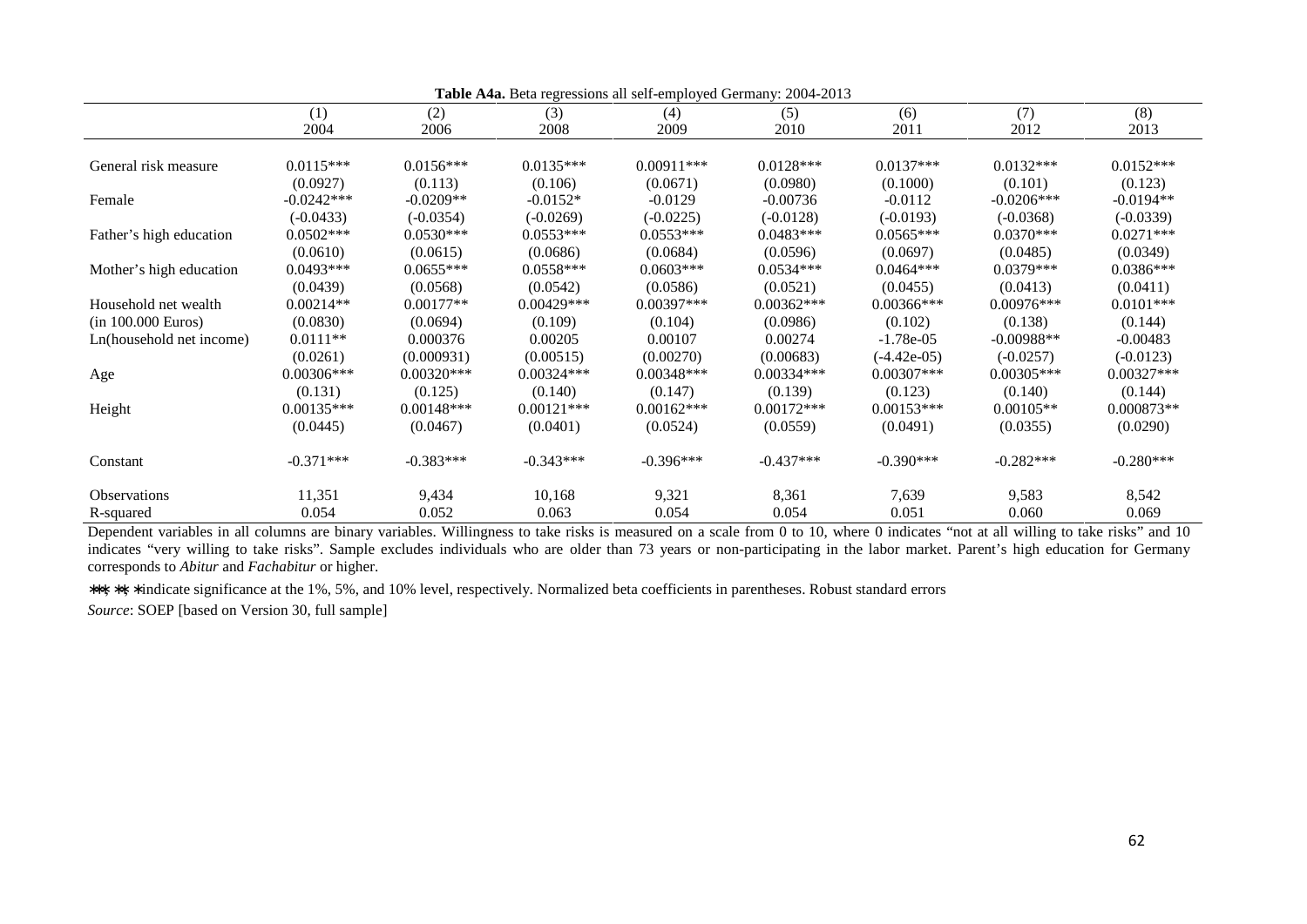**Table A4a.** Beta regressions all self-employed Germany: 2004-2013

| | (1)<br>2004 | (2)<br>2006 | (3)<br>2008 | (4)<br>2009 | (5)<br>2010 | (6)<br>2011 | (7)<br>2012 | (8)<br>2013 |
|---|---|---|---|---|---|---|---|---|
| General risk measure | 0.0115*** | 0.0156*** | 0.0135*** | 0.00911*** | 0.0128*** | 0.0137*** | 0.0132*** | 0.0152*** |
| | (0.0927) | (0.113) | (0.106) | (0.0671) | (0.0980) | (0.1000) | (0.101) | (0.123) |
| Female | -0.0242*** | -0.0209** | -0.0152* | -0.0129 | -0.00736 | -0.0112 | -0.0206*** | -0.0194** |
| | (-0.0433) | (-0.0354) | (-0.0269) | (-0.0225) | (-0.0128) | (-0.0193) | (-0.0368) | (-0.0339) |
| Father's high education | 0.0502*** | 0.0530*** | 0.0553*** | 0.0553*** | 0.0483*** | 0.0565*** | 0.0370*** | 0.0271*** |
| | (0.0610) | (0.0615) | (0.0686) | (0.0684) | (0.0596) | (0.0697) | (0.0485) | (0.0349) |
| Mother's high education | 0.0493*** | 0.0655*** | 0.0558*** | 0.0603*** | 0.0534*** | 0.0464*** | 0.0379*** | 0.0386*** |
| | (0.0439) | (0.0568) | (0.0542) | (0.0586) | (0.0521) | (0.0455) | (0.0413) | (0.0411) |
| Household net wealth | 0.00214** | 0.00177** | 0.00429*** | 0.00397*** | 0.00362*** | 0.00366*** | 0.00976*** | 0.0101*** |
| (in 100.000 Euros) | (0.0830) | (0.0694) | (0.109) | (0.104) | (0.0986) | (0.102) | (0.138) | (0.144) |
| Ln(household net income) | 0.0111** | 0.000376 | 0.00205 | 0.00107 | 0.00274 | -1.78e-05 | -0.00988** | -0.00483 |
| | (0.0261) | (0.000931) | (0.00515) | (0.00270) | (0.00683) | (-4.42e-05) | (-0.0257) | (-0.0123) |
| Age | 0.00306*** | 0.00320*** | 0.00324*** | 0.00348*** | 0.00334*** | 0.00307*** | 0.00305*** | 0.00327*** |
| | (0.131) | (0.125) | (0.140) | (0.147) | (0.139) | (0.123) | (0.140) | (0.144) |
| Height | 0.00135*** | 0.00148*** | 0.00121*** | 0.00162*** | 0.00172*** | 0.00153*** | 0.00105** | 0.000873** |
| | (0.0445) | (0.0467) | (0.0401) | (0.0524) | (0.0559) | (0.0491) | (0.0355) | (0.0290) |
| Constant | -0.371*** | -0.383*** | -0.343*** | -0.396*** | -0.437*** | -0.390*** | -0.282*** | -0.280*** |
| Observations | 11,351 | 9,434 | 10,168 | 9,321 | 8,361 | 7,639 | 9,583 | 8,542 |
| R-squared | 0.054 | 0.052 | 0.063 | 0.054 | 0.054 | 0.051 | 0.060 | 0.069 |

Dependent variables in all columns are binary variables. Willingness to take risks is measured on a scale from 0 to 10, where 0 indicates "not at all willing to take risks" and 10 indicates "very willing to take risks". Sample excludes individuals who are older than 73 years or non-participating in the labor market. Parent's high education for Germany corresponds to *Abitur* and *Fachabitur* or higher.

***, **, * indicate significance at the 1%, 5%, and 10% level, respectively. Normalized beta coefficients in parentheses. Robust standard errors

*Source*: SOEP [based on Version 30, full sample]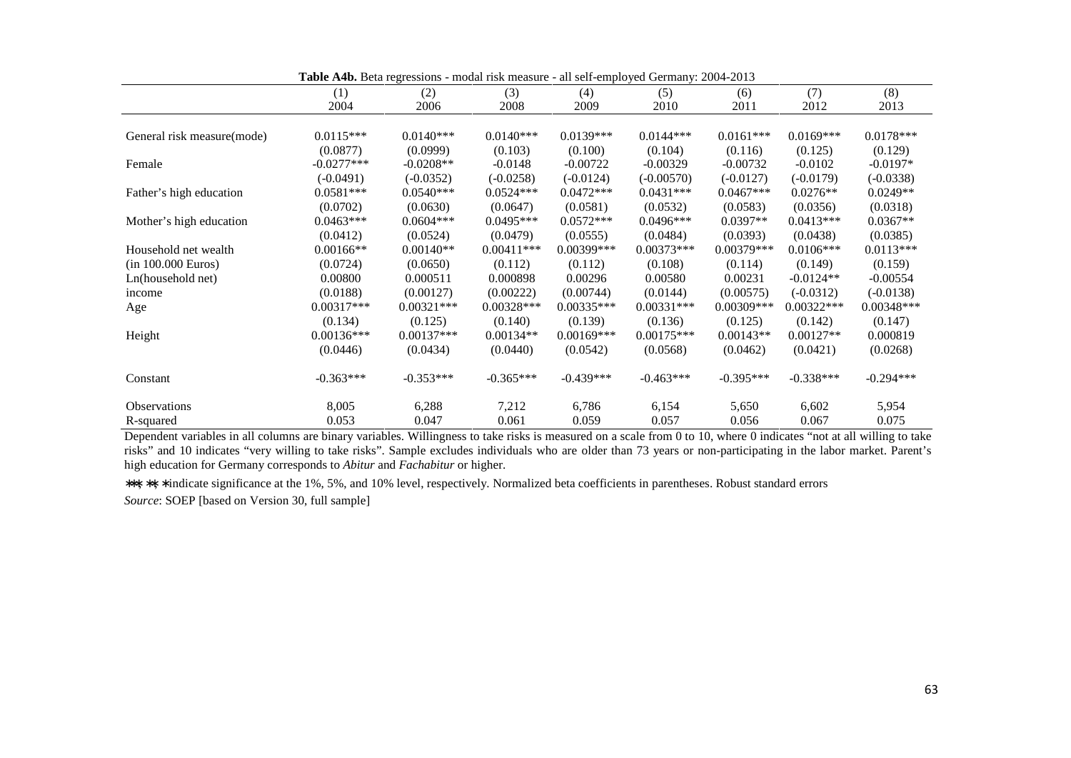**Table A4b.** Beta regressions - modal risk measure - all self-employed Germany: 2004-2013

| | (1) | (2) | (3) | (4) | (5) | (6) | (7) | (8) |
|---|---|---|---|---|---|---|---|---|
| | 2004 | 2006 | 2008 | 2009 | 2010 | 2011 | 2012 | 2013 |
| General risk measure(mode) | 0.0115*** | 0.0140*** | 0.0140*** | 0.0139*** | 0.0144*** | 0.0161*** | 0.0169*** | 0.0178*** |
| | (0.0877) | (0.0999) | (0.103) | (0.100) | (0.104) | (0.116) | (0.125) | (0.129) |
| Female | -0.0277*** | -0.0208** | -0.0148 | -0.00722 | -0.00329 | -0.00732 | -0.0102 | -0.0197* |
| | (-0.0491) | (-0.0352) | (-0.0258) | (-0.0124) | (-0.00570) | (-0.0127) | (-0.0179) | (-0.0338) |
| Father's high education | 0.0581*** | 0.0540*** | 0.0524*** | 0.0472*** | 0.0431*** | 0.0467*** | 0.0276** | 0.0249** |
| | (0.0702) | (0.0630) | (0.0647) | (0.0581) | (0.0532) | (0.0583) | (0.0356) | (0.0318) |
| Mother's high education | 0.0463*** | 0.0604*** | 0.0495*** | 0.0572*** | 0.0496*** | 0.0397** | 0.0413*** | 0.0367** |
| | (0.0412) | (0.0524) | (0.0479) | (0.0555) | (0.0484) | (0.0393) | (0.0438) | (0.0385) |
| Household net wealth | 0.00166** | 0.00140** | 0.00411*** | 0.00399*** | 0.00373*** | 0.00379*** | 0.0106*** | 0.0113*** |
| (in 100.000 Euros) | (0.0724) | (0.0650) | (0.112) | (0.112) | (0.108) | (0.114) | (0.149) | (0.159) |
| Ln(household net) | 0.00800 | 0.000511 | 0.000898 | 0.00296 | 0.00580 | 0.00231 | -0.0124** | -0.00554 |
| income | (0.0188) | (0.00127) | (0.00222) | (0.00744) | (0.0144) | (0.00575) | (-0.0312) | (-0.0138) |
| Age | 0.00317*** | 0.00321*** | 0.00328*** | 0.00335*** | 0.00331*** | 0.00309*** | 0.00322*** | 0.00348*** |
| | (0.134) | (0.125) | (0.140) | (0.139) | (0.136) | (0.125) | (0.142) | (0.147) |
| Height | 0.00136*** | 0.00137*** | 0.00134** | 0.00169*** | 0.00175*** | 0.00143** | 0.00127** | 0.000819 |
| | (0.0446) | (0.0434) | (0.0440) | (0.0542) | (0.0568) | (0.0462) | (0.0421) | (0.0268) |
| Constant | -0.363*** | -0.353*** | -0.365*** | -0.439*** | -0.463*** | -0.395*** | -0.338*** | -0.294*** |
| Observations | 8,005 | 6,288 | 7,212 | 6,786 | 6,154 | 5,650 | 6,602 | 5,954 |
| R-squared | 0.053 | 0.047 | 0.061 | 0.059 | 0.057 | 0.056 | 0.067 | 0.075 |

Dependent variables in all columns are binary variables. Willingness to take risks is measured on a scale from 0 to 10, where 0 indicates "not at all willing to take risks" and 10 indicates "very willing to take risks". Sample excludes individuals who are older than 73 years or non-participating in the labor market. Parent's high education for Germany corresponds to *Abitur* and *Fachabitur* or higher.

***, **, * indicate significance at the 1%, 5%, and 10% level, respectively. Normalized beta coefficients in parentheses. Robust standard errors

*Source*: SOEP [based on Version 30, full sample]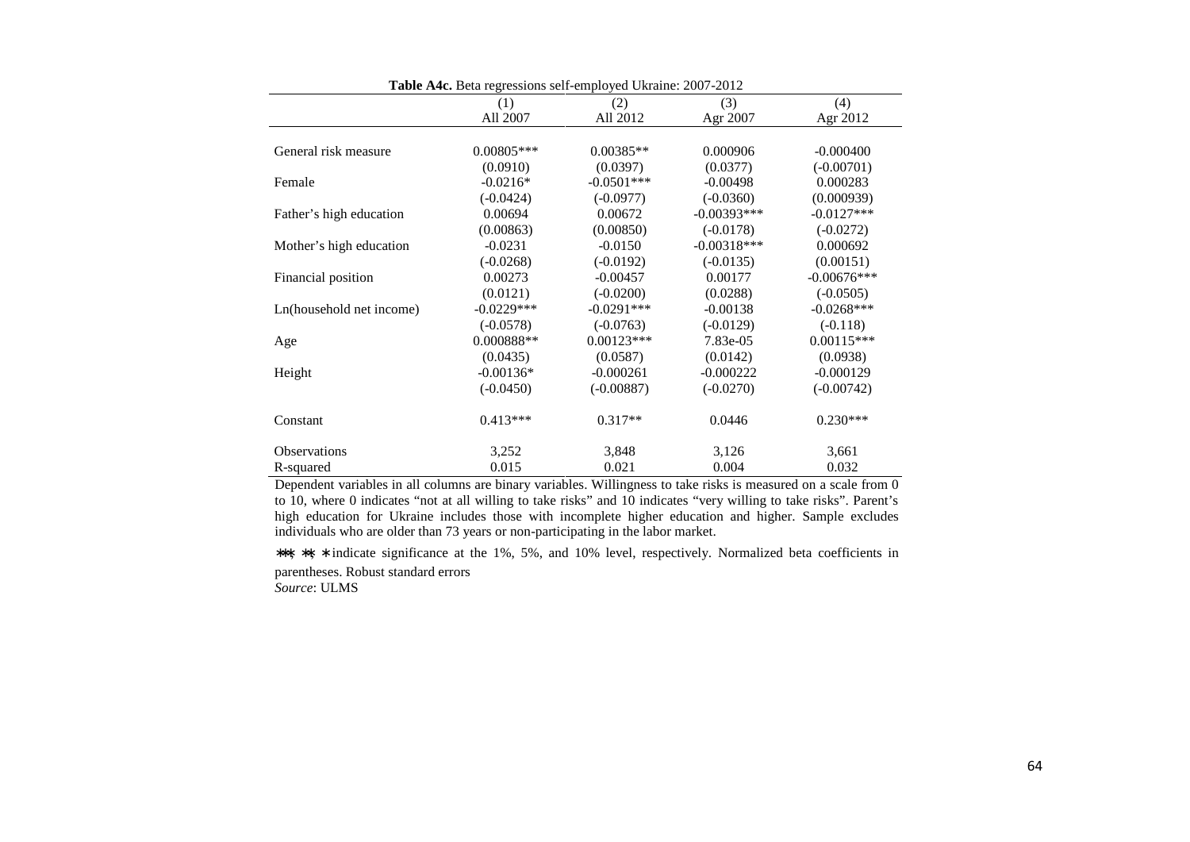**Table A4c.** Beta regressions self-employed Ukraine: 2007-2012

| | (1) | (2) | (3) | (4) |
|---|---|---|---|---|
| | All 2007 | All 2012 | Agr 2007 | Agr 2012 |
| General risk measure | 0.00805*** | 0.00385** | 0.000906 | -0.000400 |
| | (0.0910) | (0.0397) | (0.0377) | (-0.00701) |
| Female | -0.0216* | -0.0501*** | -0.00498 | 0.000283 |
| | (-0.0424) | (-0.0977) | (-0.0360) | (0.000939) |
| Father's high education | 0.00694 | 0.00672 | -0.00393*** | -0.0127*** |
| | (0.00863) | (0.00850) | (-0.0178) | (-0.0272) |
| Mother's high education | -0.0231 | -0.0150 | -0.00318*** | 0.000692 |
| | (-0.0268) | (-0.0192) | (-0.0135) | (0.00151) |
| Financial position | 0.00273 | -0.00457 | 0.00177 | -0.00676*** |
| | (0.0121) | (-0.0200) | (0.0288) | (-0.0505) |
| Ln(household net income) | -0.0229*** | -0.0291*** | -0.00138 | -0.0268*** |
| | (-0.0578) | (-0.0763) | (-0.0129) | (-0.118) |
| Age | 0.000888** | 0.00123*** | 7.83e-05 | 0.00115*** |
| | (0.0435) | (0.0587) | (0.0142) | (0.0938) |
| Height | -0.00136* | -0.000261 | -0.000222 | -0.000129 |
| | (-0.0450) | (-0.00887) | (-0.0270) | (-0.00742) |
| Constant | 0.413*** | 0.317** | 0.0446 | 0.230*** |
| Observations | 3,252 | 3,848 | 3,126 | 3,661 |
| R-squared | 0.015 | 0.021 | 0.004 | 0.032 |

Dependent variables in all columns are binary variables. Willingness to take risks is measured on a scale from 0 to 10, where 0 indicates "not at all willing to take risks" and 10 indicates "very willing to take risks". Parent's high education for Ukraine includes those with incomplete higher education and higher. Sample excludes individuals who are older than 73 years or non-participating in the labor market.

***, **, * indicate significance at the 1%, 5%, and 10% level, respectively. Normalized beta coefficients in parentheses. Robust standard errors

*Source*: ULMS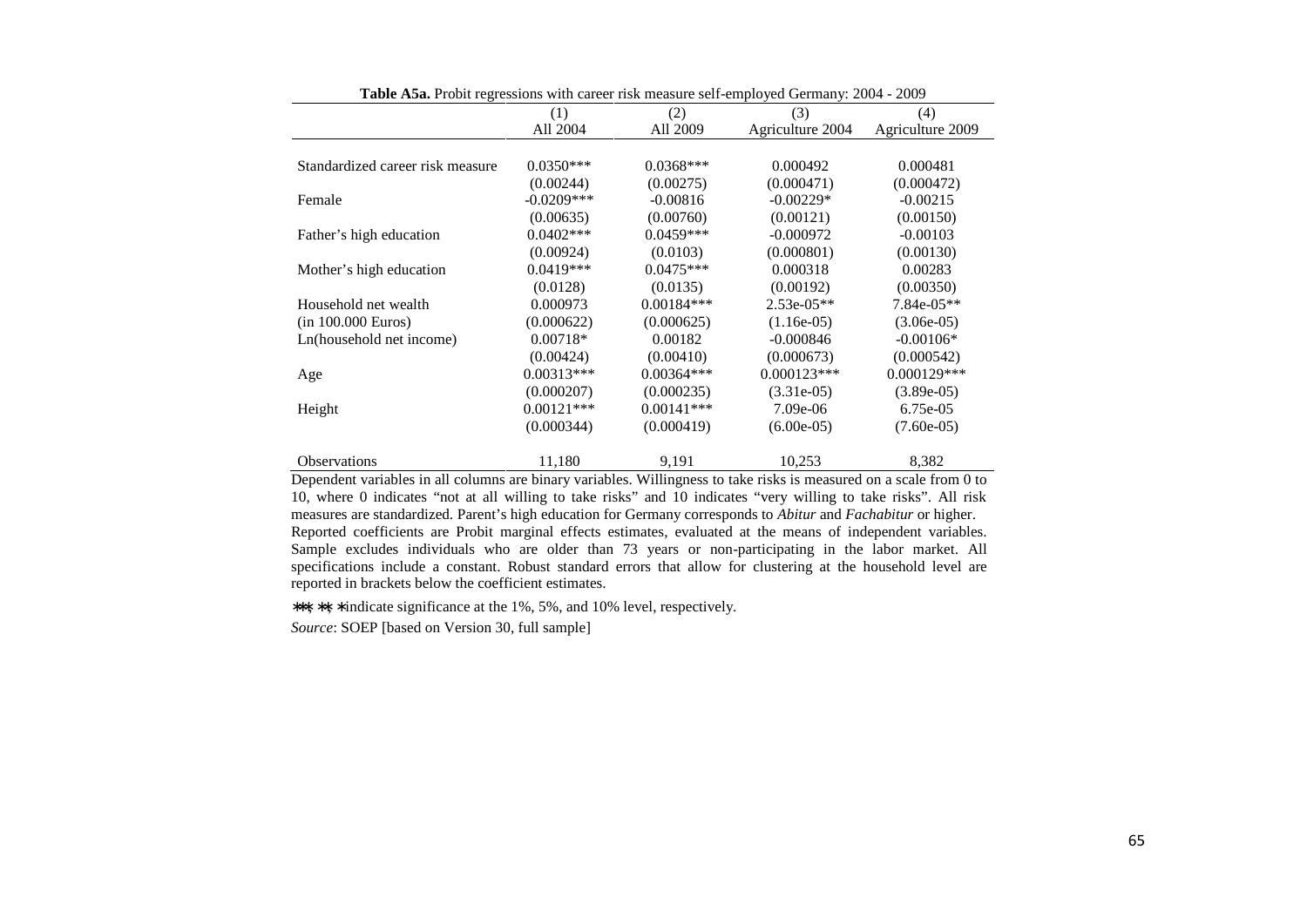**Table A5a.** Probit regressions with career risk measure self-employed Germany: 2004 - 2009

| | (1) | (2) | (3) | (4) |
|---|---|---|---|---|
| | All 2004 | All 2009 | Agriculture 2004 | Agriculture 2009 |
| Standardized career risk measure | 0.0350*** | 0.0368*** | 0.000492 | 0.000481 |
| | (0.00244) | (0.00275) | (0.000471) | (0.000472) |
| Female | -0.0209*** | -0.00816 | -0.00229* | -0.00215 |
| | (0.00635) | (0.00760) | (0.00121) | (0.00150) |
| Father's high education | 0.0402*** | 0.0459*** | -0.000972 | -0.00103 |
| | (0.00924) | (0.0103) | (0.000801) | (0.00130) |
| Mother's high education | 0.0419*** | 0.0475*** | 0.000318 | 0.00283 |
| | (0.0128) | (0.0135) | (0.00192) | (0.00350) |
| Household net wealth | 0.000973 | 0.00184*** | 2.53e-05** | 7.84e-05** |
| (in 100.000 Euros) | (0.000622) | (0.000625) | (1.16e-05) | (3.06e-05) |
| Ln(household net income) | 0.00718* | 0.00182 | -0.000846 | -0.00106* |
| | (0.00424) | (0.00410) | (0.000673) | (0.000542) |
| Age | 0.00313*** | 0.00364*** | 0.000123*** | 0.000129*** |
| | (0.000207) | (0.000235) | (3.31e-05) | (3.89e-05) |
| Height | 0.00121*** | 0.00141*** | 7.09e-06 | 6.75e-05 |
| | (0.000344) | (0.000419) | (6.00e-05) | (7.60e-05) |
| Observations | 11,180 | 9,191 | 10,253 | 8,382 |

Dependent variables in all columns are binary variables. Willingness to take risks is measured on a scale from 0 to 10, where 0 indicates "not at all willing to take risks" and 10 indicates "very willing to take risks". All risk measures are standardized. Parent's high education for Germany corresponds to *Abitur* and *Fachabitur* or higher. Reported coefficients are Probit marginal effects estimates, evaluated at the means of independent variables. Sample excludes individuals who are older than 73 years or non-participating in the labor market. All specifications include a constant. Robust standard errors that allow for clustering at the household level are reported in brackets below the coefficient estimates.

***, **, * indicate significance at the 1%, 5%, and 10% level, respectively.

*Source*: SOEP [based on Version 30, full sample]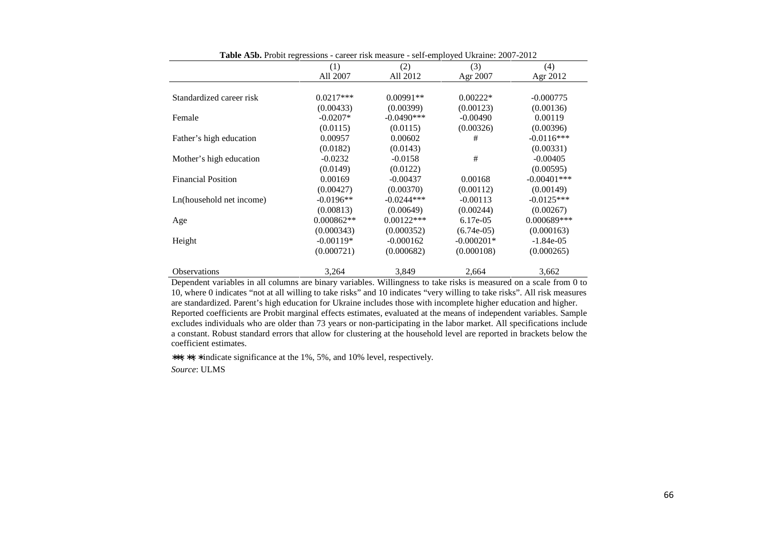**Table A5b.** Probit regressions - career risk measure - self-employed Ukraine: 2007-2012

| | (1) All 2007 | (2) All 2012 | (3) Agr 2007 | (4) Agr 2012 |
|---|---|---|---|---|
| Standardized career risk | 0.0217*** | 0.00991** | 0.00222* | -0.000775 |
| | (0.00433) | (0.00399) | (0.00123) | (0.00136) |
| Female | -0.0207* | -0.0490*** | -0.00490 | 0.00119 |
| | (0.0115) | (0.0115) | (0.00326) | (0.00396) |
| Father's high education | 0.00957 | 0.00602 | # | -0.0116*** |
| | (0.0182) | (0.0143) | | (0.00331) |
| Mother's high education | -0.0232 | -0.0158 | # | -0.00405 |
| | (0.0149) | (0.0122) | | (0.00595) |
| Financial Position | 0.00169 | -0.00437 | 0.00168 | -0.00401*** |
| | (0.00427) | (0.00370) | (0.00112) | (0.00149) |
| Ln(household net income) | -0.0196** | -0.0244*** | -0.00113 | -0.0125*** |
| | (0.00813) | (0.00649) | (0.00244) | (0.00267) |
| Age | 0.000862** | 0.00122*** | 6.17e-05 | 0.000689*** |
| | (0.000343) | (0.000352) | (6.74e-05) | (0.000163) |
| Height | -0.00119* | -0.000162 | -0.000201* | -1.84e-05 |
| | (0.000721) | (0.000682) | (0.000108) | (0.000265) |
| Observations | 3,264 | 3,849 | 2,664 | 3,662 |

Dependent variables in all columns are binary variables. Willingness to take risks is measured on a scale from 0 to 10, where 0 indicates "not at all willing to take risks" and 10 indicates "very willing to take risks". All risk measures are standardized. Parent's high education for Ukraine includes those with incomplete higher education and higher. Reported coefficients are Probit marginal effects estimates, evaluated at the means of independent variables. Sample excludes individuals who are older than 73 years or non-participating in the labor market. All specifications include a constant. Robust standard errors that allow for clustering at the household level are reported in brackets below the coefficient estimates.

***, **, * indicate significance at the 1%, 5%, and 10% level, respectively.

*Source*: ULMS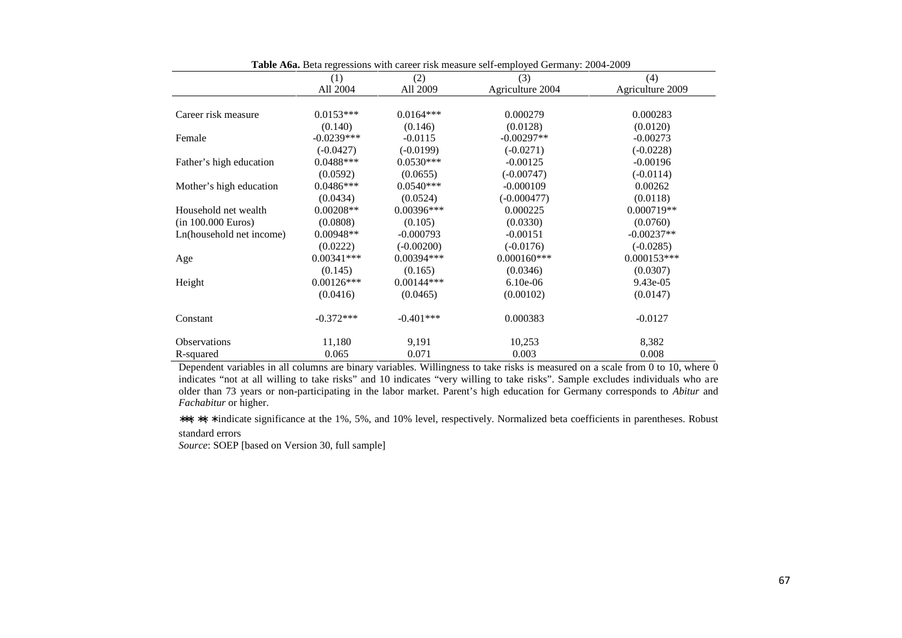**Table A6a.** Beta regressions with career risk measure self-employed Germany: 2004-2009

| | (1) | (2) | (3) | (4) |
|---|---|---|---|---|
| | All 2004 | All 2009 | Agriculture 2004 | Agriculture 2009 |
| Career risk measure | 0.0153*** | 0.0164*** | 0.000279 | 0.000283 |
| | (0.140) | (0.146) | (0.0128) | (0.0120) |
| Female | -0.0239*** | -0.0115 | -0.00297** | -0.00273 |
| | (-0.0427) | (-0.0199) | (-0.0271) | (-0.0228) |
| Father's high education | 0.0488*** | 0.0530*** | -0.00125 | -0.00196 |
| | (0.0592) | (0.0655) | (-0.00747) | (-0.0114) |
| Mother's high education | 0.0486*** | 0.0540*** | -0.000109 | 0.00262 |
| | (0.0434) | (0.0524) | (-0.000477) | (0.0118) |
| Household net wealth | 0.00208** | 0.00396*** | 0.000225 | 0.000719** |
| (in 100.000 Euros) | (0.0808) | (0.105) | (0.0330) | (0.0760) |
| Ln(household net income) | 0.00948** | -0.000793 | -0.00151 | -0.00237** |
| | (0.0222) | (-0.00200) | (-0.0176) | (-0.0285) |
| Age | 0.00341*** | 0.00394*** | 0.000160*** | 0.000153*** |
| | (0.145) | (0.165) | (0.0346) | (0.0307) |
| Height | 0.00126*** | 0.00144*** | 6.10e-06 | 9.43e-05 |
| | (0.0416) | (0.0465) | (0.00102) | (0.0147) |
| Constant | -0.372*** | -0.401*** | 0.000383 | -0.0127 |
| Observations | 11,180 | 9,191 | 10,253 | 8,382 |
| R-squared | 0.065 | 0.071 | 0.003 | 0.008 |

Dependent variables in all columns are binary variables. Willingness to take risks is measured on a scale from 0 to 10, where 0 indicates "not at all willing to take risks" and 10 indicates "very willing to take risks". Sample excludes individuals who are older than 73 years or non-participating in the labor market. Parent's high education for Germany corresponds to *Abitur* and *Fachabitur* or higher.

***, **, * indicate significance at the 1%, 5%, and 10% level, respectively. Normalized beta coefficients in parentheses. Robust standard errors

*Source*: SOEP [based on Version 30, full sample]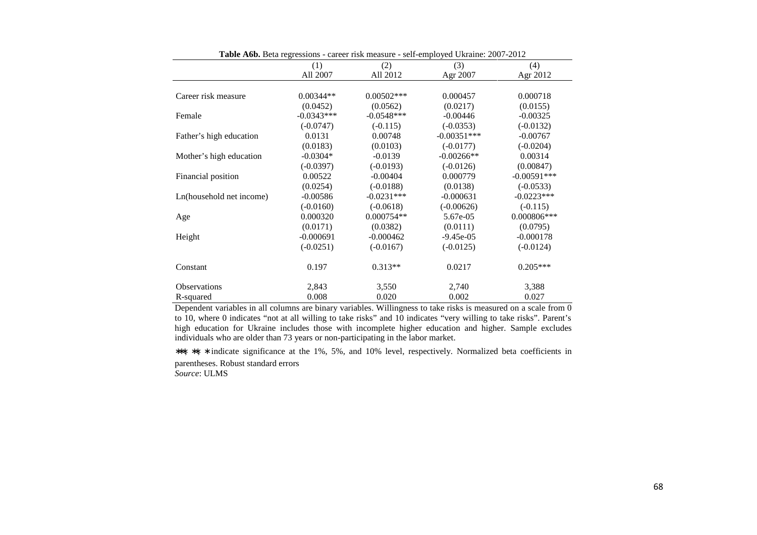**Table A6b.** Beta regressions - career risk measure - self-employed Ukraine: 2007-2012

| | (1) | (2) | (3) | (4) |
|---|---|---|---|---|
| | All 2007 | All 2012 | Agr 2007 | Agr 2012 |
| Career risk measure | 0.00344** | 0.00502*** | 0.000457 | 0.000718 |
| | (0.0452) | (0.0562) | (0.0217) | (0.0155) |
| Female | -0.0343*** | -0.0548*** | -0.00446 | -0.00325 |
| | (-0.0747) | (-0.115) | (-0.0353) | (-0.0132) |
| Father's high education | 0.0131 | 0.00748 | -0.00351*** | -0.00767 |
| | (0.0183) | (0.0103) | (-0.0177) | (-0.0204) |
| Mother's high education | -0.0304* | -0.0139 | -0.00266** | 0.00314 |
| | (-0.0397) | (-0.0193) | (-0.0126) | (0.00847) |
| Financial position | 0.00522 | -0.00404 | 0.000779 | -0.00591*** |
| | (0.0254) | (-0.0188) | (0.0138) | (-0.0533) |
| Ln(household net income) | -0.00586 | -0.0231*** | -0.000631 | -0.0223*** |
| | (-0.0160) | (-0.0618) | (-0.00626) | (-0.115) |
| Age | 0.000320 | 0.000754** | 5.67e-05 | 0.000806*** |
| | (0.0171) | (0.0382) | (0.0111) | (0.0795) |
| Height | -0.000691 | -0.000462 | -9.45e-05 | -0.000178 |
| | (-0.0251) | (-0.0167) | (-0.0125) | (-0.0124) |
| Constant | 0.197 | 0.313** | 0.0217 | 0.205*** |
| Observations | 2,843 | 3,550 | 2,740 | 3,388 |
| R-squared | 0.008 | 0.020 | 0.002 | 0.027 |

Dependent variables in all columns are binary variables. Willingness to take risks is measured on a scale from 0 to 10, where 0 indicates "not at all willing to take risks" and 10 indicates "very willing to take risks". Parent's high education for Ukraine includes those with incomplete higher education and higher. Sample excludes individuals who are older than 73 years or non-participating in the labor market.

***, **, * indicate significance at the 1%, 5%, and 10% level, respectively. Normalized beta coefficients in parentheses. Robust standard errors

*Source*: ULMS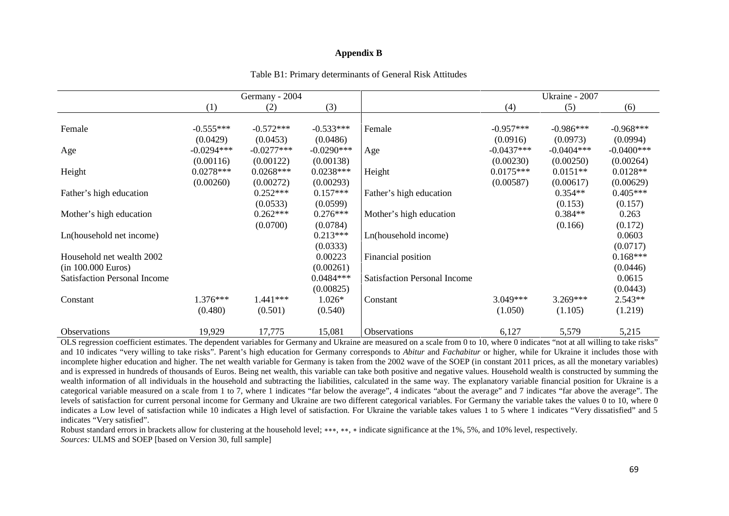## Appendix B

Table B1: Primary determinants of General Risk Attitudes

| | Germany - 2004 | | | | Ukraine - 2007 | | |
|---|---|---|---|---|---|---|---|
| | (1) | (2) | (3) | | (4) | (5) | (6) |
| Female | -0.555*** | -0.572*** | -0.533*** | Female | -0.957*** | -0.986*** | -0.968*** |
| | (0.0429) | (0.0453) | (0.0486) | | (0.0916) | (0.0973) | (0.0994) |
| Age | -0.0294*** | -0.0277*** | -0.0290*** | Age | -0.0437*** | -0.0404*** | -0.0400*** |
| | (0.00116) | (0.00122) | (0.00138) | | (0.00230) | (0.00250) | (0.00264) |
| Height | 0.0278*** | 0.0268*** | 0.0238*** | Height | 0.0175*** | 0.0151** | 0.0128** |
| | (0.00260) | (0.00272) | (0.00293) | | (0.00587) | (0.00617) | (0.00629) |
| Father's high education | | 0.252*** | 0.157*** | Father's high education | | 0.354** | 0.405*** |
| | | (0.0533) | (0.0599) | | | (0.153) | (0.157) |
| Mother's high education | | 0.262*** | 0.276*** | Mother's high education | | 0.384** | 0.263 |
| | | (0.0700) | (0.0784) | | | (0.166) | (0.172) |
| Ln(household net income) | | | 0.213*** | Ln(household income) | | | 0.0603 |
| | | | (0.0333) | | | | (0.0717) |
| Household net wealth 2002 | | | 0.00223 | Financial position | | | 0.168*** |
| (in 100.000 Euros) | | | (0.00261) | | | | (0.0446) |
| Satisfaction Personal Income | | | 0.0484*** | Satisfaction Personal Income | | | 0.0615 |
| | | | (0.00825) | | | | (0.0443) |
| Constant | 1.376*** | 1.441*** | 1.026* | Constant | 3.049*** | 3.269*** | 2.543** |
| | (0.480) | (0.501) | (0.540) | | (1.050) | (1.105) | (1.219) |
| Observations | 19,929 | 17,775 | 15,081 | Observations | 6,127 | 5,579 | 5,215 |

OLS regression coefficient estimates. The dependent variables for Germany and Ukraine are measured on a scale from 0 to 10, where 0 indicates "not at all willing to take risks" and 10 indicates "very willing to take risks". Parent's high education for Germany corresponds to *Abitur* and *Fachabitur* or higher, while for Ukraine it includes those with incomplete higher education and higher. The net wealth variable for Germany is taken from the 2002 wave of the SOEP (in constant 2011 prices, as all the monetary variables) and is expressed in hundreds of thousands of Euros. Being net wealth, this variable can take both positive and negative values. Household wealth is constructed by summing the wealth information of all individuals in the household and subtracting the liabilities, calculated in the same way. The explanatory variable financial position for Ukraine is a categorical variable measured on a scale from 1 to 7, where 1 indicates "far below the average", 4 indicates "about the average" and 7 indicates "far above the average". The levels of satisfaction for current personal income for Germany and Ukraine are two different categorical variables. For Germany the variable takes the values 0 to 10, where 0 indicates a Low level of satisfaction while 10 indicates a High level of satisfaction. For Ukraine the variable takes values 1 to 5 where 1 indicates "Very dissatisfied" and 5 indicates "Very satisfied".

Robust standard errors in brackets allow for clustering at the household level; ***, **, * indicate significance at the 1%, 5%, and 10% level, respectively.

*Sources:* ULMS and SOEP [based on Version 30, full sample]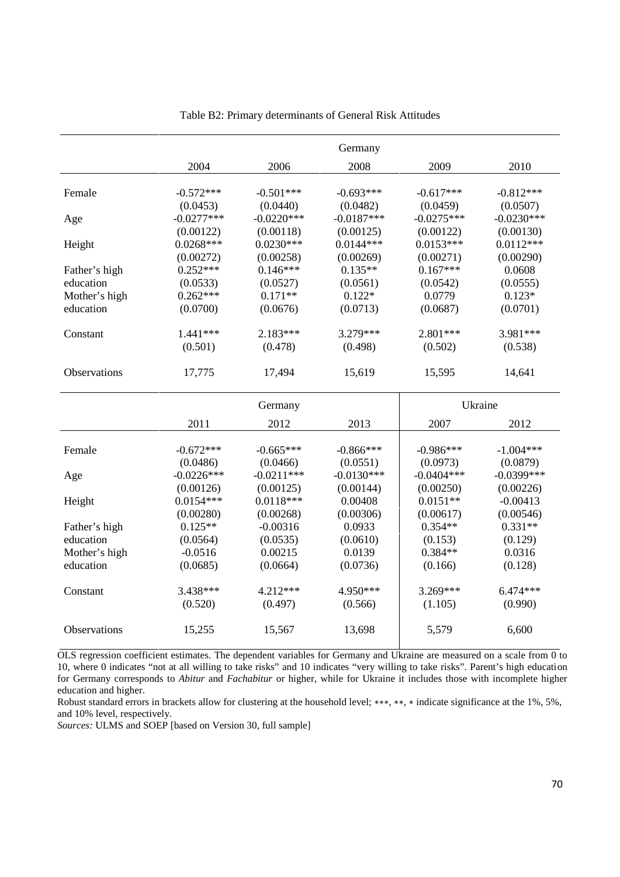Table B2: Primary determinants of General Risk Attitudes

| | Germany | | | | |
|---|---|---|---|---|---|
| | 2004 | 2006 | 2008 | 2009 | 2010 |
| Female | -0.572*** | -0.501*** | -0.693*** | -0.617*** | -0.812*** |
| | (0.0453) | (0.0440) | (0.0482) | (0.0459) | (0.0507) |
| Age | -0.0277*** | -0.0220*** | -0.0187*** | -0.0275*** | -0.0230*** |
| | (0.00122) | (0.00118) | (0.00125) | (0.00122) | (0.00130) |
| Height | 0.0268*** | 0.0230*** | 0.0144*** | 0.0153*** | 0.0112*** |
| | (0.00272) | (0.00258) | (0.00269) | (0.00271) | (0.00290) |
| Father's high education | 0.252*** | 0.146*** | 0.135** | 0.167*** | 0.0608 |
| | (0.0533) | (0.0527) | (0.0561) | (0.0542) | (0.0555) |
| Mother's high education | 0.262*** | 0.171** | 0.122* | 0.0779 | 0.123* |
| | (0.0700) | (0.0676) | (0.0713) | (0.0687) | (0.0701) |
| Constant | 1.441*** | 2.183*** | 3.279*** | 2.801*** | 3.981*** |
| | (0.501) | (0.478) | (0.498) | (0.502) | (0.538) |
| Observations | 17,775 | 17,494 | 15,619 | 15,595 | 14,641 |

| | Germany | | | Ukraine | |
|---|---|---|---|---|---|
| | 2011 | 2012 | 2013 | 2007 | 2012 |
| Female | -0.672*** | -0.665*** | -0.866*** | -0.986*** | -1.004*** |
| | (0.0486) | (0.0466) | (0.0551) | (0.0973) | (0.0879) |
| Age | -0.0226*** | -0.0211*** | -0.0130*** | -0.0404*** | -0.0399*** |
| | (0.00126) | (0.00125) | (0.00144) | (0.00250) | (0.00226) |
| Height | 0.0154*** | 0.0118*** | 0.00408 | 0.0151** | -0.00413 |
| | (0.00280) | (0.00268) | (0.00306) | (0.00617) | (0.00546) |
| Father's high education | 0.125** | -0.00316 | 0.0933 | 0.354** | 0.331** |
| | (0.0564) | (0.0535) | (0.0610) | (0.153) | (0.129) |
| Mother's high education | -0.0516 | 0.00215 | 0.0139 | 0.384** | 0.0316 |
| | (0.0685) | (0.0664) | (0.0736) | (0.166) | (0.128) |
| Constant | 3.438*** | 4.212*** | 4.950*** | 3.269*** | 6.474*** |
| | (0.520) | (0.497) | (0.566) | (1.105) | (0.990) |
| Observations | 15,255 | 15,567 | 13,698 | 5,579 | 6,600 |

OLS regression coefficient estimates. The dependent variables for Germany and Ukraine are measured on a scale from 0 to 10, where 0 indicates "not at all willing to take risks" and 10 indicates "very willing to take risks". Parent's high education for Germany corresponds to *Abitur* and *Fachabitur* or higher, while for Ukraine it includes those with incomplete higher education and higher.

Robust standard errors in brackets allow for clustering at the household level; ***, **, * indicate significance at the 1%, 5%, and 10% level, respectively.

*Sources:* ULMS and SOEP [based on Version 30, full sample]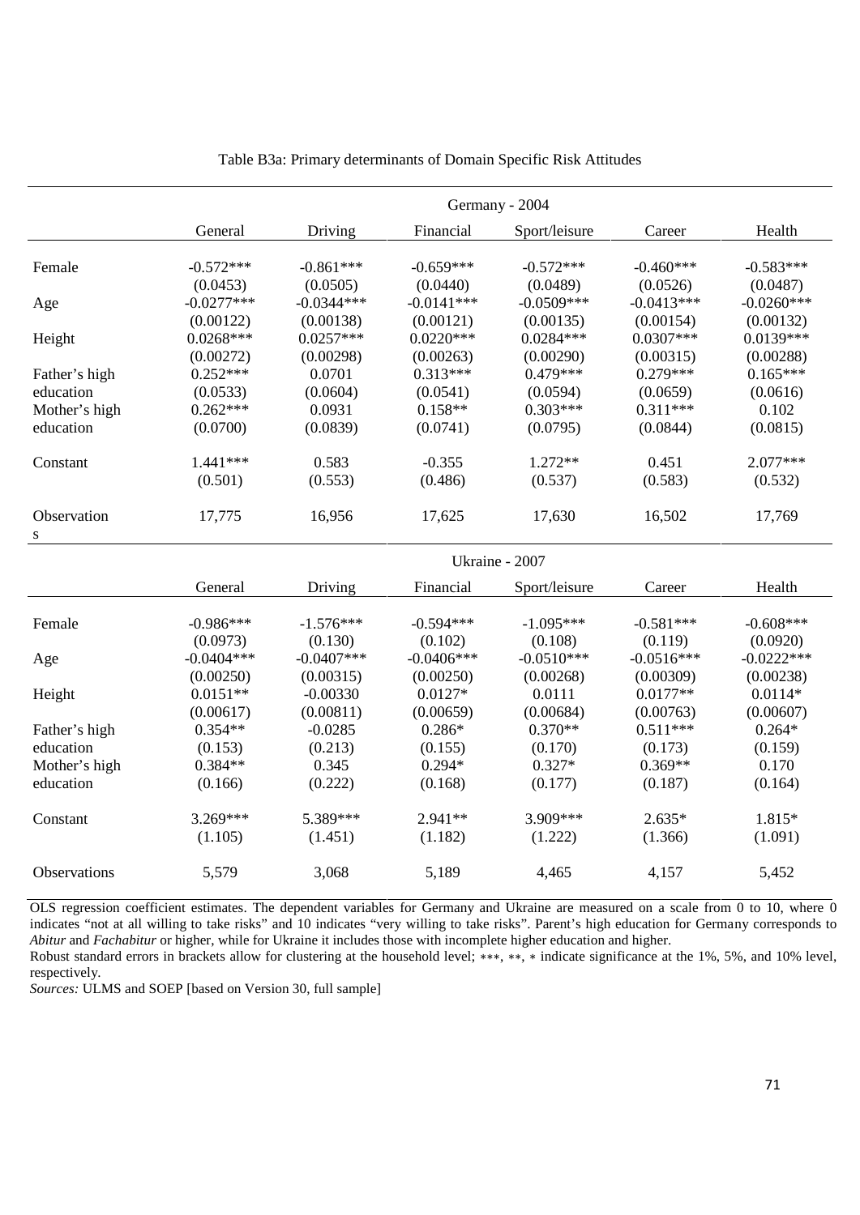Table B3a: Primary determinants of Domain Specific Risk Attitudes

| | Germany - 2004 | | | | | |
|---|---|---|---|---|---|---|
| | General | Driving | Financial | Sport/leisure | Career | Health |
| Female | -0.572*** | -0.861*** | -0.659*** | -0.572*** | -0.460*** | -0.583*** |
| | (0.0453) | (0.0505) | (0.0440) | (0.0489) | (0.0526) | (0.0487) |
| Age | -0.0277*** | -0.0344*** | -0.0141*** | -0.0509*** | -0.0413*** | -0.0260*** |
| | (0.00122) | (0.00138) | (0.00121) | (0.00135) | (0.00154) | (0.00132) |
| Height | 0.0268*** | 0.0257*** | 0.0220*** | 0.0284*** | 0.0307*** | 0.0139*** |
| | (0.00272) | (0.00298) | (0.00263) | (0.00290) | (0.00315) | (0.00288) |
| Father's high education | 0.252*** | 0.0701 | 0.313*** | 0.479*** | 0.279*** | 0.165*** |
| | (0.0533) | (0.0604) | (0.0541) | (0.0594) | (0.0659) | (0.0616) |
| Mother's high education | 0.262*** | 0.0931 | 0.158** | 0.303*** | 0.311*** | 0.102 |
| | (0.0700) | (0.0839) | (0.0741) | (0.0795) | (0.0844) | (0.0815) |
| Constant | 1.441*** | 0.583 | -0.355 | 1.272** | 0.451 | 2.077*** |
| | (0.501) | (0.553) | (0.486) | (0.537) | (0.583) | (0.532) |
| Observations | 17,775 | 16,956 | 17,625 | 17,630 | 16,502 | 17,769 |
| | **Ukraine - 2007** | | | | | |
| | General | Driving | Financial | Sport/leisure | Career | Health |
| Female | -0.986*** | -1.576*** | -0.594*** | -1.095*** | -0.581*** | -0.608*** |
| | (0.0973) | (0.130) | (0.102) | (0.108) | (0.119) | (0.0920) |
| Age | -0.0404*** | -0.0407*** | -0.0406*** | -0.0510*** | -0.0516*** | -0.0222*** |
| | (0.00250) | (0.00315) | (0.00250) | (0.00268) | (0.00309) | (0.00238) |
| Height | 0.0151** | -0.00330 | 0.0127* | 0.0111 | 0.0177** | 0.0114* |
| | (0.00617) | (0.00811) | (0.00659) | (0.00684) | (0.00763) | (0.00607) |
| Father's high education | 0.354** | -0.0285 | 0.286* | 0.370** | 0.511*** | 0.264* |
| | (0.153) | (0.213) | (0.155) | (0.170) | (0.173) | (0.159) |
| Mother's high education | 0.384** | 0.345 | 0.294* | 0.327* | 0.369** | 0.170 |
| | (0.166) | (0.222) | (0.168) | (0.177) | (0.187) | (0.164) |
| Constant | 3.269*** | 5.389*** | 2.941** | 3.909*** | 2.635* | 1.815* |
| | (1.105) | (1.451) | (1.182) | (1.222) | (1.366) | (1.091) |
| Observations | 5,579 | 3,068 | 5,189 | 4,465 | 4,157 | 5,452 |

OLS regression coefficient estimates. The dependent variables for Germany and Ukraine are measured on a scale from 0 to 10, where 0 indicates "not at all willing to take risks" and 10 indicates "very willing to take risks". Parent's high education for Germany corresponds to *Abitur* and *Fachabitur* or higher, while for Ukraine it includes those with incomplete higher education and higher.

Robust standard errors in brackets allow for clustering at the household level; ***, **, * indicate significance at the 1%, 5%, and 10% level, respectively.

*Sources:* ULMS and SOEP [based on Version 30, full sample]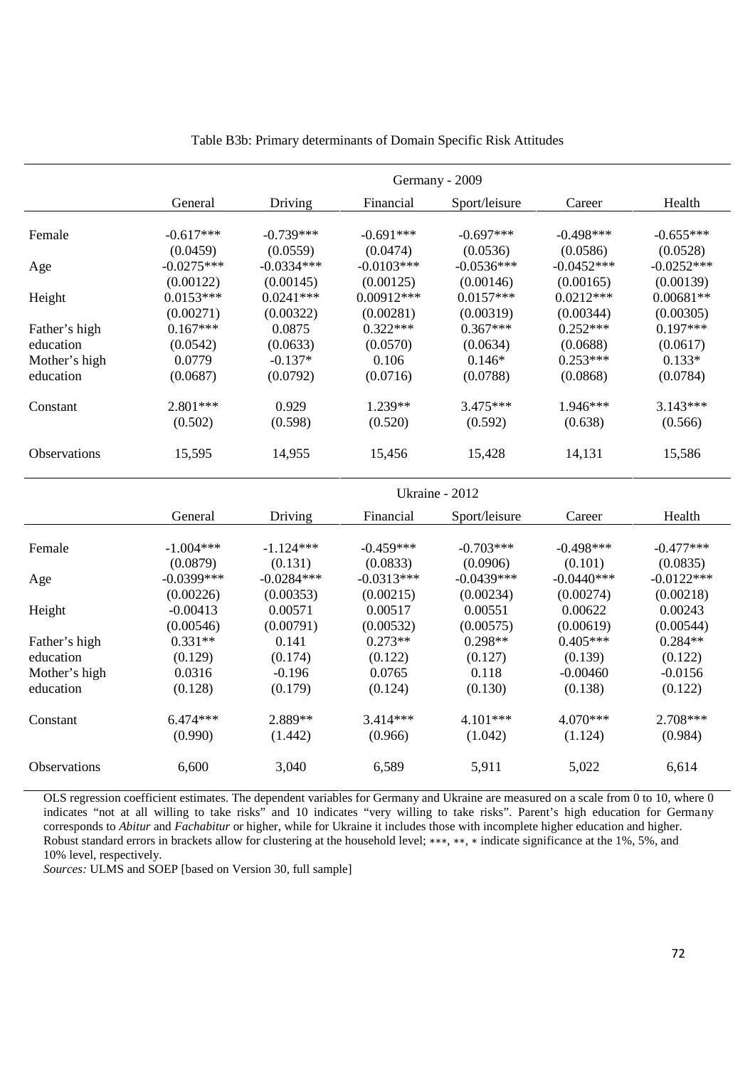Table B3b: Primary determinants of Domain Specific Risk Attitudes

| | Germany - 2009 | | | | | |
|---|---|---|---|---|---|---|
| | General | Driving | Financial | Sport/leisure | Career | Health |
| Female | -0.617*** | -0.739*** | -0.691*** | -0.697*** | -0.498*** | -0.655*** |
| | (0.0459) | (0.0559) | (0.0474) | (0.0536) | (0.0586) | (0.0528) |
| Age | -0.0275*** | -0.0334*** | -0.0103*** | -0.0536*** | -0.0452*** | -0.0252*** |
| | (0.00122) | (0.00145) | (0.00125) | (0.00146) | (0.00165) | (0.00139) |
| Height | 0.0153*** | 0.0241*** | 0.00912*** | 0.0157*** | 0.0212*** | 0.00681** |
| | (0.00271) | (0.00322) | (0.00281) | (0.00319) | (0.00344) | (0.00305) |
| Father's high education | 0.167*** | 0.0875 | 0.322*** | 0.367*** | 0.252*** | 0.197*** |
| | (0.0542) | (0.0633) | (0.0570) | (0.0634) | (0.0688) | (0.0617) |
| Mother's high education | 0.0779 | -0.137* | 0.106 | 0.146* | 0.253*** | 0.133* |
| | (0.0687) | (0.0792) | (0.0716) | (0.0788) | (0.0868) | (0.0784) |
| Constant | 2.801*** | 0.929 | 1.239** | 3.475*** | 1.946*** | 3.143*** |
| | (0.502) | (0.598) | (0.520) | (0.592) | (0.638) | (0.566) |
| Observations | 15,595 | 14,955 | 15,456 | 15,428 | 14,131 | 15,586 |
| | Ukraine - 2012 | | | | | |
| | General | Driving | Financial | Sport/leisure | Career | Health |
| Female | -1.004*** | -1.124*** | -0.459*** | -0.703*** | -0.498*** | -0.477*** |
| | (0.0879) | (0.131) | (0.0833) | (0.0906) | (0.101) | (0.0835) |
| Age | -0.0399*** | -0.0284*** | -0.0313*** | -0.0439*** | -0.0440*** | -0.0122*** |
| | (0.00226) | (0.00353) | (0.00215) | (0.00234) | (0.00274) | (0.00218) |
| Height | -0.00413 | 0.00571 | 0.00517 | 0.00551 | 0.00622 | 0.00243 |
| | (0.00546) | (0.00791) | (0.00532) | (0.00575) | (0.00619) | (0.00544) |
| Father's high education | 0.331** | 0.141 | 0.273** | 0.298** | 0.405*** | 0.284** |
| | (0.129) | (0.174) | (0.122) | (0.127) | (0.139) | (0.122) |
| Mother's high education | 0.0316 | -0.196 | 0.0765 | 0.118 | -0.00460 | -0.0156 |
| | (0.128) | (0.179) | (0.124) | (0.130) | (0.138) | (0.122) |
| Constant | 6.474*** | 2.889** | 3.414*** | 4.101*** | 4.070*** | 2.708*** |
| | (0.990) | (1.442) | (0.966) | (1.042) | (1.124) | (0.984) |
| Observations | 6,600 | 3,040 | 6,589 | 5,911 | 5,022 | 6,614 |

OLS regression coefficient estimates. The dependent variables for Germany and Ukraine are measured on a scale from 0 to 10, where 0 indicates "not at all willing to take risks" and 10 indicates "very willing to take risks". Parent's high education for Germany corresponds to *Abitur* and *Fachabitur* or higher, while for Ukraine it includes those with incomplete higher education and higher. Robust standard errors in brackets allow for clustering at the household level; ∗∗∗, ∗∗, ∗ indicate significance at the 1%, 5%, and 10% level, respectively.

*Sources:* ULMS and SOEP [based on Version 30, full sample]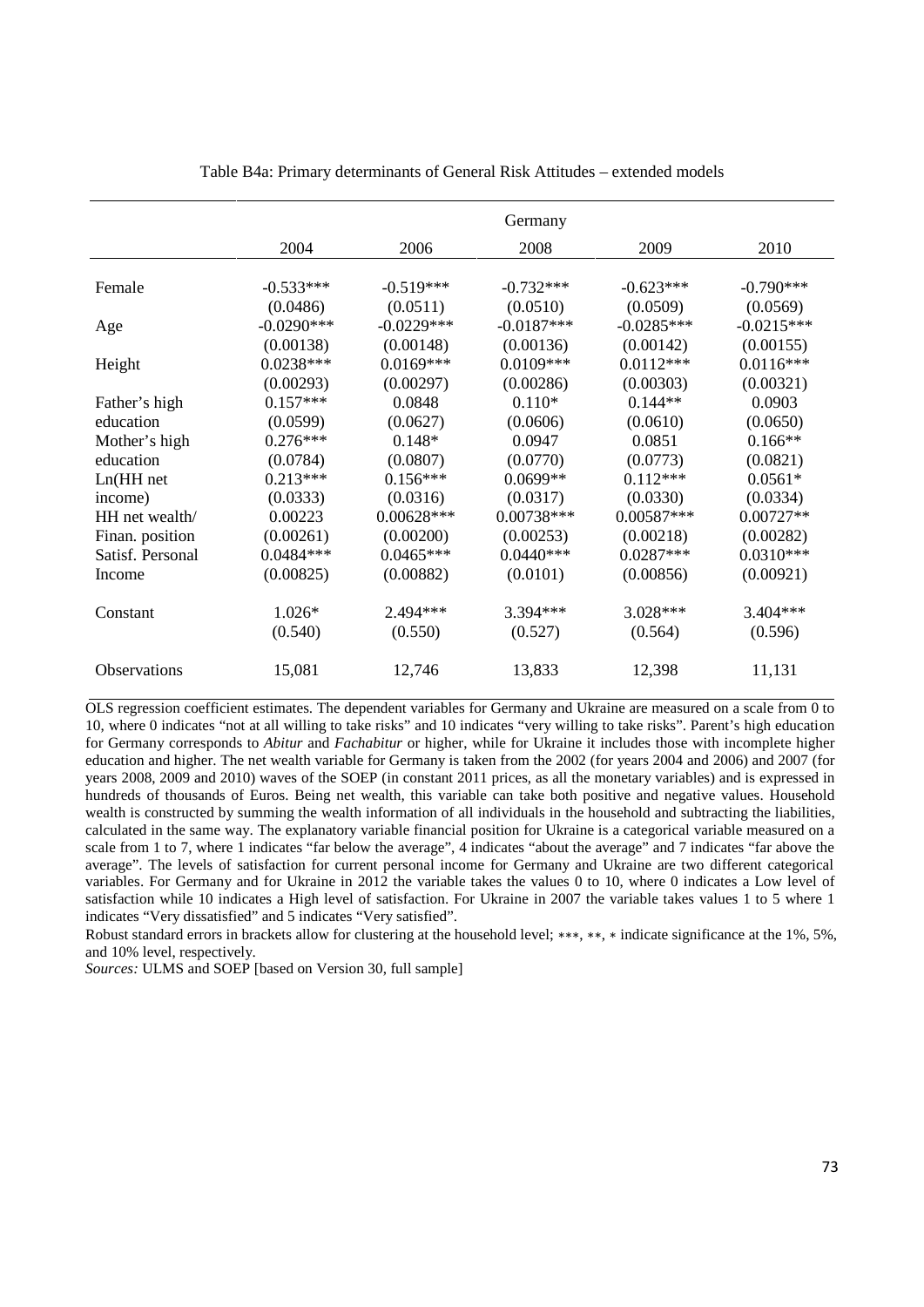Table B4a: Primary determinants of General Risk Attitudes – extended models

| | Germany | | | | |
|---|---|---|---|---|---|
| | 2004 | 2006 | 2008 | 2009 | 2010 |
| Female | -0.533*** | -0.519*** | -0.732*** | -0.623*** | -0.790*** |
| | (0.0486) | (0.0511) | (0.0510) | (0.0509) | (0.0569) |
| Age | -0.0290*** | -0.0229*** | -0.0187*** | -0.0285*** | -0.0215*** |
| | (0.00138) | (0.00148) | (0.00136) | (0.00142) | (0.00155) |
| Height | 0.0238*** | 0.0169*** | 0.0109*** | 0.0112*** | 0.0116*** |
| | (0.00293) | (0.00297) | (0.00286) | (0.00303) | (0.00321) |
| Father's high | 0.157*** | 0.0848 | 0.110* | 0.144** | 0.0903 |
| education | (0.0599) | (0.0627) | (0.0606) | (0.0610) | (0.0650) |
| Mother's high | 0.276*** | 0.148* | 0.0947 | 0.0851 | 0.166** |
| education | (0.0784) | (0.0807) | (0.0770) | (0.0773) | (0.0821) |
| Ln(HH net | 0.213*** | 0.156*** | 0.0699** | 0.112*** | 0.0561* |
| income) | (0.0333) | (0.0316) | (0.0317) | (0.0330) | (0.0334) |
| HH net wealth/ | 0.00223 | 0.00628*** | 0.00738*** | 0.00587*** | 0.00727** |
| Finan. position | (0.00261) | (0.00200) | (0.00253) | (0.00218) | (0.00282) |
| Satisf. Personal | 0.0484*** | 0.0465*** | 0.0440*** | 0.0287*** | 0.0310*** |
| Income | (0.00825) | (0.00882) | (0.0101) | (0.00856) | (0.00921) |
| Constant | 1.026* | 2.494*** | 3.394*** | 3.028*** | 3.404*** |
| | (0.540) | (0.550) | (0.527) | (0.564) | (0.596) |
| Observations | 15,081 | 12,746 | 13,833 | 12,398 | 11,131 |

OLS regression coefficient estimates. The dependent variables for Germany and Ukraine are measured on a scale from 0 to 10, where 0 indicates "not at all willing to take risks" and 10 indicates "very willing to take risks". Parent's high education for Germany corresponds to *Abitur* and *Fachabitur* or higher, while for Ukraine it includes those with incomplete higher education and higher. The net wealth variable for Germany is taken from the 2002 (for years 2004 and 2006) and 2007 (for years 2008, 2009 and 2010) waves of the SOEP (in constant 2011 prices, as all the monetary variables) and is expressed in hundreds of thousands of Euros. Being net wealth, this variable can take both positive and negative values. Household wealth is constructed by summing the wealth information of all individuals in the household and subtracting the liabilities, calculated in the same way. The explanatory variable financial position for Ukraine is a categorical variable measured on a scale from 1 to 7, where 1 indicates "far below the average", 4 indicates "about the average" and 7 indicates "far above the average". The levels of satisfaction for current personal income for Germany and Ukraine are two different categorical variables. For Germany and for Ukraine in 2012 the variable takes the values 0 to 10, where 0 indicates a Low level of satisfaction while 10 indicates a High level of satisfaction. For Ukraine in 2007 the variable takes values 1 to 5 where 1 indicates "Very dissatisfied" and 5 indicates "Very satisfied".

Robust standard errors in brackets allow for clustering at the household level; ∗∗∗, ∗∗, ∗ indicate significance at the 1%, 5%, and 10% level, respectively.

*Sources:* ULMS and SOEP [based on Version 30, full sample]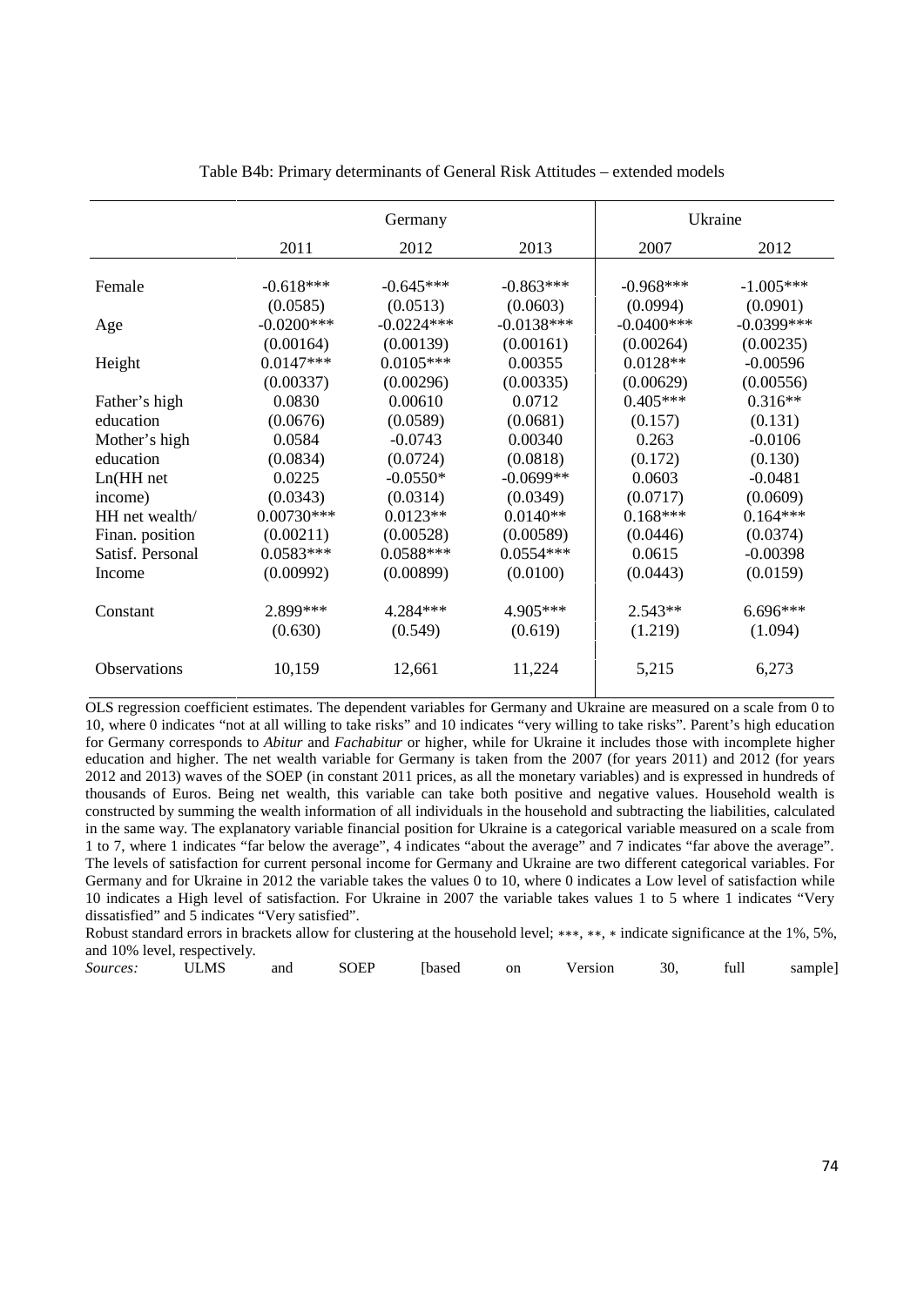Table B4b: Primary determinants of General Risk Attitudes – extended models

| | Germany | | | Ukraine | |
|---|---|---|---|---|---|
| | 2011 | 2012 | 2013 | 2007 | 2012 |
| Female | -0.618*** | -0.645*** | -0.863*** | -0.968*** | -1.005*** |
| | (0.0585) | (0.0513) | (0.0603) | (0.0994) | (0.0901) |
| Age | -0.0200*** | -0.0224*** | -0.0138*** | -0.0400*** | -0.0399*** |
| | (0.00164) | (0.00139) | (0.00161) | (0.00264) | (0.00235) |
| Height | 0.0147*** | 0.0105*** | 0.00355 | 0.0128** | -0.00596 |
| | (0.00337) | (0.00296) | (0.00335) | (0.00629) | (0.00556) |
| Father's high education | 0.0830 | 0.00610 | 0.0712 | 0.405*** | 0.316** |
| | (0.0676) | (0.0589) | (0.0681) | (0.157) | (0.131) |
| Mother's high education | 0.0584 | -0.0743 | 0.00340 | 0.263 | -0.0106 |
| | (0.0834) | (0.0724) | (0.0818) | (0.172) | (0.130) |
| Ln(HH net income) | 0.0225 | -0.0550* | -0.0699** | 0.0603 | -0.0481 |
| | (0.0343) | (0.0314) | (0.0349) | (0.0717) | (0.0609) |
| HH net wealth/ Finan. position | 0.00730*** | 0.0123** | 0.0140** | 0.168*** | 0.164*** |
| | (0.00211) | (0.00528) | (0.00589) | (0.0446) | (0.0374) |
| Satisf. Personal Income | 0.0583*** | 0.0588*** | 0.0554*** | 0.0615 | -0.00398 |
| | (0.00992) | (0.00899) | (0.0100) | (0.0443) | (0.0159) |
| Constant | 2.899*** | 4.284*** | 4.905*** | 2.543** | 6.696*** |
| | (0.630) | (0.549) | (0.619) | (1.219) | (1.094) |
| Observations | 10,159 | 12,661 | 11,224 | 5,215 | 6,273 |

OLS regression coefficient estimates. The dependent variables for Germany and Ukraine are measured on a scale from 0 to 10, where 0 indicates "not at all willing to take risks" and 10 indicates "very willing to take risks". Parent's high education for Germany corresponds to *Abitur* and *Fachabitur* or higher, while for Ukraine it includes those with incomplete higher education and higher. The net wealth variable for Germany is taken from the 2007 (for years 2011) and 2012 (for years 2012 and 2013) waves of the SOEP (in constant 2011 prices, as all the monetary variables) and is expressed in hundreds of thousands of Euros. Being net wealth, this variable can take both positive and negative values. Household wealth is constructed by summing the wealth information of all individuals in the household and subtracting the liabilities, calculated in the same way. The explanatory variable financial position for Ukraine is a categorical variable measured on a scale from 1 to 7, where 1 indicates "far below the average", 4 indicates "about the average" and 7 indicates "far above the average". The levels of satisfaction for current personal income for Germany and Ukraine are two different categorical variables. For Germany and for Ukraine in 2012 the variable takes the values 0 to 10, where 0 indicates a Low level of satisfaction while 10 indicates a High level of satisfaction. For Ukraine in 2007 the variable takes values 1 to 5 where 1 indicates "Very dissatisfied" and 5 indicates "Very satisfied".

Robust standard errors in brackets allow for clustering at the household level; ***, **, * indicate significance at the 1%, 5%, and 10% level, respectively.

*Sources:* ULMS and SOEP [based on Version 30, full sample]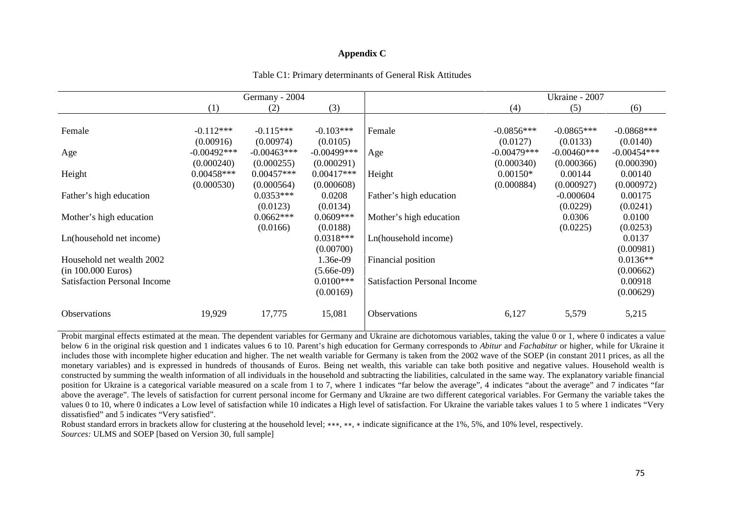# Appendix C

Table C1: Primary determinants of General Risk Attitudes

| | Germany - 2004 | | | | Ukraine - 2007 | | |
|---|---|---|---|---|---|---|---|
| | (1) | (2) | (3) | | (4) | (5) | (6) |
| Female | -0.112*** | -0.115*** | -0.103*** | Female | -0.0856*** | -0.0865*** | -0.0868*** |
| | (0.00916) | (0.00974) | (0.0105) | | (0.0127) | (0.0133) | (0.0140) |
| Age | -0.00492*** | -0.00463*** | -0.00499*** | Age | -0.00479*** | -0.00460*** | -0.00454*** |
| | (0.000240) | (0.000255) | (0.000291) | | (0.000340) | (0.000366) | (0.000390) |
| Height | 0.00458*** | 0.00457*** | 0.00417*** | Height | 0.00150* | 0.00144 | 0.00140 |
| | (0.000530) | (0.000564) | (0.000608) | | (0.000884) | (0.000927) | (0.000972) |
| Father's high education | | 0.0353*** | 0.0208 | Father's high education | | -0.000604 | 0.00175 |
| | | (0.0123) | (0.0134) | | | (0.0229) | (0.0241) |
| Mother's high education | | 0.0662*** | 0.0609*** | Mother's high education | | 0.0306 | 0.0100 |
| | | (0.0166) | (0.0188) | | | (0.0225) | (0.0253) |
| Ln(household net income) | | | 0.0318*** | Ln(household income) | | | 0.0137 |
| | | | (0.00700) | | | | (0.00981) |
| Household net wealth 2002 | | | 1.36e-09 | Financial position | | | 0.0136** |
| (in 100.000 Euros) | | | (5.66e-09) | | | | (0.00662) |
| Satisfaction Personal Income | | | 0.0100*** | Satisfaction Personal Income | | | 0.00918 |
| | | | (0.00169) | | | | (0.00629) |
| Observations | 19,929 | 17,775 | 15,081 | Observations | 6,127 | 5,579 | 5,215 |

Probit marginal effects estimated at the mean. The dependent variables for Germany and Ukraine are dichotomous variables, taking the value 0 or 1, where 0 indicates a value below 6 in the original risk question and 1 indicates values 6 to 10. Parent's high education for Germany corresponds to *Abitur* and *Fachabitur* or higher, while for Ukraine it includes those with incomplete higher education and higher. The net wealth variable for Germany is taken from the 2002 wave of the SOEP (in constant 2011 prices, as all the monetary variables) and is expressed in hundreds of thousands of Euros. Being net wealth, this variable can take both positive and negative values. Household wealth is constructed by summing the wealth information of all individuals in the household and subtracting the liabilities, calculated in the same way. The explanatory variable financial position for Ukraine is a categorical variable measured on a scale from 1 to 7, where 1 indicates "far below the average", 4 indicates "about the average" and 7 indicates "far above the average". The levels of satisfaction for current personal income for Germany and Ukraine are two different categorical variables. For Germany the variable takes the values 0 to 10, where 0 indicates a Low level of satisfaction while 10 indicates a High level of satisfaction. For Ukraine the variable takes values 1 to 5 where 1 indicates "Very dissatisfied" and 5 indicates "Very satisfied".

Robust standard errors in brackets allow for clustering at the household level; ***, **, * indicate significance at the 1%, 5%, and 10% level, respectively.

*Sources:* ULMS and SOEP [based on Version 30, full sample]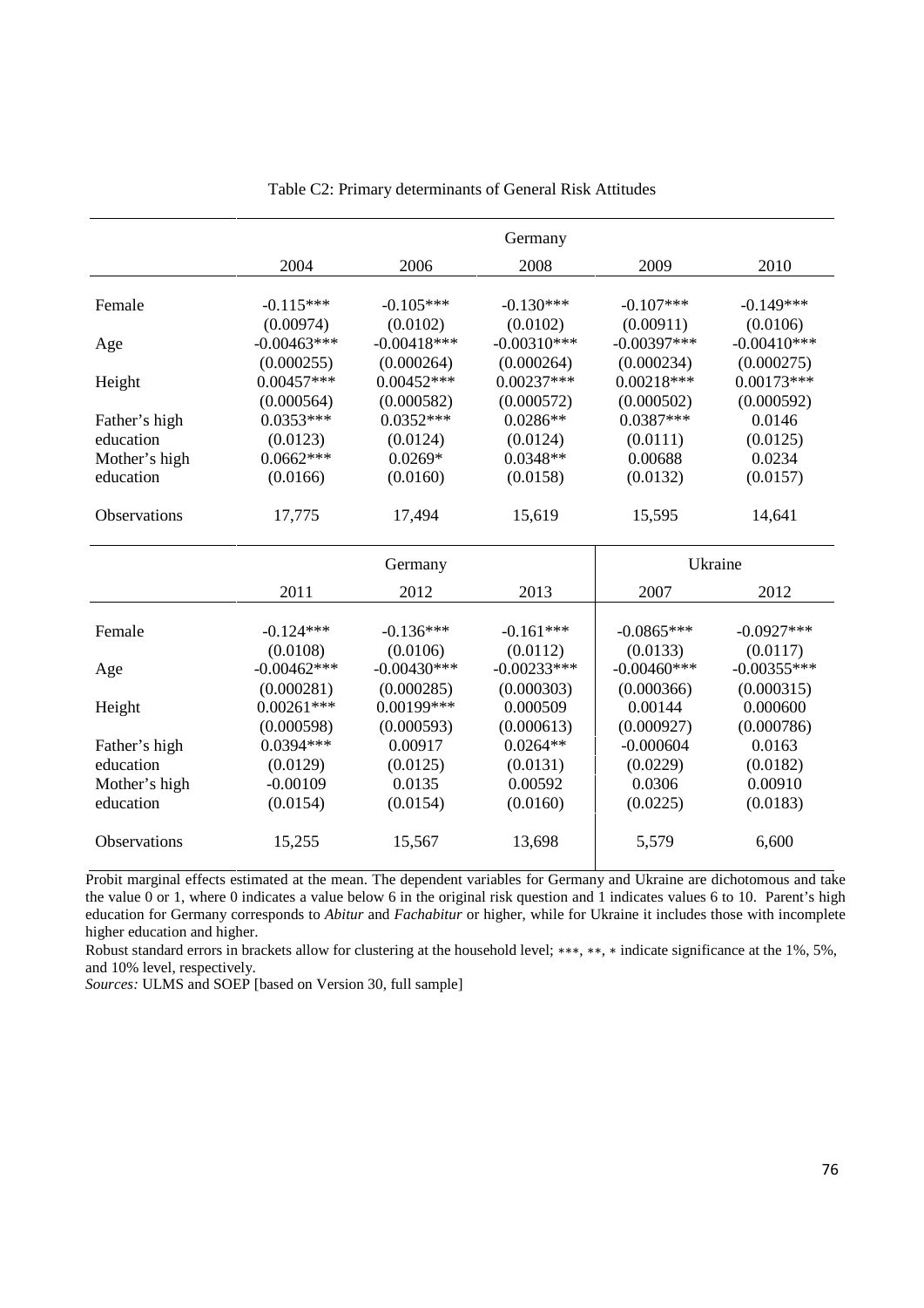Table C2: Primary determinants of General Risk Attitudes

| | Germany | | | | |
|---|---|---|---|---|---|
| | 2004 | 2006 | 2008 | 2009 | 2010 |
| Female | -0.115*** | -0.105*** | -0.130*** | -0.107*** | -0.149*** |
| | (0.00974) | (0.0102) | (0.0102) | (0.00911) | (0.0106) |
| Age | -0.00463*** | -0.00418*** | -0.00310*** | -0.00397*** | -0.00410*** |
| | (0.000255) | (0.000264) | (0.000264) | (0.000234) | (0.000275) |
| Height | 0.00457*** | 0.00452*** | 0.00237*** | 0.00218*** | 0.00173*** |
| | (0.000564) | (0.000582) | (0.000572) | (0.000502) | (0.000592) |
| Father's high education | 0.0353*** | 0.0352*** | 0.0286** | 0.0387*** | 0.0146 |
| | (0.0123) | (0.0124) | (0.0124) | (0.0111) | (0.0125) |
| Mother's high education | 0.0662*** | 0.0269* | 0.0348** | 0.00688 | 0.0234 |
| | (0.0166) | (0.0160) | (0.0158) | (0.0132) | (0.0157) |
| Observations | 17,775 | 17,494 | 15,619 | 15,595 | 14,641 |

| | Germany | | | Ukraine | |
|---|---|---|---|---|---|
| | 2011 | 2012 | 2013 | 2007 | 2012 |
| Female | -0.124*** | -0.136*** | -0.161*** | -0.0865*** | -0.0927*** |
| | (0.0108) | (0.0106) | (0.0112) | (0.0133) | (0.0117) |
| Age | -0.00462*** | -0.00430*** | -0.00233*** | -0.00460*** | -0.00355*** |
| | (0.000281) | (0.000285) | (0.000303) | (0.000366) | (0.000315) |
| Height | 0.00261*** | 0.00199*** | 0.000509 | 0.00144 | 0.000600 |
| | (0.000598) | (0.000593) | (0.000613) | (0.000927) | (0.000786) |
| Father's high education | 0.0394*** | 0.00917 | 0.0264** | -0.000604 | 0.0163 |
| | (0.0129) | (0.0125) | (0.0131) | (0.0229) | (0.0182) |
| Mother's high education | -0.00109 | 0.0135 | 0.00592 | 0.0306 | 0.00910 |
| | (0.0154) | (0.0154) | (0.0160) | (0.0225) | (0.0183) |
| Observations | 15,255 | 15,567 | 13,698 | 5,579 | 6,600 |

Probit marginal effects estimated at the mean. The dependent variables for Germany and Ukraine are dichotomous and take the value 0 or 1, where 0 indicates a value below 6 in the original risk question and 1 indicates values 6 to 10. Parent's high education for Germany corresponds to *Abitur* and *Fachabitur* or higher, while for Ukraine it includes those with incomplete higher education and higher.

Robust standard errors in brackets allow for clustering at the household level; ***, **, * indicate significance at the 1%, 5%, and 10% level, respectively.

*Sources:* ULMS and SOEP [based on Version 30, full sample]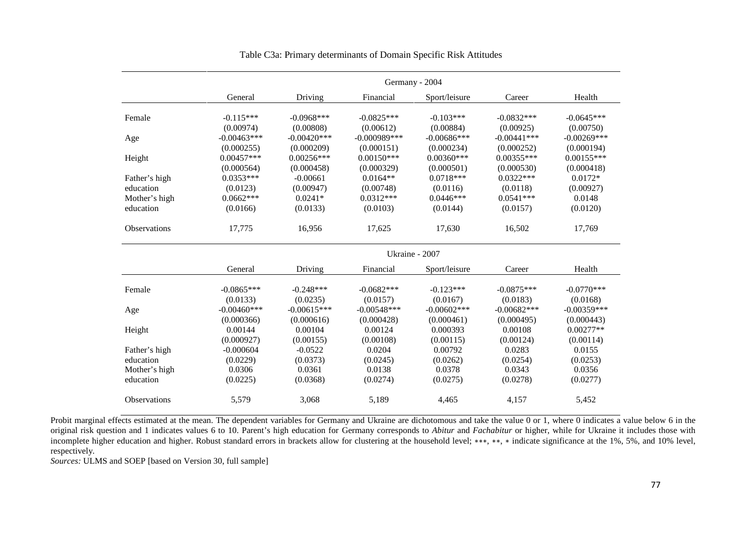Table C3a: Primary determinants of Domain Specific Risk Attitudes

| | Germany - 2004 | | | | | |
|---|---|---|---|---|---|---|
| | General | Driving | Financial | Sport/leisure | Career | Health |
| Female | -0.115*** | -0.0968*** | -0.0825*** | -0.103*** | -0.0832*** | -0.0645*** |
| | (0.00974) | (0.00808) | (0.00612) | (0.00884) | (0.00925) | (0.00750) |
| Age | -0.00463*** | -0.00420*** | -0.000989*** | -0.00686*** | -0.00441*** | -0.00269*** |
| | (0.000255) | (0.000209) | (0.000151) | (0.000234) | (0.000252) | (0.000194) |
| Height | 0.00457*** | 0.00256*** | 0.00150*** | 0.00360*** | 0.00355*** | 0.00155*** |
| | (0.000564) | (0.000458) | (0.000329) | (0.000501) | (0.000530) | (0.000418) |
| Father's high education | 0.0353*** | -0.00661 | 0.0164** | 0.0718*** | 0.0322*** | 0.0172* |
| | (0.0123) | (0.00947) | (0.00748) | (0.0116) | (0.0118) | (0.00927) |
| Mother's high education | 0.0662*** | 0.0241* | 0.0312*** | 0.0446*** | 0.0541*** | 0.0148 |
| | (0.0166) | (0.0133) | (0.0103) | (0.0144) | (0.0157) | (0.0120) |
| Observations | 17,775 | 16,956 | 17,625 | 17,630 | 16,502 | 17,769 |

| | Ukraine - 2007 | | | | | |
|---|---|---|---|---|---|---|
| | General | Driving | Financial | Sport/leisure | Career | Health |
| Female | -0.0865*** | -0.248*** | -0.0682*** | -0.123*** | -0.0875*** | -0.0770*** |
| | (0.0133) | (0.0235) | (0.0157) | (0.0167) | (0.0183) | (0.0168) |
| Age | -0.00460*** | -0.00615*** | -0.00548*** | -0.00602*** | -0.00682*** | -0.00359*** |
| | (0.000366) | (0.000616) | (0.000428) | (0.000461) | (0.000495) | (0.000443) |
| Height | 0.00144 | 0.00104 | 0.00124 | 0.000393 | 0.00108 | 0.00277** |
| | (0.000927) | (0.00155) | (0.00108) | (0.00115) | (0.00124) | (0.00114) |
| Father's high education | -0.000604 | -0.0522 | 0.0204 | 0.00792 | 0.0283 | 0.0155 |
| | (0.0229) | (0.0373) | (0.0245) | (0.0262) | (0.0254) | (0.0253) |
| Mother's high education | 0.0306 | 0.0361 | 0.0138 | 0.0378 | 0.0343 | 0.0356 |
| | (0.0225) | (0.0368) | (0.0274) | (0.0275) | (0.0278) | (0.0277) |
| Observations | 5,579 | 3,068 | 5,189 | 4,465 | 4,157 | 5,452 |

Probit marginal effects estimated at the mean. The dependent variables for Germany and Ukraine are dichotomous and take the value 0 or 1, where 0 indicates a value below 6 in the original risk question and 1 indicates values 6 to 10. Parent's high education for Germany corresponds to *Abitur* and *Fachabitur* or higher, while for Ukraine it includes those with incomplete higher education and higher. Robust standard errors in brackets allow for clustering at the household level; ***, **, * indicate significance at the 1%, 5%, and 10% level, respectively.

*Sources:* ULMS and SOEP [based on Version 30, full sample]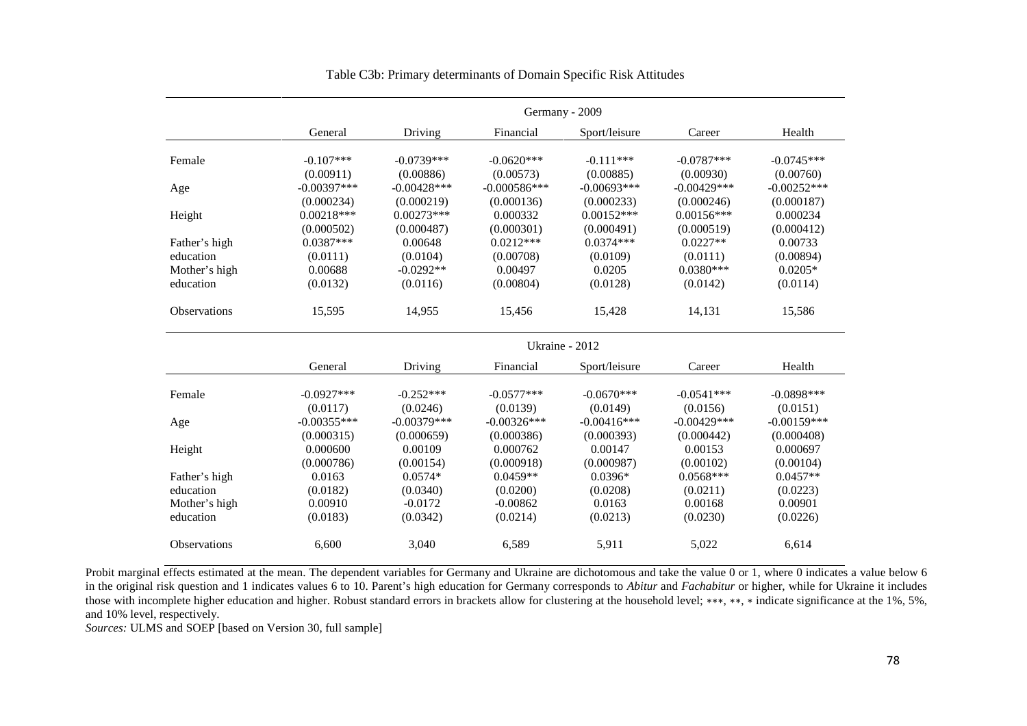Table C3b: Primary determinants of Domain Specific Risk Attitudes

| | Germany - 2009 | | | | | |
|---|---|---|---|---|---|---|
| | General | Driving | Financial | Sport/leisure | Career | Health |
| Female | -0.107*** | -0.0739*** | -0.0620*** | -0.111*** | -0.0787*** | -0.0745*** |
| | (0.00911) | (0.00886) | (0.00573) | (0.00885) | (0.00930) | (0.00760) |
| Age | -0.00397*** | -0.00428*** | -0.000586*** | -0.00693*** | -0.00429*** | -0.00252*** |
| | (0.000234) | (0.000219) | (0.000136) | (0.000233) | (0.000246) | (0.000187) |
| Height | 0.00218*** | 0.00273*** | 0.000332 | 0.00152*** | 0.00156*** | 0.000234 |
| | (0.000502) | (0.000487) | (0.000301) | (0.000491) | (0.000519) | (0.000412) |
| Father's high education | 0.0387*** | 0.00648 | 0.0212*** | 0.0374*** | 0.0227** | 0.00733 |
| | (0.0111) | (0.0104) | (0.00708) | (0.0109) | (0.0111) | (0.00894) |
| Mother's high education | 0.00688 | -0.0292** | 0.00497 | 0.0205 | 0.0380*** | 0.0205* |
| | (0.0132) | (0.0116) | (0.00804) | (0.0128) | (0.0142) | (0.0114) |
| Observations | 15,595 | 14,955 | 15,456 | 15,428 | 14,131 | 15,586 |
| | **Ukraine - 2012** | | | | | |
| | General | Driving | Financial | Sport/leisure | Career | Health |
| Female | -0.0927*** | -0.252*** | -0.0577*** | -0.0670*** | -0.0541*** | -0.0898*** |
| | (0.0117) | (0.0246) | (0.0139) | (0.0149) | (0.0156) | (0.0151) |
| Age | -0.00355*** | -0.00379*** | -0.00326*** | -0.00416*** | -0.00429*** | -0.00159*** |
| | (0.000315) | (0.000659) | (0.000386) | (0.000393) | (0.000442) | (0.000408) |
| Height | 0.000600 | 0.00109 | 0.000762 | 0.00147 | 0.00153 | 0.000697 |
| | (0.000786) | (0.00154) | (0.000918) | (0.000987) | (0.00102) | (0.00104) |
| Father's high education | 0.0163 | 0.0574* | 0.0459** | 0.0396* | 0.0568*** | 0.0457** |
| | (0.0182) | (0.0340) | (0.0200) | (0.0208) | (0.0211) | (0.0223) |
| Mother's high education | 0.00910 | -0.0172 | -0.00862 | 0.0163 | 0.00168 | 0.00901 |
| | (0.0183) | (0.0342) | (0.0214) | (0.0213) | (0.0230) | (0.0226) |
| Observations | 6,600 | 3,040 | 6,589 | 5,911 | 5,022 | 6,614 |

Probit marginal effects estimated at the mean. The dependent variables for Germany and Ukraine are dichotomous and take the value 0 or 1, where 0 indicates a value below 6 in the original risk question and 1 indicates values 6 to 10. Parent's high education for Germany corresponds to *Abitur* and *Fachabitur* or higher, while for Ukraine it includes those with incomplete higher education and higher. Robust standard errors in brackets allow for clustering at the household level; ***, **, * indicate significance at the 1%, 5%, and 10% level, respectively.

*Sources:* ULMS and SOEP [based on Version 30, full sample]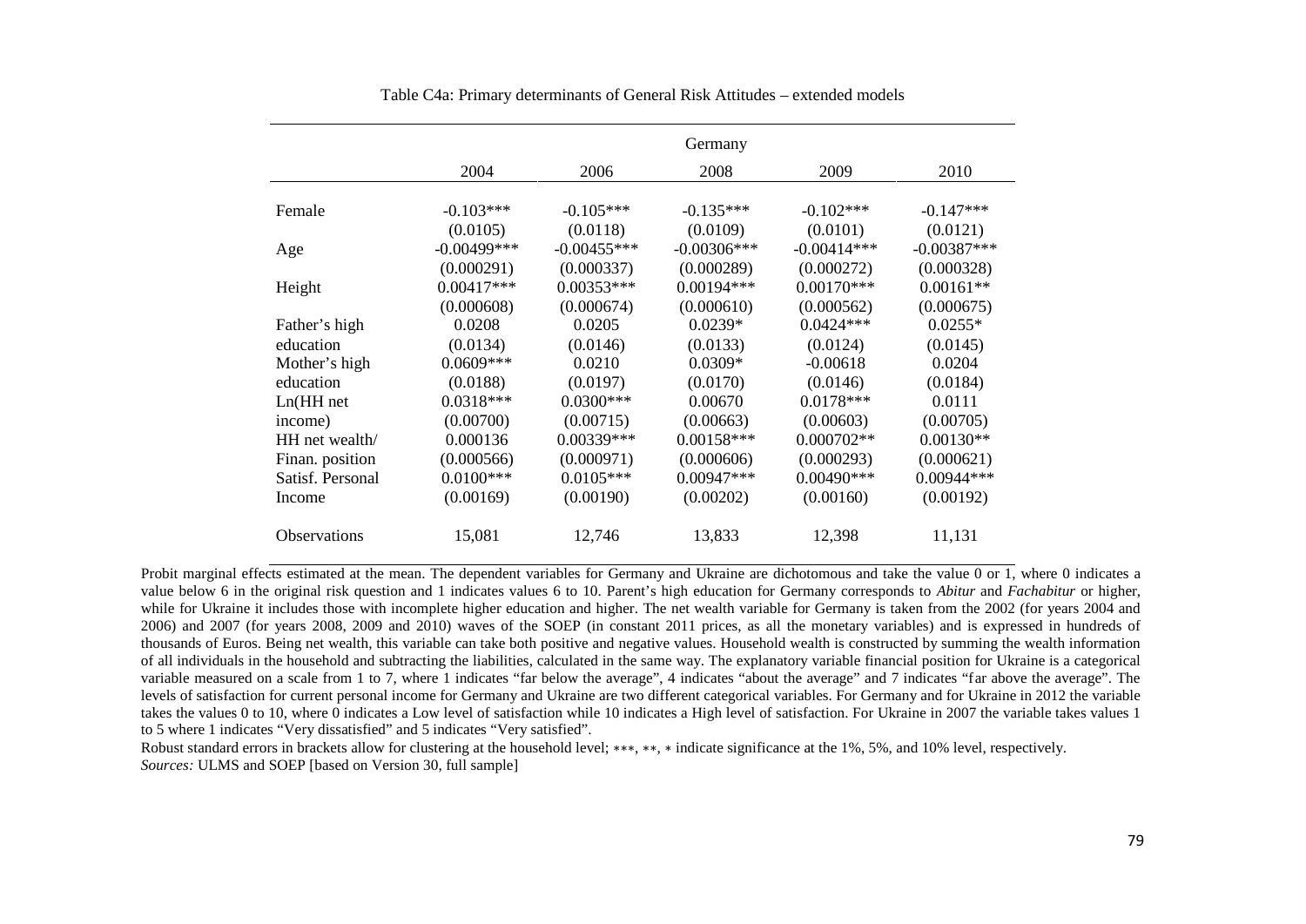Table C4a: Primary determinants of General Risk Attitudes – extended models

| | Germany | | | | |
|---|---|---|---|---|---|
| | 2004 | 2006 | 2008 | 2009 | 2010 |
| Female | -0.103*** | -0.105*** | -0.135*** | -0.102*** | -0.147*** |
| | (0.0105) | (0.0118) | (0.0109) | (0.0101) | (0.0121) |
| Age | -0.00499*** | -0.00455*** | -0.00306*** | -0.00414*** | -0.00387*** |
| | (0.000291) | (0.000337) | (0.000289) | (0.000272) | (0.000328) |
| Height | 0.00417*** | 0.00353*** | 0.00194*** | 0.00170*** | 0.00161** |
| | (0.000608) | (0.000674) | (0.000610) | (0.000562) | (0.000675) |
| Father's high education | 0.0208 | 0.0205 | 0.0239* | 0.0424*** | 0.0255* |
| | (0.0134) | (0.0146) | (0.0133) | (0.0124) | (0.0145) |
| Mother's high education | 0.0609*** | 0.0210 | 0.0309* | -0.00618 | 0.0204 |
| | (0.0188) | (0.0197) | (0.0170) | (0.0146) | (0.0184) |
| Ln(HH net income) | 0.0318*** | 0.0300*** | 0.00670 | 0.0178*** | 0.0111 |
| | (0.00700) | (0.00715) | (0.00663) | (0.00603) | (0.00705) |
| HH net wealth/ Finan. position | 0.000136 | 0.00339*** | 0.00158*** | 0.000702** | 0.00130** |
| | (0.000566) | (0.000971) | (0.000606) | (0.000293) | (0.000621) |
| Satisf. Personal Income | 0.0100*** | 0.0105*** | 0.00947*** | 0.00490*** | 0.00944*** |
| | (0.00169) | (0.00190) | (0.00202) | (0.00160) | (0.00192) |
| Observations | 15,081 | 12,746 | 13,833 | 12,398 | 11,131 |

Probit marginal effects estimated at the mean. The dependent variables for Germany and Ukraine are dichotomous and take the value 0 or 1, where 0 indicates a value below 6 in the original risk question and 1 indicates values 6 to 10. Parent's high education for Germany corresponds to *Abitur* and *Fachabitur* or higher, while for Ukraine it includes those with incomplete higher education and higher. The net wealth variable for Germany is taken from the 2002 (for years 2004 and 2006) and 2007 (for years 2008, 2009 and 2010) waves of the SOEP (in constant 2011 prices, as all the monetary variables) and is expressed in hundreds of thousands of Euros. Being net wealth, this variable can take both positive and negative values. Household wealth is constructed by summing the wealth information of all individuals in the household and subtracting the liabilities, calculated in the same way. The explanatory variable financial position for Ukraine is a categorical variable measured on a scale from 1 to 7, where 1 indicates "far below the average", 4 indicates "about the average" and 7 indicates "far above the average". The levels of satisfaction for current personal income for Germany and Ukraine are two different categorical variables. For Germany and for Ukraine in 2012 the variable takes the values 0 to 10, where 0 indicates a Low level of satisfaction while 10 indicates a High level of satisfaction. For Ukraine in 2007 the variable takes values 1 to 5 where 1 indicates "Very dissatisfied" and 5 indicates "Very satisfied".

Robust standard errors in brackets allow for clustering at the household level; ***, **, * indicate significance at the 1%, 5%, and 10% level, respectively.

*Sources:* ULMS and SOEP [based on Version 30, full sample]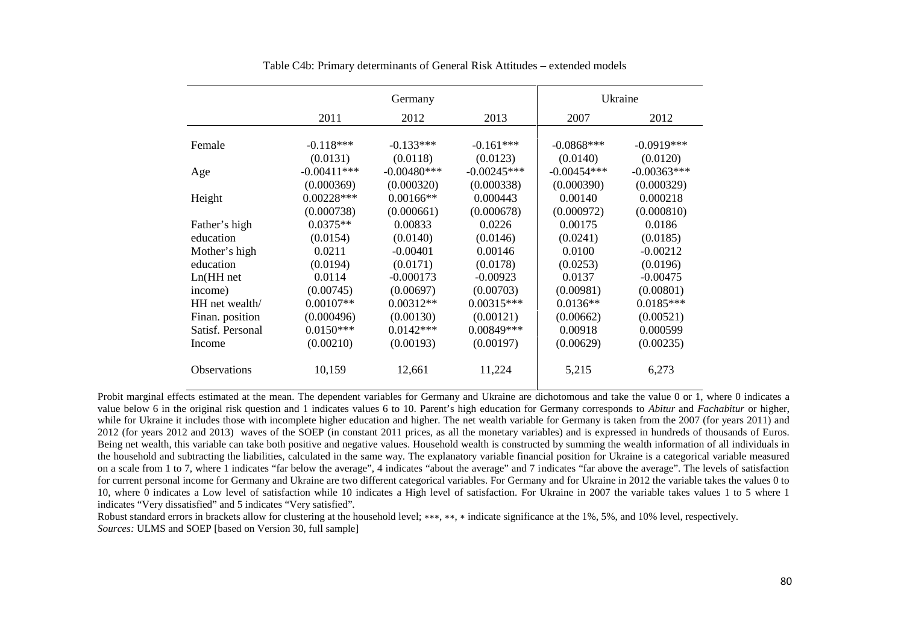Table C4b: Primary determinants of General Risk Attitudes – extended models

| | Germany | | | Ukraine | |
|---|---|---|---|---|---|
| | 2011 | 2012 | 2013 | 2007 | 2012 |
| Female | -0.118*** | -0.133*** | -0.161*** | -0.0868*** | -0.0919*** |
| | (0.0131) | (0.0118) | (0.0123) | (0.0140) | (0.0120) |
| Age | -0.00411*** | -0.00480*** | -0.00245*** | -0.00454*** | -0.00363*** |
| | (0.000369) | (0.000320) | (0.000338) | (0.000390) | (0.000329) |
| Height | 0.00228*** | 0.00166** | 0.000443 | 0.00140 | 0.000218 |
| | (0.000738) | (0.000661) | (0.000678) | (0.000972) | (0.000810) |
| Father's high education | 0.0375** | 0.00833 | 0.0226 | 0.00175 | 0.0186 |
| | (0.0154) | (0.0140) | (0.0146) | (0.0241) | (0.0185) |
| Mother's high education | 0.0211 | -0.00401 | 0.00146 | 0.0100 | -0.00212 |
| | (0.0194) | (0.0171) | (0.0178) | (0.0253) | (0.0196) |
| Ln(HH net income) | 0.0114 | -0.000173 | -0.00923 | 0.0137 | -0.00475 |
| | (0.00745) | (0.00697) | (0.00703) | (0.00981) | (0.00801) |
| HH net wealth/ Finan. position | 0.00107** | 0.00312** | 0.00315*** | 0.0136** | 0.0185*** |
| | (0.000496) | (0.00130) | (0.00121) | (0.00662) | (0.00521) |
| Satisf. Personal Income | 0.0150*** | 0.0142*** | 0.00849*** | 0.00918 | 0.000599 |
| | (0.00210) | (0.00193) | (0.00197) | (0.00629) | (0.00235) |
| Observations | 10,159 | 12,661 | 11,224 | 5,215 | 6,273 |

Probit marginal effects estimated at the mean. The dependent variables for Germany and Ukraine are dichotomous and take the value 0 or 1, where 0 indicates a value below 6 in the original risk question and 1 indicates values 6 to 10. Parent's high education for Germany corresponds to *Abitur* and *Fachabitur* or higher, while for Ukraine it includes those with incomplete higher education and higher. The net wealth variable for Germany is taken from the 2007 (for years 2011) and 2012 (for years 2012 and 2013) waves of the SOEP (in constant 2011 prices, as all the monetary variables) and is expressed in hundreds of thousands of Euros. Being net wealth, this variable can take both positive and negative values. Household wealth is constructed by summing the wealth information of all individuals in the household and subtracting the liabilities, calculated in the same way. The explanatory variable financial position for Ukraine is a categorical variable measured on a scale from 1 to 7, where 1 indicates "far below the average", 4 indicates "about the average" and 7 indicates "far above the average". The levels of satisfaction for current personal income for Germany and Ukraine are two different categorical variables. For Germany and for Ukraine in 2012 the variable takes the values 0 to 10, where 0 indicates a Low level of satisfaction while 10 indicates a High level of satisfaction. For Ukraine in 2007 the variable takes values 1 to 5 where 1 indicates "Very dissatisfied" and 5 indicates "Very satisfied".

Robust standard errors in brackets allow for clustering at the household level; ***, **, * indicate significance at the 1%, 5%, and 10% level, respectively.

*Sources:* ULMS and SOEP [based on Version 30, full sample]